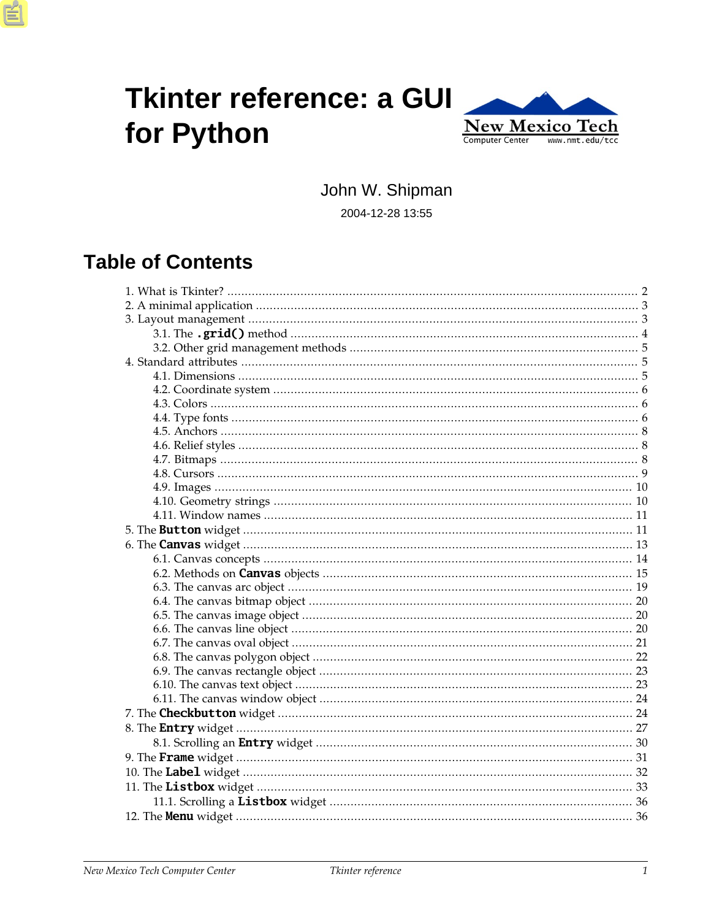# Tkinter reference: a GUI for Python

New Mexico Tech
Computer Center www.nmt.edu/tcc

John W. Shipman

2004-12-28 13:55

## Table of Contents

1. What is Tkinter? ..... 2
2. A minimal application ..... 3
3. Layout management ..... 3
   - 3.1. The **`.grid()`** method ..... 4
   - 3.2. Other grid management methods ..... 5
4. Standard attributes ..... 5
   - 4.1. Dimensions ..... 5
   - 4.2. Coordinate system ..... 6
   - 4.3. Colors ..... 6
   - 4.4. Type fonts ..... 6
   - 4.5. Anchors ..... 8
   - 4.6. Relief styles ..... 8
   - 4.7. Bitmaps ..... 8
   - 4.8. Cursors ..... 9
   - 4.9. Images ..... 10
   - 4.10. Geometry strings ..... 10
   - 4.11. Window names ..... 11
5. The **`Button`** widget ..... 11
6. The **`Canvas`** widget ..... 13
   - 6.1. Canvas concepts ..... 14
   - 6.2. Methods on **`Canvas`** objects ..... 15
   - 6.3. The canvas arc object ..... 19
   - 6.4. The canvas bitmap object ..... 20
   - 6.5. The canvas image object ..... 20
   - 6.6. The canvas line object ..... 20
   - 6.7. The canvas oval object ..... 21
   - 6.8. The canvas polygon object ..... 22
   - 6.9. The canvas rectangle object ..... 23
   - 6.10. The canvas text object ..... 23
   - 6.11. The canvas window object ..... 24
7. The **`Checkbutton`** widget ..... 24
8. The **`Entry`** widget ..... 27
   - 8.1. Scrolling an **`Entry`** widget ..... 30
9. The **`Frame`** widget ..... 31
10. The **`Label`** widget ..... 32
11. The **`Listbox`** widget ..... 33
    - 11.1. Scrolling a **`Listbox`** widget ..... 36
12. The **`Menu`** widget ..... 36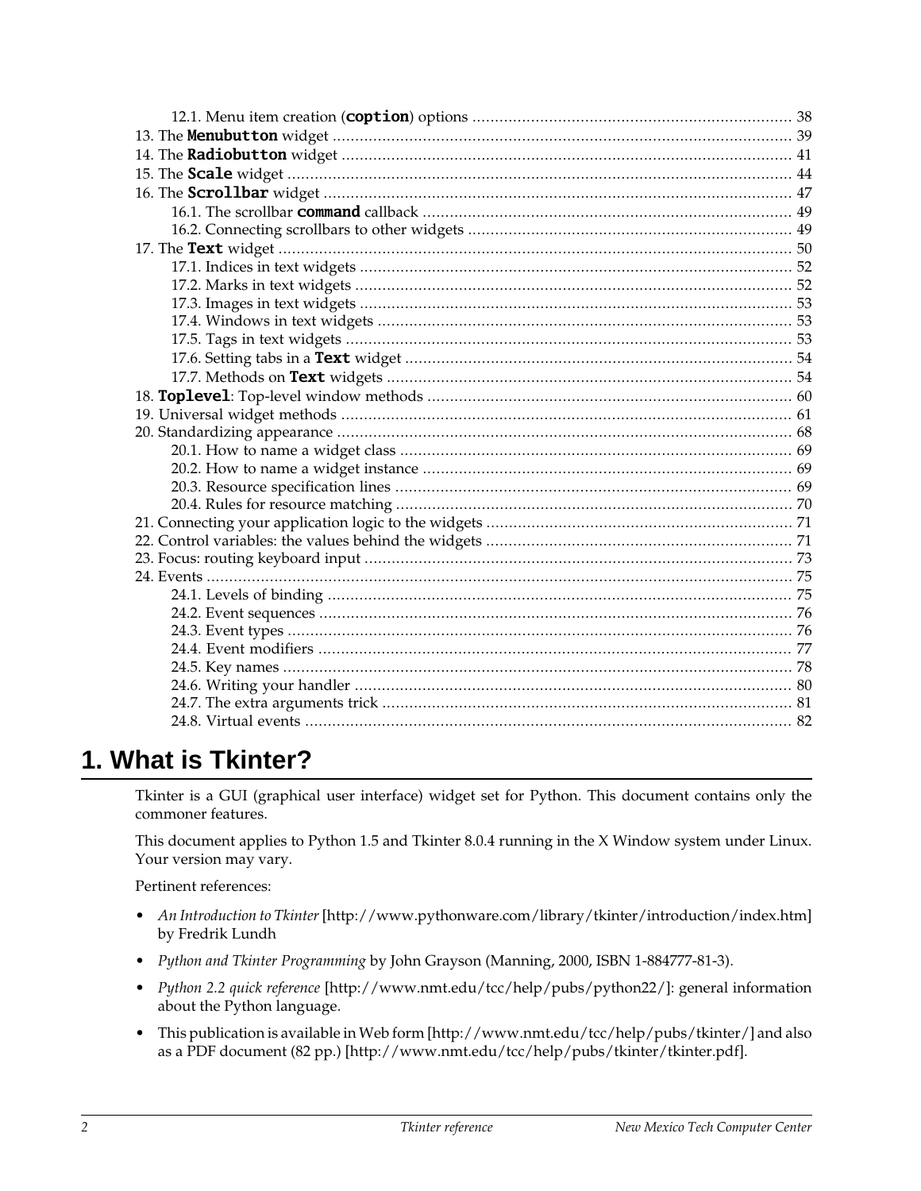- 12.1. Menu item creation (`coption`) options ....... 38
- 13. The `Menubutton` widget ....... 39
- 14. The `Radiobutton` widget ....... 41
- 15. The `Scale` widget ....... 44
- 16. The `Scrollbar` widget ....... 47
  - 16.1. The scrollbar `command` callback ....... 49
  - 16.2. Connecting scrollbars to other widgets ....... 49
- 17. The `Text` widget ....... 50
  - 17.1. Indices in text widgets ....... 52
  - 17.2. Marks in text widgets ....... 52
  - 17.3. Images in text widgets ....... 53
  - 17.4. Windows in text widgets ....... 53
  - 17.5. Tags in text widgets ....... 53
  - 17.6. Setting tabs in a `Text` widget ....... 54
  - 17.7. Methods on `Text` widgets ....... 54
- 18. `Toplevel`: Top-level window methods ....... 60
- 19. Universal widget methods ....... 61
- 20. Standardizing appearance ....... 68
  - 20.1. How to name a widget class ....... 69
  - 20.2. How to name a widget instance ....... 69
  - 20.3. Resource specification lines ....... 69
  - 20.4. Rules for resource matching ....... 70
- 21. Connecting your application logic to the widgets ....... 71
- 22. Control variables: the values behind the widgets ....... 71
- 23. Focus: routing keyboard input ....... 73
- 24. Events ....... 75
  - 24.1. Levels of binding ....... 75
  - 24.2. Event sequences ....... 76
  - 24.3. Event types ....... 76
  - 24.4. Event modifiers ....... 77
  - 24.5. Key names ....... 78
  - 24.6. Writing your handler ....... 80
  - 24.7. The extra arguments trick ....... 81
  - 24.8. Virtual events ....... 82

# 1. What is Tkinter?

Tkinter is a GUI (graphical user interface) widget set for Python. This document contains only the commoner features.

This document applies to Python 1.5 and Tkinter 8.0.4 running in the X Window system under Linux. Your version may vary.

Pertinent references:

- *An Introduction to Tkinter* [http://www.pythonware.com/library/tkinter/introduction/index.htm] by Fredrik Lundh
- *Python and Tkinter Programming* by John Grayson (Manning, 2000, ISBN 1-884777-81-3).
- *Python 2.2 quick reference* [http://www.nmt.edu/tcc/help/pubs/python22/]: general information about the Python language.
- This publication is available in Web form [http://www.nmt.edu/tcc/help/pubs/tkinter/] and also as a PDF document (82 pp.) [http://www.nmt.edu/tcc/help/pubs/tkinter/tkinter.pdf].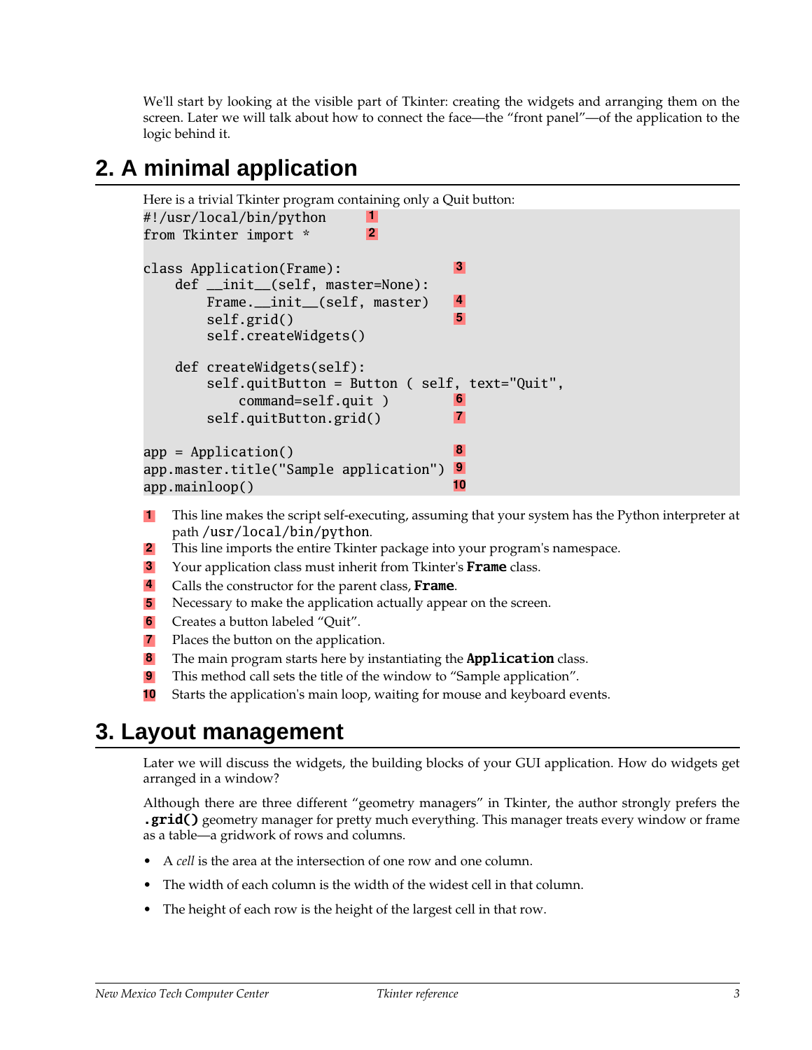We'll start by looking at the visible part of Tkinter: creating the widgets and arranging them on the screen. Later we will talk about how to connect the face—the "front panel"—of the application to the logic behind it.

## 2. A minimal application

Here is a trivial Tkinter program containing only a Quit button:

```
#!/usr/local/bin/python          1
from Tkinter import *            2

class Application(Frame):                  3
    def __init__(self, master=None):
        Frame.__init__(self, master)       4
        self.grid()                        5
        self.createWidgets()

    def createWidgets(self):
        self.quitButton = Button ( self, text="Quit",
            command=self.quit )            6
        self.quitButton.grid()             7

app = Application()                        8
app.master.title("Sample application")     9
app.mainloop()                             10
```

1. This line makes the script self-executing, assuming that your system has the Python interpreter at path `/usr/local/bin/python`.
2. This line imports the entire Tkinter package into your program's namespace.
3. Your application class must inherit from Tkinter's **`Frame`** class.
4. Calls the constructor for the parent class, **`Frame`**.
5. Necessary to make the application actually appear on the screen.
6. Creates a button labeled "Quit".
7. Places the button on the application.
8. The main program starts here by instantiating the **`Application`** class.
9. This method call sets the title of the window to "Sample application".
10. Starts the application's main loop, waiting for mouse and keyboard events.

## 3. Layout management

Later we will discuss the widgets, the building blocks of your GUI application. How do widgets get arranged in a window?

Although there are three different "geometry managers" in Tkinter, the author strongly prefers the **`.grid()`** geometry manager for pretty much everything. This manager treats every window or frame as a table—a gridwork of rows and columns.

- A *cell* is the area at the intersection of one row and one column.
- The width of each column is the width of the widest cell in that column.
- The height of each row is the height of the largest cell in that row.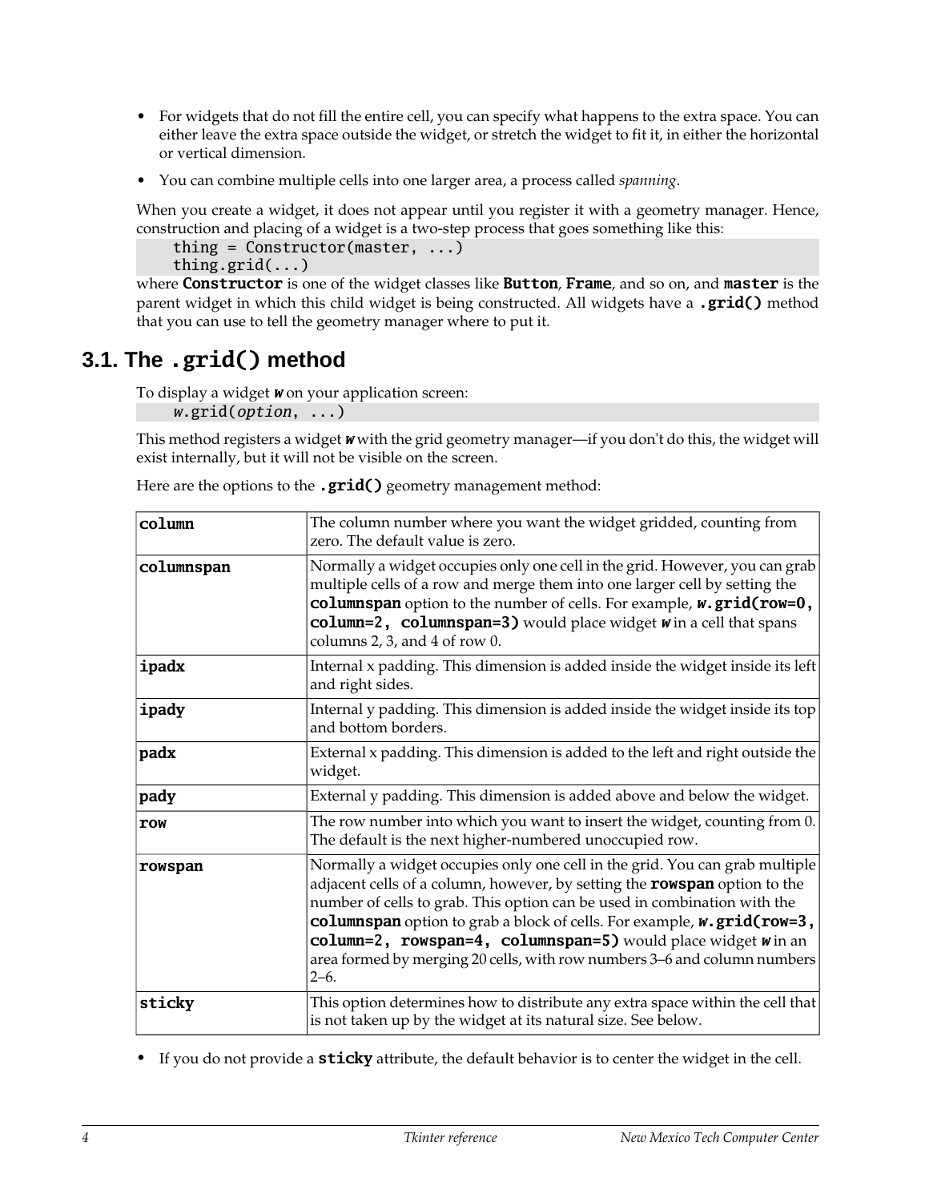- For widgets that do not fill the entire cell, you can specify what happens to the extra space. You can either leave the extra space outside the widget, or stretch the widget to fit it, in either the horizontal or vertical dimension.
- You can combine multiple cells into one larger area, a process called *spanning*.

When you create a widget, it does not appear until you register it with a geometry manager. Hence, construction and placing of a widget is a two-step process that goes something like this:

```
thing = Constructor(master, ...)
thing.grid(...)
```

where **Constructor** is one of the widget classes like **Button**, **Frame**, and so on, and **master** is the parent widget in which this child widget is being constructed. All widgets have a **.grid()** method that you can use to tell the geometry manager where to put it.

## 3.1. The `.grid()` method

To display a widget ***w*** on your application screen:

```
w.grid(option, ...)
```

This method registers a widget ***w*** with the grid geometry manager—if you don't do this, the widget will exist internally, but it will not be visible on the screen.

Here are the options to the **.grid()** geometry management method:

| | |
|---|---|
| **column** | The column number where you want the widget gridded, counting from zero. The default value is zero. |
| **columnspan** | Normally a widget occupies only one cell in the grid. However, you can grab multiple cells of a row and merge them into one larger cell by setting the **columnspan** option to the number of cells. For example, ***w*.grid(row=0, column=2, columnspan=3)** would place widget ***w*** in a cell that spans columns 2, 3, and 4 of row 0. |
| **ipadx** | Internal x padding. This dimension is added inside the widget inside its left and right sides. |
| **ipady** | Internal y padding. This dimension is added inside the widget inside its top and bottom borders. |
| **padx** | External x padding. This dimension is added to the left and right outside the widget. |
| **pady** | External y padding. This dimension is added above and below the widget. |
| **row** | The row number into which you want to insert the widget, counting from 0. The default is the next higher-numbered unoccupied row. |
| **rowspan** | Normally a widget occupies only one cell in the grid. You can grab multiple adjacent cells of a column, however, by setting the **rowspan** option to the number of cells to grab. This option can be used in combination with the **columnspan** option to grab a block of cells. For example, ***w*.grid(row=3, column=2, rowspan=4, columnspan=5)** would place widget ***w*** in an area formed by merging 20 cells, with row numbers 3–6 and column numbers 2–6. |
| **sticky** | This option determines how to distribute any extra space within the cell that is not taken up by the widget at its natural size. See below. |

- If you do not provide a **sticky** attribute, the default behavior is to center the widget in the cell.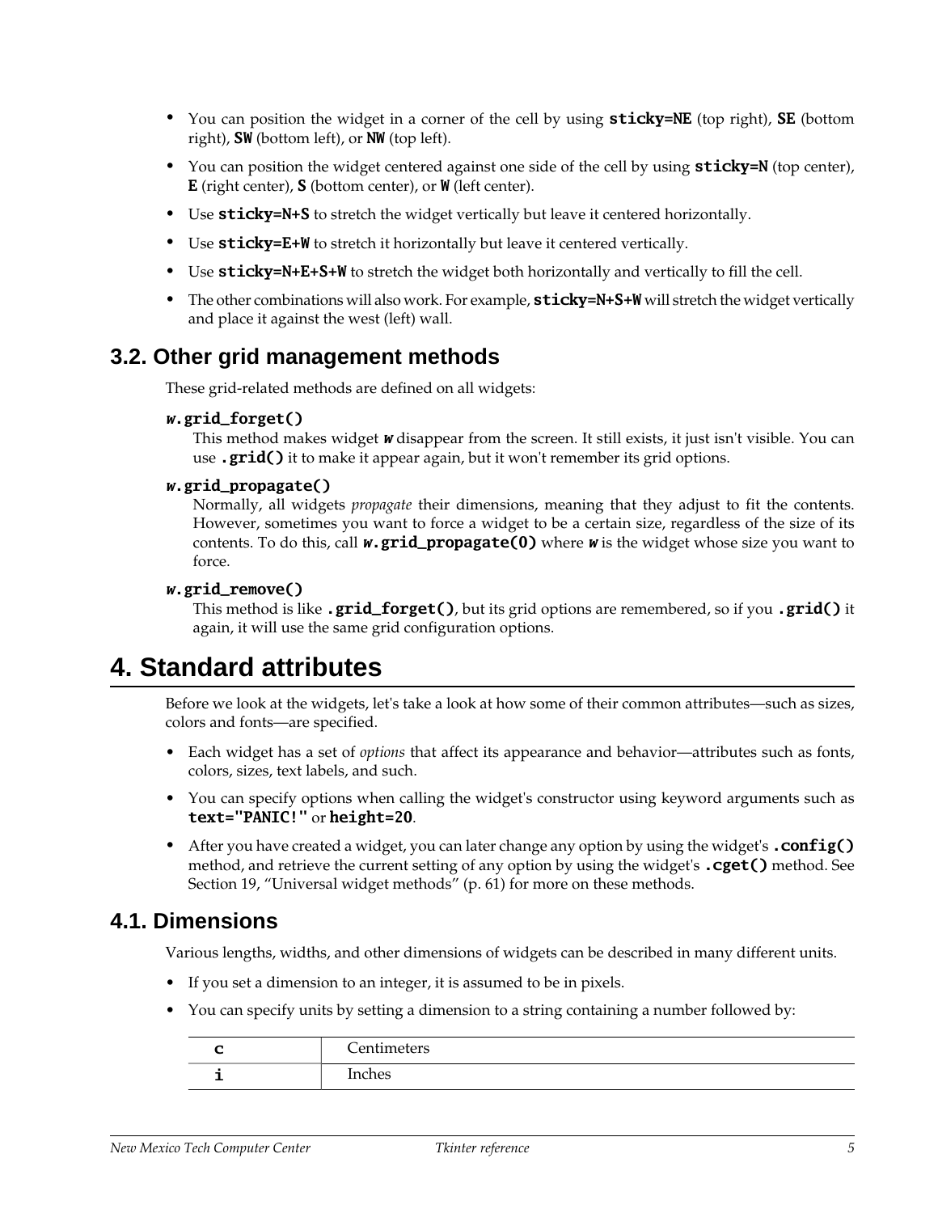- You can position the widget in a corner of the cell by using **sticky=NE** (top right), **SE** (bottom right), **SW** (bottom left), or **NW** (top left).
- You can position the widget centered against one side of the cell by using **sticky=N** (top center), **E** (right center), **S** (bottom center), or **W** (left center).
- Use **sticky=N+S** to stretch the widget vertically but leave it centered horizontally.
- Use **sticky=E+W** to stretch it horizontally but leave it centered vertically.
- Use **sticky=N+E+S+W** to stretch the widget both horizontally and vertically to fill the cell.
- The other combinations will also work. For example, **sticky=N+S+W** will stretch the widget vertically and place it against the west (left) wall.

## 3.2. Other grid management methods

These grid-related methods are defined on all widgets:

***w*.grid_forget()**
: This method makes widget ***w*** disappear from the screen. It still exists, it just isn't visible. You can use **.grid()** it to make it appear again, but it won't remember its grid options.

***w*.grid_propagate()**
: Normally, all widgets *propagate* their dimensions, meaning that they adjust to fit the contents. However, sometimes you want to force a widget to be a certain size, regardless of the size of its contents. To do this, call ***w*.grid_propagate(0)** where ***w*** is the widget whose size you want to force.

***w*.grid_remove()**
: This method is like **.grid_forget()**, but its grid options are remembered, so if you **.grid()** it again, it will use the same grid configuration options.

# 4. Standard attributes

Before we look at the widgets, let's take a look at how some of their common attributes—such as sizes, colors and fonts—are specified.

- Each widget has a set of *options* that affect its appearance and behavior—attributes such as fonts, colors, sizes, text labels, and such.
- You can specify options when calling the widget's constructor using keyword arguments such as **text="PANIC!"** or **height=20**.
- After you have created a widget, you can later change any option by using the widget's **.config()** method, and retrieve the current setting of any option by using the widget's **.cget()** method. See Section 19, "Universal widget methods" (p. 61) for more on these methods.

## 4.1. Dimensions

Various lengths, widths, and other dimensions of widgets can be described in many different units.

- If you set a dimension to an integer, it is assumed to be in pixels.
- You can specify units by setting a dimension to a string containing a number followed by:

| | |
|---|---|
| **c** | Centimeters |
| **i** | Inches |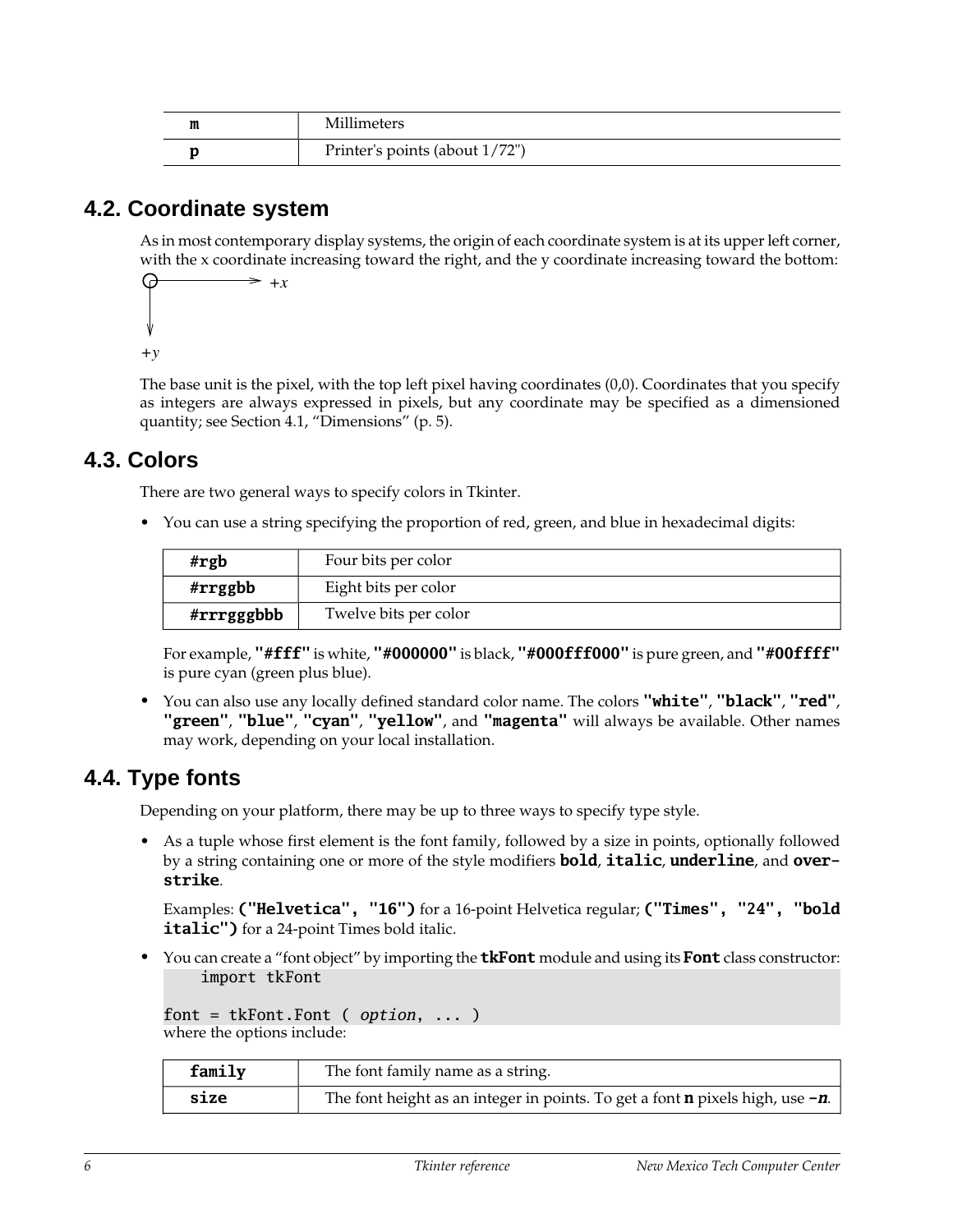| | |
|---|---|
| **m** | Millimeters |
| **p** | Printer's points (about 1/72") |

## 4.2. Coordinate system

As in most contemporary display systems, the origin of each coordinate system is at its upper left corner, with the x coordinate increasing toward the right, and the y coordinate increasing toward the bottom:

```
O————————> +x
|
|
v
+y
```

The base unit is the pixel, with the top left pixel having coordinates (0,0). Coordinates that you specify as integers are always expressed in pixels, but any coordinate may be specified as a dimensioned quantity; see Section 4.1, "Dimensions" (p. 5).

## 4.3. Colors

There are two general ways to specify colors in Tkinter.

- You can use a string specifying the proportion of red, green, and blue in hexadecimal digits:

| | |
|---|---|
| **#rgb** | Four bits per color |
| **#rrggbb** | Eight bits per color |
| **#rrrgggbbb** | Twelve bits per color |

For example, **"#fff"** is white, **"#000000"** is black, **"#000fff000"** is pure green, and **"#00ffff"** is pure cyan (green plus blue).

- You can also use any locally defined standard color name. The colors **"white"**, **"black"**, **"red"**, **"green"**, **"blue"**, **"cyan"**, **"yellow"**, and **"magenta"** will always be available. Other names may work, depending on your local installation.

## 4.4. Type fonts

Depending on your platform, there may be up to three ways to specify type style.

- As a tuple whose first element is the font family, followed by a size in points, optionally followed by a string containing one or more of the style modifiers **bold**, **italic**, **underline**, and **overstrike**.

  Examples: **("Helvetica", "16")** for a 16-point Helvetica regular; **("Times", "24", "bold italic")** for a 24-point Times bold italic.

- You can create a "font object" by importing the **tkFont** module and using its **Font** class constructor:

```
import tkFont

font = tkFont.Font ( option, ... )
```

where the options include:

| | |
|---|---|
| **family** | The font family name as a string. |
| **size** | The font height as an integer in points. To get a font **n** pixels high, use ***-n***. |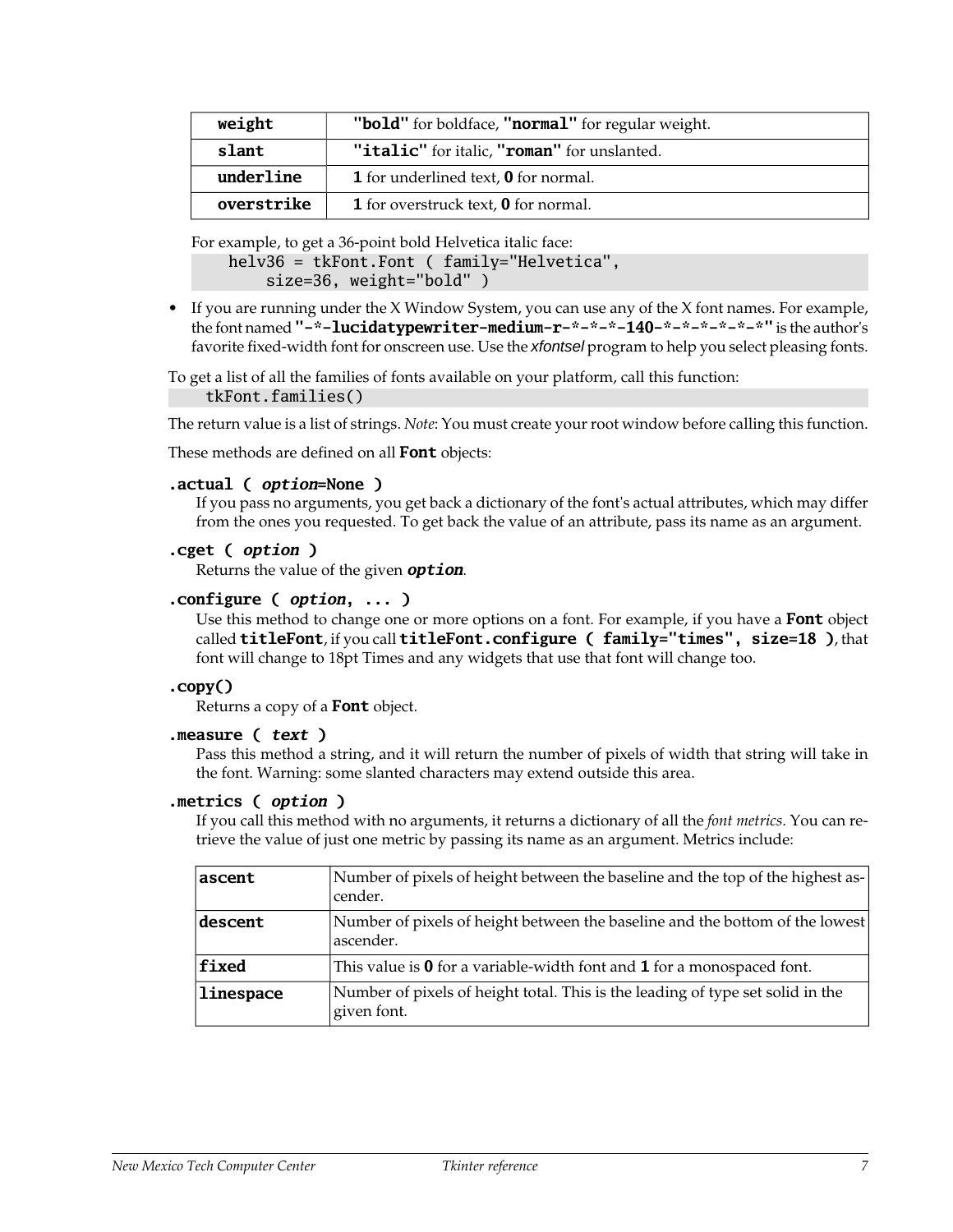| | |
|---|---|
| **weight** | **"bold"** for boldface, **"normal"** for regular weight. |
| **slant** | **"italic"** for italic, **"roman"** for unslanted. |
| **underline** | **1** for underlined text, **0** for normal. |
| **overstrike** | **1** for overstruck text, **0** for normal. |

For example, to get a 36-point bold Helvetica italic face:

```
helv36 = tkFont.Font ( family="Helvetica",
    size=36, weight="bold" )
```

- If you are running under the X Window System, you can use any of the X font names. For example, the font named **"-*-lucidatypewriter-medium-r-*-*-*-140-*-*-*-*-*-*"** is the author's favorite fixed-width font for onscreen use. Use the *xfontsel* program to help you select pleasing fonts.

To get a list of all the families of fonts available on your platform, call this function:

```
tkFont.families()
```

The return value is a list of strings. *Note*: You must create your root window before calling this function.

These methods are defined on all **Font** objects:

**.actual (** ***option*****=None )**

If you pass no arguments, you get back a dictionary of the font's actual attributes, which may differ from the ones you requested. To get back the value of an attribute, pass its name as an argument.

**.cget (** ***option*** **)**

Returns the value of the given ***option***.

**.configure (** ***option*****, ... )**

Use this method to change one or more options on a font. For example, if you have a **Font** object called **titleFont**, if you call **titleFont.configure ( family="times", size=18 )**, that font will change to 18pt Times and any widgets that use that font will change too.

**.copy()**

Returns a copy of a **Font** object.

**.measure (** ***text*** **)**

Pass this method a string, and it will return the number of pixels of width that string will take in the font. Warning: some slanted characters may extend outside this area.

**.metrics (** ***option*** **)**

If you call this method with no arguments, it returns a dictionary of all the *font metrics*. You can retrieve the value of just one metric by passing its name as an argument. Metrics include:

| | |
|---|---|
| **ascent** | Number of pixels of height between the baseline and the top of the highest ascender. |
| **descent** | Number of pixels of height between the baseline and the bottom of the lowest ascender. |
| **fixed** | This value is **0** for a variable-width font and **1** for a monospaced font. |
| **linespace** | Number of pixels of height total. This is the leading of type set solid in the given font. |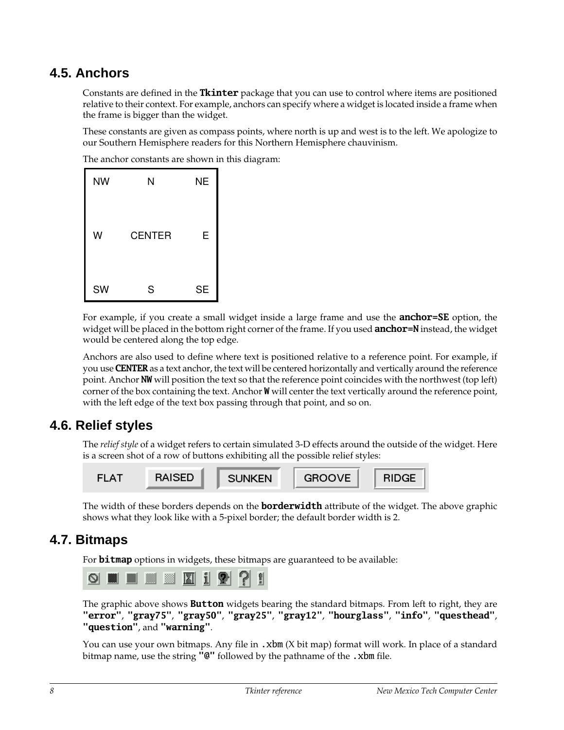## 4.5. Anchors

Constants are defined in the **Tkinter** package that you can use to control where items are positioned relative to their context. For example, anchors can specify where a widget is located inside a frame when the frame is bigger than the widget.

These constants are given as compass points, where north is up and west is to the left. We apologize to our Southern Hemisphere readers for this Northern Hemisphere chauvinism.

The anchor constants are shown in this diagram:

| NW | N | NE |
|---|---|---|
| W | CENTER | E |
| SW | S | SE |

For example, if you create a small widget inside a large frame and use the **anchor=SE** option, the widget will be placed in the bottom right corner of the frame. If you used **anchor=N** instead, the widget would be centered along the top edge.

Anchors are also used to define where text is positioned relative to a reference point. For example, if you use **CENTER** as a text anchor, the text will be centered horizontally and vertically around the reference point. Anchor **NW** will position the text so that the reference point coincides with the northwest (top left) corner of the box containing the text. Anchor **W** will center the text vertically around the reference point, with the left edge of the text box passing through that point, and so on.

## 4.6. Relief styles

The *relief style* of a widget refers to certain simulated 3-D effects around the outside of the widget. Here is a screen shot of a row of buttons exhibiting all the possible relief styles:

FLAT RAISED SUNKEN GROOVE RIDGE

The width of these borders depends on the **borderwidth** attribute of the widget. The above graphic shows what they look like with a 5-pixel border; the default border width is 2.

## 4.7. Bitmaps

For **bitmap** options in widgets, these bitmaps are guaranteed to be available:

The graphic above shows **Button** widgets bearing the standard bitmaps. From left to right, they are **"error"**, **"gray75"**, **"gray50"**, **"gray25"**, **"gray12"**, **"hourglass"**, **"info"**, **"questhead"**, **"question"**, and **"warning"**.

You can use your own bitmaps. Any file in .xbm (X bit map) format will work. In place of a standard bitmap name, use the string **"@"** followed by the pathname of the .xbm file.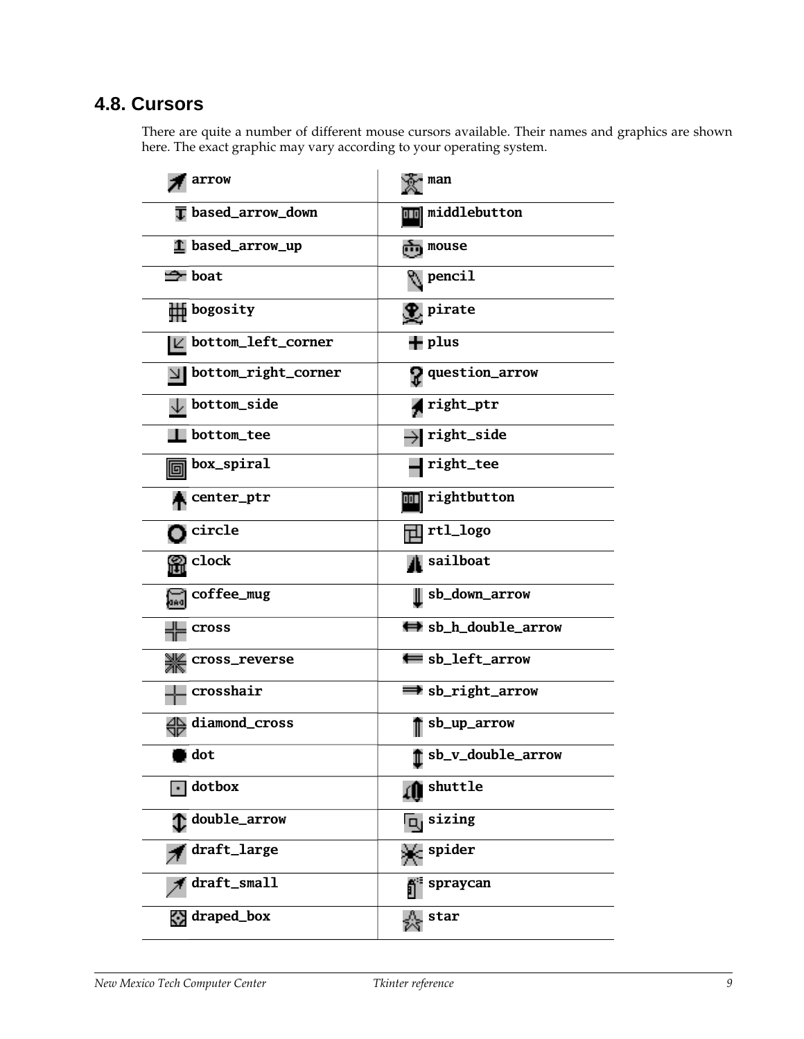## 4.8. Cursors

There are quite a number of different mouse cursors available. Their names and graphics are shown here. The exact graphic may vary according to your operating system.

| | |
|---|---|
| `arrow` | `man` |
| `based_arrow_down` | `middlebutton` |
| `based_arrow_up` | `mouse` |
| `boat` | `pencil` |
| `bogosity` | `pirate` |
| `bottom_left_corner` | `plus` |
| `bottom_right_corner` | `question_arrow` |
| `bottom_side` | `right_ptr` |
| `bottom_tee` | `right_side` |
| `box_spiral` | `right_tee` |
| `center_ptr` | `rightbutton` |
| `circle` | `rtl_logo` |
| `clock` | `sailboat` |
| `coffee_mug` | `sb_down_arrow` |
| `cross` | `sb_h_double_arrow` |
| `cross_reverse` | `sb_left_arrow` |
| `crosshair` | `sb_right_arrow` |
| `diamond_cross` | `sb_up_arrow` |
| `dot` | `sb_v_double_arrow` |
| `dotbox` | `shuttle` |
| `double_arrow` | `sizing` |
| `draft_large` | `spider` |
| `draft_small` | `spraycan` |
| `draped_box` | `star` |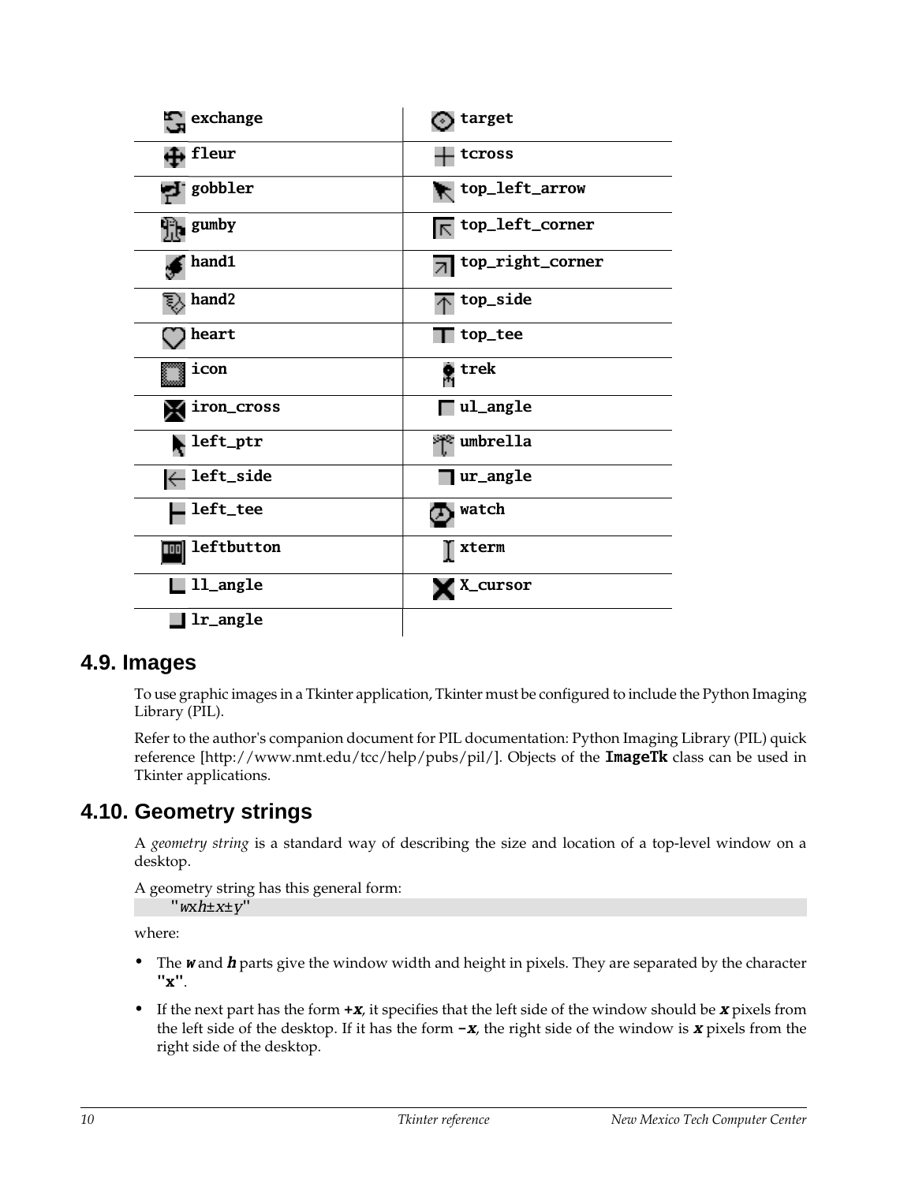| | |
|---|---|
| **exchange** | **target** |
| **fleur** | **tcross** |
| **gobbler** | **top_left_arrow** |
| **gumby** | **top_left_corner** |
| **hand1** | **top_right_corner** |
| **hand2** | **top_side** |
| **heart** | **top_tee** |
| **icon** | **trek** |
| **iron_cross** | **ul_angle** |
| **left_ptr** | **umbrella** |
| **left_side** | **ur_angle** |
| **left_tee** | **watch** |
| **leftbutton** | **xterm** |
| **ll_angle** | **X_cursor** |
| **lr_angle** | |

## 4.9. Images

To use graphic images in a Tkinter application, Tkinter must be configured to include the Python Imaging Library (PIL).

Refer to the author's companion document for PIL documentation: Python Imaging Library (PIL) quick reference [http://www.nmt.edu/tcc/help/pubs/pil/]. Objects of the **ImageTk** class can be used in Tkinter applications.

## 4.10. Geometry strings

A *geometry string* is a standard way of describing the size and location of a top-level window on a desktop.

A geometry string has this general form:

```
"wxh±x±y"
```

where:

- The ***w*** and ***h*** parts give the window width and height in pixels. They are separated by the character **"x"**.
- If the next part has the form **+*x***, it specifies that the left side of the window should be ***x*** pixels from the left side of the desktop. If it has the form **-*x***, the right side of the window is ***x*** pixels from the right side of the desktop.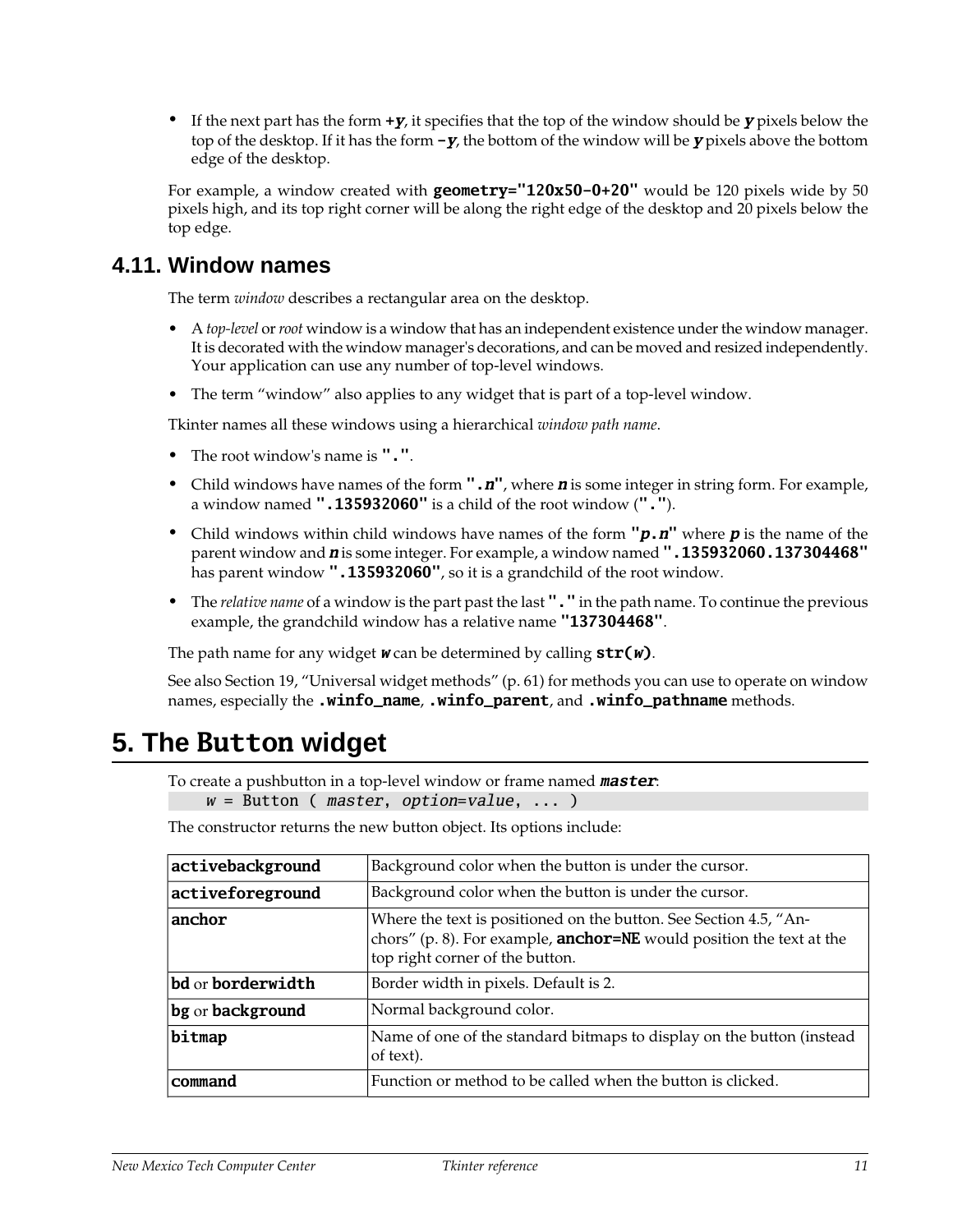- If the next part has the form **+*y***, it specifies that the top of the window should be ***y*** pixels below the top of the desktop. If it has the form **-*y***, the bottom of the window will be ***y*** pixels above the bottom edge of the desktop.

For example, a window created with **geometry="120x50-0+20"** would be 120 pixels wide by 50 pixels high, and its top right corner will be along the right edge of the desktop and 20 pixels below the top edge.

## 4.11. Window names

The term *window* describes a rectangular area on the desktop.

- A *top-level* or *root* window is a window that has an independent existence under the window manager. It is decorated with the window manager's decorations, and can be moved and resized independently. Your application can use any number of top-level windows.
- The term "window" also applies to any widget that is part of a top-level window.

Tkinter names all these windows using a hierarchical *window path name*.

- The root window's name is **"."**.
- Child windows have names of the form **".*n*"**, where ***n*** is some integer in string form. For example, a window named **".135932060"** is a child of the root window (**"."**).
- Child windows within child windows have names of the form **"*p*.*n*"** where ***p*** is the name of the parent window and ***n*** is some integer. For example, a window named **".135932060.137304468"** has parent window **".135932060"**, so it is a grandchild of the root window.
- The *relative name* of a window is the part past the last **"."** in the path name. To continue the previous example, the grandchild window has a relative name **"137304468"**.

The path name for any widget ***w*** can be determined by calling **str(*w*)**.

See also Section 19, "Universal widget methods" (p. 61) for methods you can use to operate on window names, especially the **.winfo_name**, **.winfo_parent**, and **.winfo_pathname** methods.

# 5. The Button widget

To create a pushbutton in a top-level window or frame named ***master***:

```
    w = Button ( master, option=value, ... )
```

The constructor returns the new button object. Its options include:

| | |
|---|---|
| **activebackground** | Background color when the button is under the cursor. |
| **activeforeground** | Background color when the button is under the cursor. |
| **anchor** | Where the text is positioned on the button. See Section 4.5, "Anchors" (p. 8). For example, **anchor=NE** would position the text at the top right corner of the button. |
| **bd** or **borderwidth** | Border width in pixels. Default is 2. |
| **bg** or **background** | Normal background color. |
| **bitmap** | Name of one of the standard bitmaps to display on the button (instead of text). |
| **command** | Function or method to be called when the button is clicked. |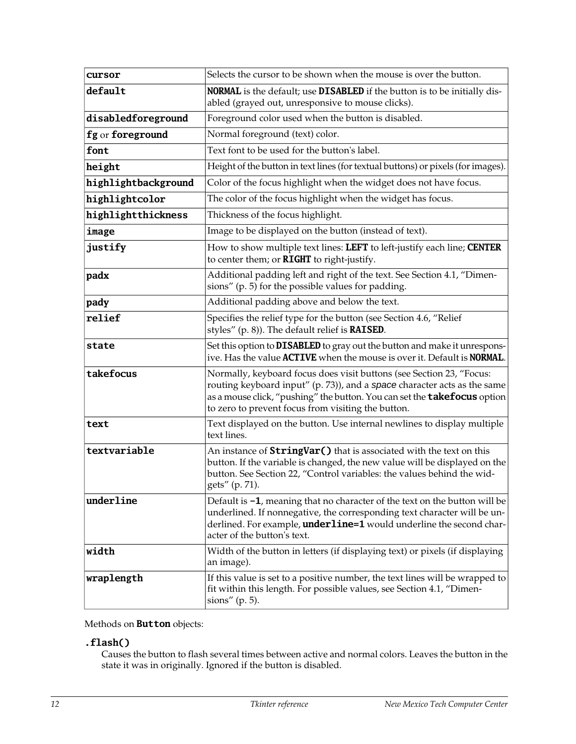| | |
|---|---|
| **cursor** | Selects the cursor to be shown when the mouse is over the button. |
| **default** | **NORMAL** is the default; use **DISABLED** if the button is to be initially disabled (grayed out, unresponsive to mouse clicks). |
| **disabledforeground** | Foreground color used when the button is disabled. |
| **fg** or **foreground** | Normal foreground (text) color. |
| **font** | Text font to be used for the button's label. |
| **height** | Height of the button in text lines (for textual buttons) or pixels (for images). |
| **highlightbackground** | Color of the focus highlight when the widget does not have focus. |
| **highlightcolor** | The color of the focus highlight when the widget has focus. |
| **highlightthickness** | Thickness of the focus highlight. |
| **image** | Image to be displayed on the button (instead of text). |
| **justify** | How to show multiple text lines: **LEFT** to left-justify each line; **CENTER** to center them; or **RIGHT** to right-justify. |
| **padx** | Additional padding left and right of the text. See Section 4.1, "Dimensions" (p. 5) for the possible values for padding. |
| **pady** | Additional padding above and below the text. |
| **relief** | Specifies the relief type for the button (see Section 4.6, "Relief styles" (p. 8)). The default relief is **RAISED**. |
| **state** | Set this option to **DISABLED** to gray out the button and make it unresponsive. Has the value **ACTIVE** when the mouse is over it. Default is **NORMAL**. |
| **takefocus** | Normally, keyboard focus does visit buttons (see Section 23, "Focus: routing keyboard input" (p. 73)), and a *space* character acts as the same as a mouse click, "pushing" the button. You can set the **takefocus** option to zero to prevent focus from visiting the button. |
| **text** | Text displayed on the button. Use internal newlines to display multiple text lines. |
| **textvariable** | An instance of **StringVar()** that is associated with the text on this button. If the variable is changed, the new value will be displayed on the button. See Section 22, "Control variables: the values behind the widgets" (p. 71). |
| **underline** | Default is **-1**, meaning that no character of the text on the button will be underlined. If nonnegative, the corresponding text character will be underlined. For example, **underline=1** would underline the second character of the button's text. |
| **width** | Width of the button in letters (if displaying text) or pixels (if displaying an image). |
| **wraplength** | If this value is set to a positive number, the text lines will be wrapped to fit within this length. For possible values, see Section 4.1, "Dimensions" (p. 5). |

Methods on **Button** objects:

**.flash()**
Causes the button to flash several times between active and normal colors. Leaves the button in the state it was in originally. Ignored if the button is disabled.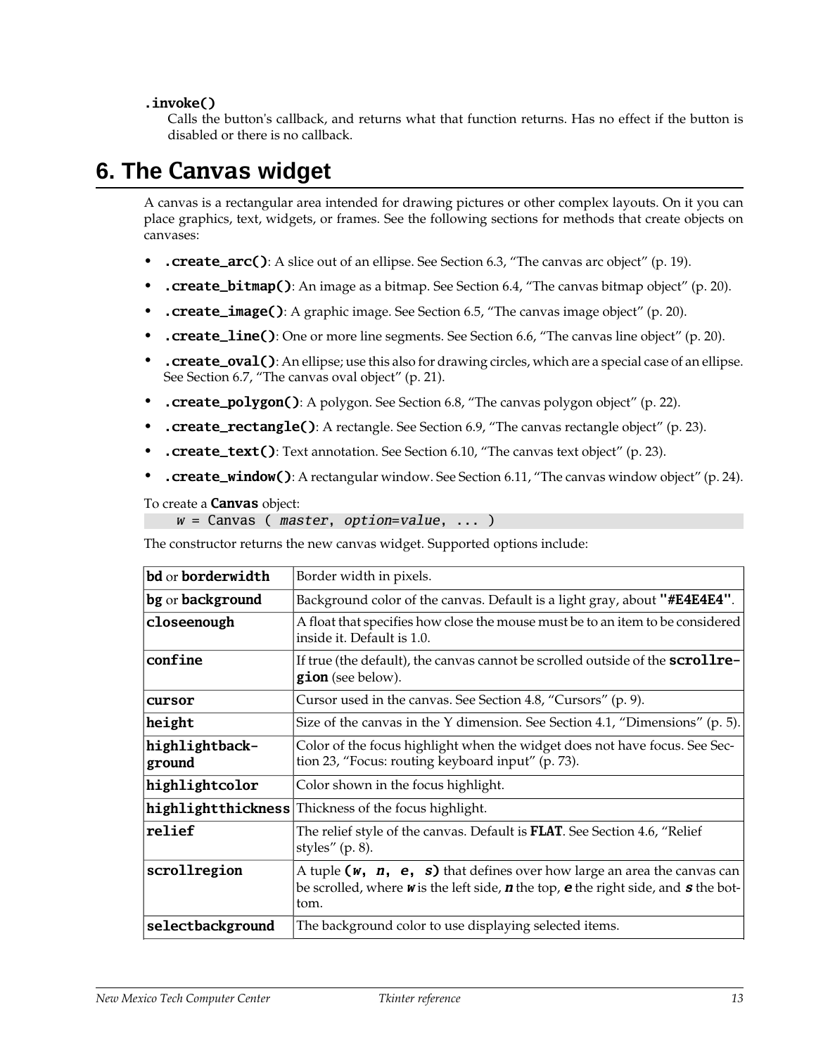**.invoke()**

Calls the button's callback, and returns what that function returns. Has no effect if the button is disabled or there is no callback.

# 6. The Canvas widget

A canvas is a rectangular area intended for drawing pictures or other complex layouts. On it you can place graphics, text, widgets, or frames. See the following sections for methods that create objects on canvases:

- **.create_arc()**: A slice out of an ellipse. See Section 6.3, "The canvas arc object" (p. 19).
- **.create_bitmap()**: An image as a bitmap. See Section 6.4, "The canvas bitmap object" (p. 20).
- **.create_image()**: A graphic image. See Section 6.5, "The canvas image object" (p. 20).
- **.create_line()**: One or more line segments. See Section 6.6, "The canvas line object" (p. 20).
- **.create_oval()**: An ellipse; use this also for drawing circles, which are a special case of an ellipse. See Section 6.7, "The canvas oval object" (p. 21).
- **.create_polygon()**: A polygon. See Section 6.8, "The canvas polygon object" (p. 22).
- **.create_rectangle()**: A rectangle. See Section 6.9, "The canvas rectangle object" (p. 23).
- **.create_text()**: Text annotation. See Section 6.10, "The canvas text object" (p. 23).
- **.create_window()**: A rectangular window. See Section 6.11, "The canvas window object" (p. 24).

To create a **Canvas** object:

```
    w = Canvas ( master, option=value, ... )
```

The constructor returns the new canvas widget. Supported options include:

| | |
|---|---|
| **bd** or **borderwidth** | Border width in pixels. |
| **bg** or **background** | Background color of the canvas. Default is a light gray, about **"#E4E4E4"**. |
| **closeenough** | A float that specifies how close the mouse must be to an item to be considered inside it. Default is 1.0. |
| **confine** | If true (the default), the canvas cannot be scrolled outside of the **scrollregion** (see below). |
| **cursor** | Cursor used in the canvas. See Section 4.8, "Cursors" (p. 9). |
| **height** | Size of the canvas in the Y dimension. See Section 4.1, "Dimensions" (p. 5). |
| **highlightbackground** | Color of the focus highlight when the widget does not have focus. See Section 23, "Focus: routing keyboard input" (p. 73). |
| **highlightcolor** | Color shown in the focus highlight. |
| **highlightthickness** | Thickness of the focus highlight. |
| **relief** | The relief style of the canvas. Default is **FLAT**. See Section 4.6, "Relief styles" (p. 8). |
| **scrollregion** | A tuple **(*w*, *n*, *e*, *s*)** that defines over how large an area the canvas can be scrolled, where ***w*** is the left side, ***n*** the top, ***e*** the right side, and ***s*** the bottom. |
| **selectbackground** | The background color to use displaying selected items. |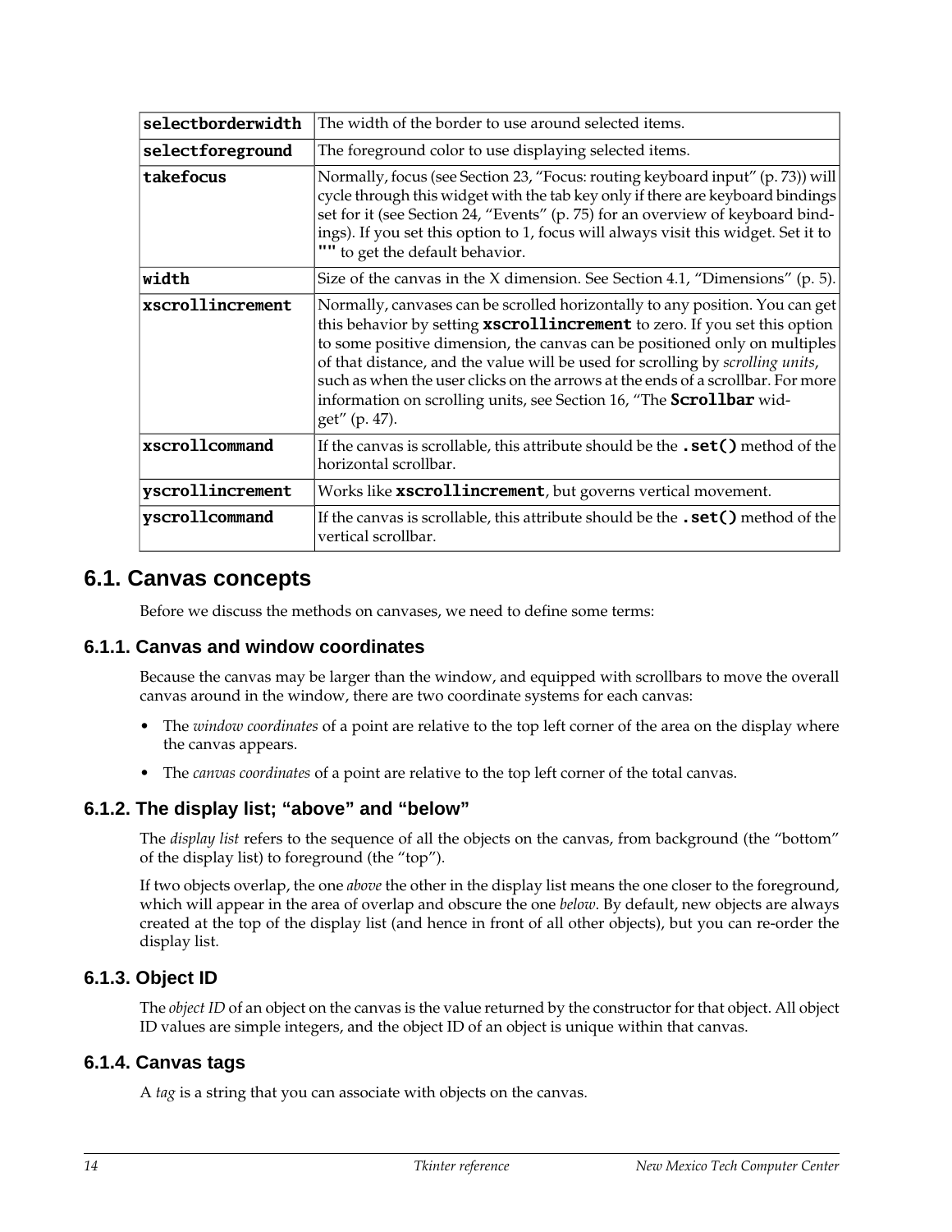| | |
|---|---|
| **selectborderwidth** | The width of the border to use around selected items. |
| **selectforeground** | The foreground color to use displaying selected items. |
| **takefocus** | Normally, focus (see Section 23, "Focus: routing keyboard input" (p. 73)) will cycle through this widget with the tab key only if there are keyboard bindings set for it (see Section 24, "Events" (p. 75) for an overview of keyboard bindings). If you set this option to 1, focus will always visit this widget. Set it to **""** to get the default behavior. |
| **width** | Size of the canvas in the X dimension. See Section 4.1, "Dimensions" (p. 5). |
| **xscrollincrement** | Normally, canvases can be scrolled horizontally to any position. You can get this behavior by setting **xscrollincrement** to zero. If you set this option to some positive dimension, the canvas can be positioned only on multiples of that distance, and the value will be used for scrolling by *scrolling units*, such as when the user clicks on the arrows at the ends of a scrollbar. For more information on scrolling units, see Section 16, "The **Scrollbar** widget" (p. 47). |
| **xscrollcommand** | If the canvas is scrollable, this attribute should be the **.set()** method of the horizontal scrollbar. |
| **yscrollincrement** | Works like **xscrollincrement**, but governs vertical movement. |
| **yscrollcommand** | If the canvas is scrollable, this attribute should be the **.set()** method of the vertical scrollbar. |

## 6.1. Canvas concepts

Before we discuss the methods on canvases, we need to define some terms:

### 6.1.1. Canvas and window coordinates

Because the canvas may be larger than the window, and equipped with scrollbars to move the overall canvas around in the window, there are two coordinate systems for each canvas:

- The *window coordinates* of a point are relative to the top left corner of the area on the display where the canvas appears.
- The *canvas coordinates* of a point are relative to the top left corner of the total canvas.

### 6.1.2. The display list; "above" and "below"

The *display list* refers to the sequence of all the objects on the canvas, from background (the "bottom" of the display list) to foreground (the "top").

If two objects overlap, the one *above* the other in the display list means the one closer to the foreground, which will appear in the area of overlap and obscure the one *below*. By default, new objects are always created at the top of the display list (and hence in front of all other objects), but you can re-order the display list.

### 6.1.3. Object ID

The *object ID* of an object on the canvas is the value returned by the constructor for that object. All object ID values are simple integers, and the object ID of an object is unique within that canvas.

### 6.1.4. Canvas tags

A *tag* is a string that you can associate with objects on the canvas.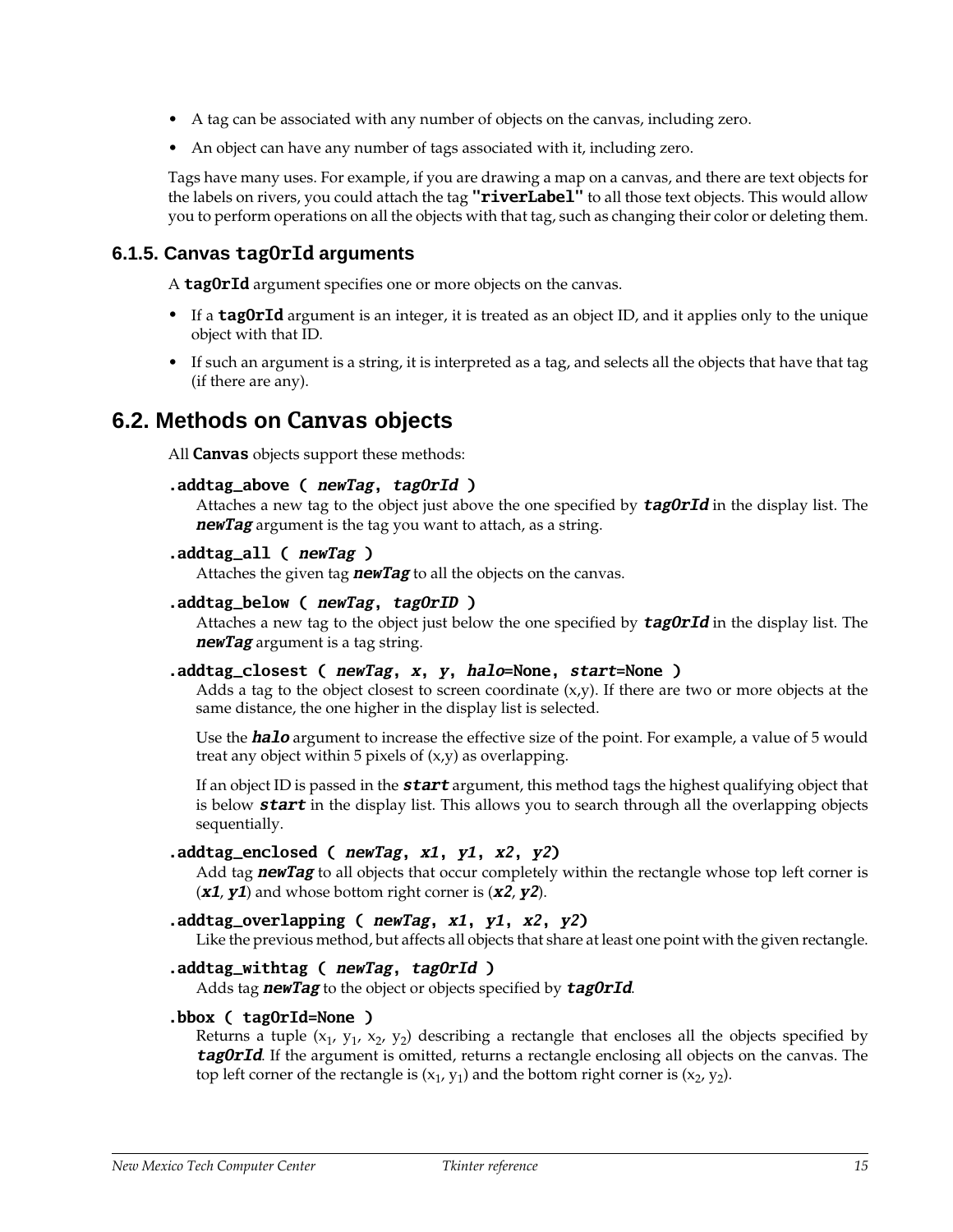- A tag can be associated with any number of objects on the canvas, including zero.
- An object can have any number of tags associated with it, including zero.

Tags have many uses. For example, if you are drawing a map on a canvas, and there are text objects for the labels on rivers, you could attach the tag **"riverLabel"** to all those text objects. This would allow you to perform operations on all the objects with that tag, such as changing their color or deleting them.

### 6.1.5. Canvas `tagOrId` arguments

A **tagOrId** argument specifies one or more objects on the canvas.

- If a **tagOrId** argument is an integer, it is treated as an object ID, and it applies only to the unique object with that ID.
- If such an argument is a string, it is interpreted as a tag, and selects all the objects that have that tag (if there are any).

## 6.2. Methods on Canvas objects

All **Canvas** objects support these methods:

**.addtag_above ( *newTag*, *tagOrId* )**
Attaches a new tag to the object just above the one specified by ***tagOrId*** in the display list. The ***newTag*** argument is the tag you want to attach, as a string.

**.addtag_all ( *newTag* )**
Attaches the given tag ***newTag*** to all the objects on the canvas.

**.addtag_below ( *newTag*, *tagOrID* )**
Attaches a new tag to the object just below the one specified by ***tagOrId*** in the display list. The ***newTag*** argument is a tag string.

**.addtag_closest ( *newTag*, *x*, *y*, *halo*=None, *start*=None )**
Adds a tag to the object closest to screen coordinate (x,y). If there are two or more objects at the same distance, the one higher in the display list is selected.

Use the ***halo*** argument to increase the effective size of the point. For example, a value of 5 would treat any object within 5 pixels of (x,y) as overlapping.

If an object ID is passed in the ***start*** argument, this method tags the highest qualifying object that is below ***start*** in the display list. This allows you to search through all the overlapping objects sequentially.

**.addtag_enclosed ( *newTag*, *x1*, *y1*, *x2*, *y2*)**
Add tag ***newTag*** to all objects that occur completely within the rectangle whose top left corner is (***x1***, ***y1***) and whose bottom right corner is (***x2***, ***y2***).

**.addtag_overlapping ( *newTag*, *x1*, *y1*, *x2*, *y2*)**
Like the previous method, but affects all objects that share at least one point with the given rectangle.

**.addtag_withtag ( *newTag*, *tagOrId* )**
Adds tag ***newTag*** to the object or objects specified by ***tagOrId***.

**.bbox ( tagOrId=None )**
Returns a tuple ($x_1$, $y_1$, $x_2$, $y_2$) describing a rectangle that encloses all the objects specified by ***tagOrId***. If the argument is omitted, returns a rectangle enclosing all objects on the canvas. The top left corner of the rectangle is ($x_1$, $y_1$) and the bottom right corner is ($x_2$, $y_2$).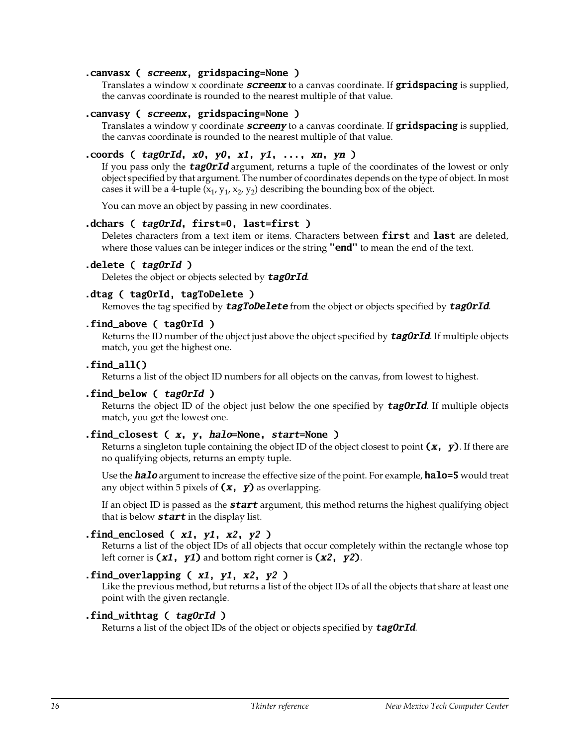**.canvasx ( *screenx*, gridspacing=None )**
Translates a window x coordinate ***screenx*** to a canvas coordinate. If **gridspacing** is supplied, the canvas coordinate is rounded to the nearest multiple of that value.

**.canvasy ( *screenx*, gridspacing=None )**
Translates a window y coordinate ***screeny*** to a canvas coordinate. If **gridspacing** is supplied, the canvas coordinate is rounded to the nearest multiple of that value.

**.coords ( *tagOrId*, *x0*, *y0*, *x1*, *y1*, ..., *xn*, *yn* )**
If you pass only the ***tagOrId*** argument, returns a tuple of the coordinates of the lowest or only object specified by that argument. The number of coordinates depends on the type of object. In most cases it will be a 4-tuple ($x_1$, $y_1$, $x_2$, $y_2$) describing the bounding box of the object.

You can move an object by passing in new coordinates.

**.dchars ( *tagOrId*, first=0, last=first )**
Deletes characters from a text item or items. Characters between **first** and **last** are deleted, where those values can be integer indices or the string **"end"** to mean the end of the text.

**.delete ( *tagOrId* )**
Deletes the object or objects selected by ***tagOrId***.

**.dtag ( tagOrId, tagToDelete )**
Removes the tag specified by ***tagToDelete*** from the object or objects specified by ***tagOrId***.

**.find_above ( tagOrId )**
Returns the ID number of the object just above the object specified by ***tagOrId***. If multiple objects match, you get the highest one.

**.find_all()**
Returns a list of the object ID numbers for all objects on the canvas, from lowest to highest.

**.find_below ( *tagOrId* )**
Returns the object ID of the object just below the one specified by ***tagOrId***. If multiple objects match, you get the lowest one.

**.find_closest ( *x*, *y*, *halo*=None, *start*=None )**
Returns a singleton tuple containing the object ID of the object closest to point **(*x*, *y*)**. If there are no qualifying objects, returns an empty tuple.

Use the ***halo*** argument to increase the effective size of the point. For example, **halo=5** would treat any object within 5 pixels of **(*x*, *y*)** as overlapping.

If an object ID is passed as the ***start*** argument, this method returns the highest qualifying object that is below ***start*** in the display list.

**.find_enclosed ( *x1*, *y1*, *x2*, *y2* )**
Returns a list of the object IDs of all objects that occur completely within the rectangle whose top left corner is **(*x1*, *y1*)** and bottom right corner is **(*x2*, *y2*)**.

**.find_overlapping ( *x1*, *y1*, *x2*, *y2* )**
Like the previous method, but returns a list of the object IDs of all the objects that share at least one point with the given rectangle.

**.find_withtag ( *tagOrId* )**
Returns a list of the object IDs of the object or objects specified by ***tagOrId***.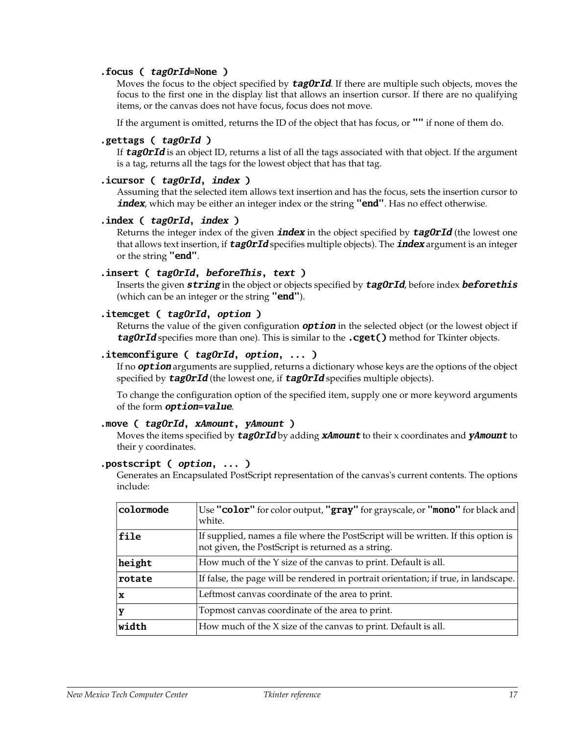**.focus ( *tagOrId*=None )**

Moves the focus to the object specified by ***tagOrId***. If there are multiple such objects, moves the focus to the first one in the display list that allows an insertion cursor. If there are no qualifying items, or the canvas does not have focus, focus does not move.

If the argument is omitted, returns the ID of the object that has focus, or **""** if none of them do.

**.gettags ( *tagOrId* )**

If ***tagOrId*** is an object ID, returns a list of all the tags associated with that object. If the argument is a tag, returns all the tags for the lowest object that has that tag.

**.icursor ( *tagOrId*, *index* )**

Assuming that the selected item allows text insertion and has the focus, sets the insertion cursor to ***index***, which may be either an integer index or the string **"end"**. Has no effect otherwise.

**.index ( *tagOrId*, *index* )**

Returns the integer index of the given ***index*** in the object specified by ***tagOrId*** (the lowest one that allows text insertion, if ***tagOrId*** specifies multiple objects). The ***index*** argument is an integer or the string **"end"**.

**.insert ( *tagOrId*, *beforeThis*, *text* )**

Inserts the given ***string*** in the object or objects specified by ***tagOrId***, before index ***beforethis*** (which can be an integer or the string **"end"**).

**.itemcget ( *tagOrId*, *option* )**

Returns the value of the given configuration ***option*** in the selected object (or the lowest object if ***tagOrId*** specifies more than one). This is similar to the **.cget()** method for Tkinter objects.

**.itemconfigure ( *tagOrId*, *option*, ... )**

If no ***option*** arguments are supplied, returns a dictionary whose keys are the options of the object specified by ***tagOrId*** (the lowest one, if ***tagOrId*** specifies multiple objects).

To change the configuration option of the specified item, supply one or more keyword arguments of the form ***option*=*value***.

**.move ( *tagOrId*, *xAmount*, *yAmount* )**

Moves the items specified by ***tagOrId*** by adding ***xAmount*** to their x coordinates and ***yAmount*** to their y coordinates.

**.postscript ( *option*, ... )**

Generates an Encapsulated PostScript representation of the canvas's current contents. The options include:

| | |
|---|---|
| **colormode** | Use **"color"** for color output, **"gray"** for grayscale, or **"mono"** for black and white. |
| **file** | If supplied, names a file where the PostScript will be written. If this option is not given, the PostScript is returned as a string. |
| **height** | How much of the Y size of the canvas to print. Default is all. |
| **rotate** | If false, the page will be rendered in portrait orientation; if true, in landscape. |
| **x** | Leftmost canvas coordinate of the area to print. |
| **y** | Topmost canvas coordinate of the area to print. |
| **width** | How much of the X size of the canvas to print. Default is all. |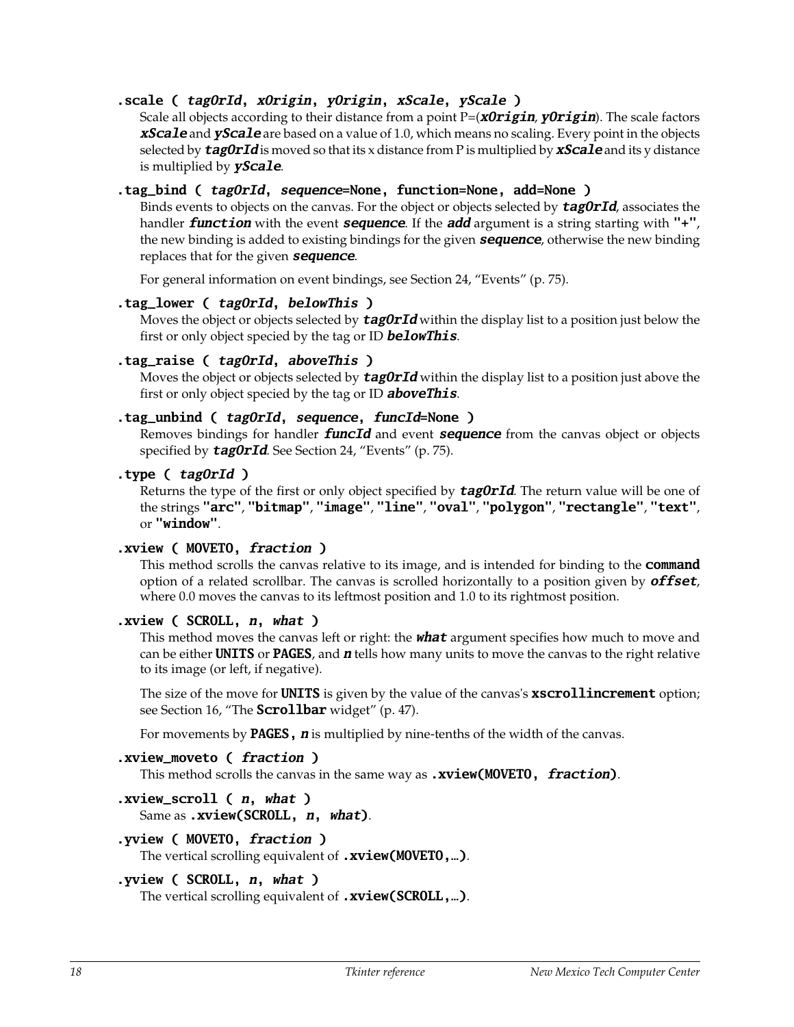**.scale ( *tagOrId*, *xOrigin*, *yOrigin*, *xScale*, *yScale* )**

Scale all objects according to their distance from a point P=(***xOrigin***, ***yOrigin***). The scale factors ***xScale*** and ***yScale*** are based on a value of 1.0, which means no scaling. Every point in the objects selected by ***tagOrId*** is moved so that its x distance from P is multiplied by ***xScale*** and its y distance is multiplied by ***yScale***.

**.tag_bind ( *tagOrId*, *sequence*=None, function=None, add=None )**

Binds events to objects on the canvas. For the object or objects selected by ***tagOrId***, associates the handler ***function*** with the event ***sequence***. If the ***add*** argument is a string starting with **"+"**, the new binding is added to existing bindings for the given ***sequence***, otherwise the new binding replaces that for the given ***sequence***.

For general information on event bindings, see Section 24, "Events" (p. 75).

**.tag_lower ( *tagOrId*, *belowThis* )**

Moves the object or objects selected by ***tagOrId*** within the display list to a position just below the first or only object specied by the tag or ID ***belowThis***.

**.tag_raise ( *tagOrId*, *aboveThis* )**

Moves the object or objects selected by ***tagOrId*** within the display list to a position just above the first or only object specied by the tag or ID ***aboveThis***.

**.tag_unbind ( *tagOrId*, *sequence*, *funcId*=None )**

Removes bindings for handler ***funcId*** and event ***sequence*** from the canvas object or objects specified by ***tagOrId***. See Section 24, "Events" (p. 75).

**.type ( *tagOrId* )**

Returns the type of the first or only object specified by ***tagOrId***. The return value will be one of the strings **"arc"**, **"bitmap"**, **"image"**, **"line"**, **"oval"**, **"polygon"**, **"rectangle"**, **"text"**, or **"window"**.

**.xview ( MOVETO, *fraction* )**

This method scrolls the canvas relative to its image, and is intended for binding to the **command** option of a related scrollbar. The canvas is scrolled horizontally to a position given by ***offset***, where 0.0 moves the canvas to its leftmost position and 1.0 to its rightmost position.

**.xview ( SCROLL, *n*, *what* )**

This method moves the canvas left or right: the ***what*** argument specifies how much to move and can be either **UNITS** or **PAGES**, and ***n*** tells how many units to move the canvas to the right relative to its image (or left, if negative).

The size of the move for **UNITS** is given by the value of the canvas's **xscrollincrement** option; see Section 16, "The **Scrollbar** widget" (p. 47).

For movements by **PAGES, *n*** is multiplied by nine-tenths of the width of the canvas.

**.xview_moveto ( *fraction* )**

This method scrolls the canvas in the same way as **.xview(MOVETO, *fraction*)**.

**.xview_scroll ( *n*, *what* )**

Same as **.xview(SCROLL, *n*, *what*)**.

**.yview ( MOVETO, *fraction* )**

The vertical scrolling equivalent of **.xview(MOVETO,…)**.

**.yview ( SCROLL, *n*, *what* )**

The vertical scrolling equivalent of **.xview(SCROLL,…)**.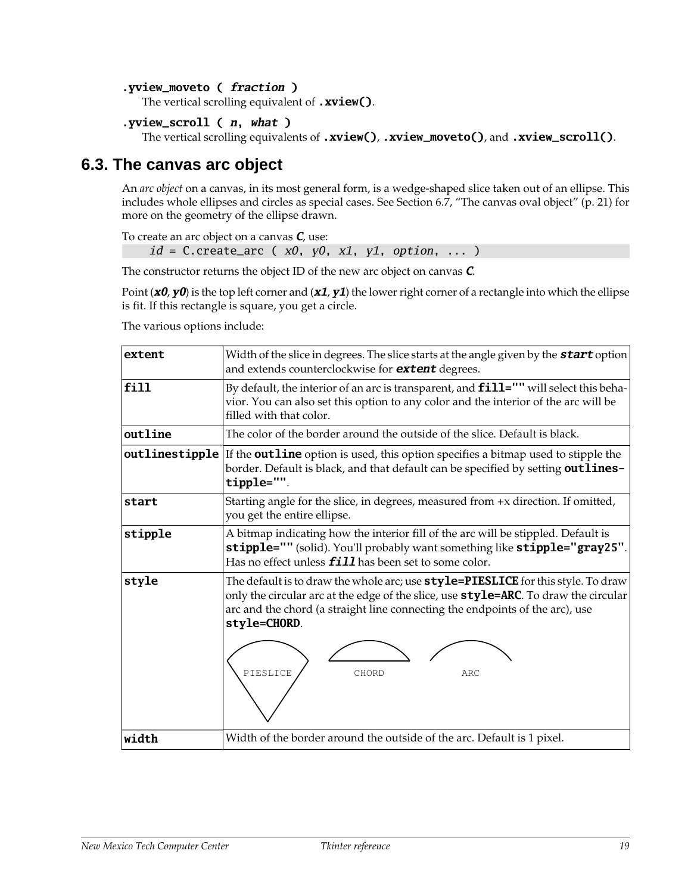**.yview_moveto (** ***fraction*** **)**

The vertical scrolling equivalent of **.xview()**.

**.yview_scroll (** ***n*****,** ***what*** **)**

The vertical scrolling equivalents of **.xview()**, **.xview_moveto()**, and **.xview_scroll()**.

## 6.3. The canvas arc object

An *arc object* on a canvas, in its most general form, is a wedge-shaped slice taken out of an ellipse. This includes whole ellipses and circles as special cases. See Section 6.7, "The canvas oval object" (p. 21) for more on the geometry of the ellipse drawn.

To create an arc object on a canvas ***C***, use:

```
id = C.create_arc ( x0, y0, x1, y1, option, ... )
```

The constructor returns the object ID of the new arc object on canvas ***C***.

Point (***x0***, ***y0***) is the top left corner and (***x1***, ***y1***) the lower right corner of a rectangle into which the ellipse is fit. If this rectangle is square, you get a circle.

The various options include:

| | |
|---|---|
| **extent** | Width of the slice in degrees. The slice starts at the angle given by the ***start*** option and extends counterclockwise for ***extent*** degrees. |
| **fill** | By default, the interior of an arc is transparent, and **fill=""** will select this behavior. You can also set this option to any color and the interior of the arc will be filled with that color. |
| **outline** | The color of the border around the outside of the slice. Default is black. |
| **outlinestipple** | If the **outline** option is used, this option specifies a bitmap used to stipple the border. Default is black, and that default can be specified by setting **outlinestipple=""**. |
| **start** | Starting angle for the slice, in degrees, measured from +x direction. If omitted, you get the entire ellipse. |
| **stipple** | A bitmap indicating how the interior fill of the arc will be stippled. Default is **stipple=""** (solid). You'll probably want something like **stipple="gray25"**. Has no effect unless ***fill*** has been set to some color. |
| **style** | The default is to draw the whole arc; use **style=PIESLICE** for this style. To draw only the circular arc at the edge of the slice, use **style=ARC**. To draw the circular arc and the chord (a straight line connecting the endpoints of the arc), use **style=CHORD**. PIESLICE CHORD ARC |
| **width** | Width of the border around the outside of the arc. Default is 1 pixel. |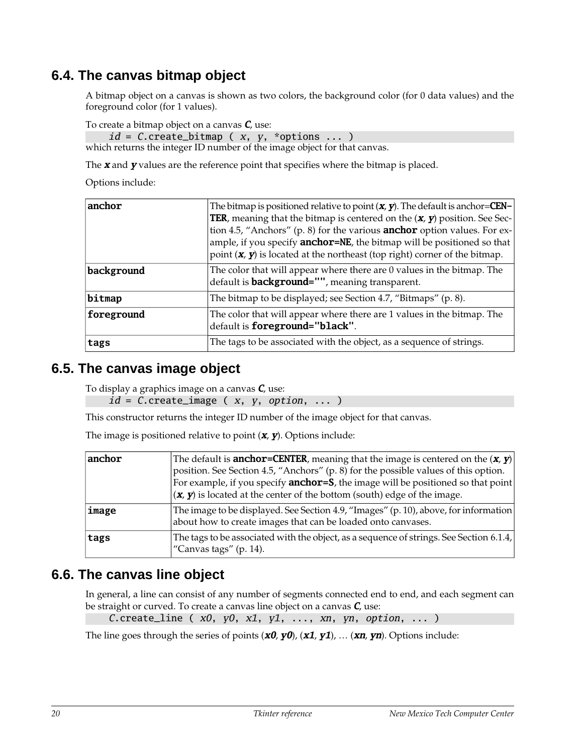## 6.4. The canvas bitmap object

A bitmap object on a canvas is shown as two colors, the background color (for 0 data values) and the foreground color (for 1 values).

To create a bitmap object on a canvas ***C***, use:

```
id = C.create_bitmap ( x, y, *options ... )
```

which returns the integer ID number of the image object for that canvas.

The ***x*** and ***y*** values are the reference point that specifies where the bitmap is placed.

Options include:

| | |
|---|---|
| **anchor** | The bitmap is positioned relative to point (***x***, ***y***). The default is anchor=**CENTER**, meaning that the bitmap is centered on the (***x***, ***y***) position. See Section 4.5, "Anchors" (p. 8) for the various **anchor** option values. For example, if you specify **anchor=NE**, the bitmap will be positioned so that point (***x***, ***y***) is located at the northeast (top right) corner of the bitmap. |
| **background** | The color that will appear where there are 0 values in the bitmap. The default is **background=""**, meaning transparent. |
| **bitmap** | The bitmap to be displayed; see Section 4.7, "Bitmaps" (p. 8). |
| **foreground** | The color that will appear where there are 1 values in the bitmap. The default is **foreground="black"**. |
| **tags** | The tags to be associated with the object, as a sequence of strings. |

## 6.5. The canvas image object

To display a graphics image on a canvas ***C***, use:

```
id = C.create_image ( x, y, option, ... )
```

This constructor returns the integer ID number of the image object for that canvas.

The image is positioned relative to point (***x***, ***y***). Options include:

| | |
|---|---|
| **anchor** | The default is **anchor=CENTER**, meaning that the image is centered on the (***x***, ***y***) position. See Section 4.5, "Anchors" (p. 8) for the possible values of this option. For example, if you specify **anchor=S**, the image will be positioned so that point (***x***, ***y***) is located at the center of the bottom (south) edge of the image. |
| **image** | The image to be displayed. See Section 4.9, "Images" (p. 10), above, for information about how to create images that can be loaded onto canvases. |
| **tags** | The tags to be associated with the object, as a sequence of strings. See Section 6.1.4, "Canvas tags" (p. 14). |

## 6.6. The canvas line object

In general, a line can consist of any number of segments connected end to end, and each segment can be straight or curved. To create a canvas line object on a canvas ***C***, use:

```
C.create_line ( x0, y0, x1, y1, ..., xn, yn, option, ... )
```

The line goes through the series of points (***x0***, ***y0***), (***x1***, ***y1***), … (***xn***, ***yn***). Options include: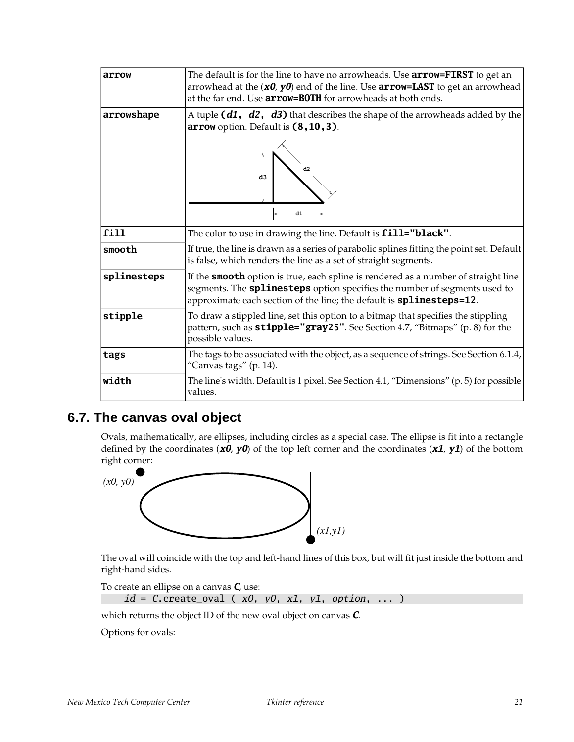| | |
|---|---|
| **arrow** | The default is for the line to have no arrowheads. Use **arrow=FIRST** to get an arrowhead at the (***x0***, ***y0***) end of the line. Use **arrow=LAST** to get an arrowhead at the far end. Use **arrow=BOTH** for arrowheads at both ends. |
| **arrowshape** | A tuple **(*d1*, *d2*, *d3*)** that describes the shape of the arrowheads added by the **arrow** option. Default is **(8,10,3)**. |
| **fill** | The color to use in drawing the line. Default is **fill="black"**. |
| **smooth** | If true, the line is drawn as a series of parabolic splines fitting the point set. Default is false, which renders the line as a set of straight segments. |
| **splinesteps** | If the **smooth** option is true, each spline is rendered as a number of straight line segments. The **splinesteps** option specifies the number of segments used to approximate each section of the line; the default is **splinesteps=12**. |
| **stipple** | To draw a stippled line, set this option to a bitmap that specifies the stippling pattern, such as **stipple="gray25"**. See Section 4.7, "Bitmaps" (p. 8) for the possible values. |
| **tags** | The tags to be associated with the object, as a sequence of strings. See Section 6.1.4, "Canvas tags" (p. 14). |
| **width** | The line's width. Default is 1 pixel. See Section 4.1, "Dimensions" (p. 5) for possible values. |

## 6.7. The canvas oval object

Ovals, mathematically, are ellipses, including circles as a special case. The ellipse is fit into a rectangle defined by the coordinates (***x0***, ***y0***) of the top left corner and the coordinates (***x1***, ***y1***) of the bottom right corner:

The oval will coincide with the top and left-hand lines of this box, but will fit just inside the bottom and right-hand sides.

To create an ellipse on a canvas ***C***, use:

```
id = C.create_oval ( x0, y0, x1, y1, option, ... )
```

which returns the object ID of the new oval object on canvas ***C***.

Options for ovals: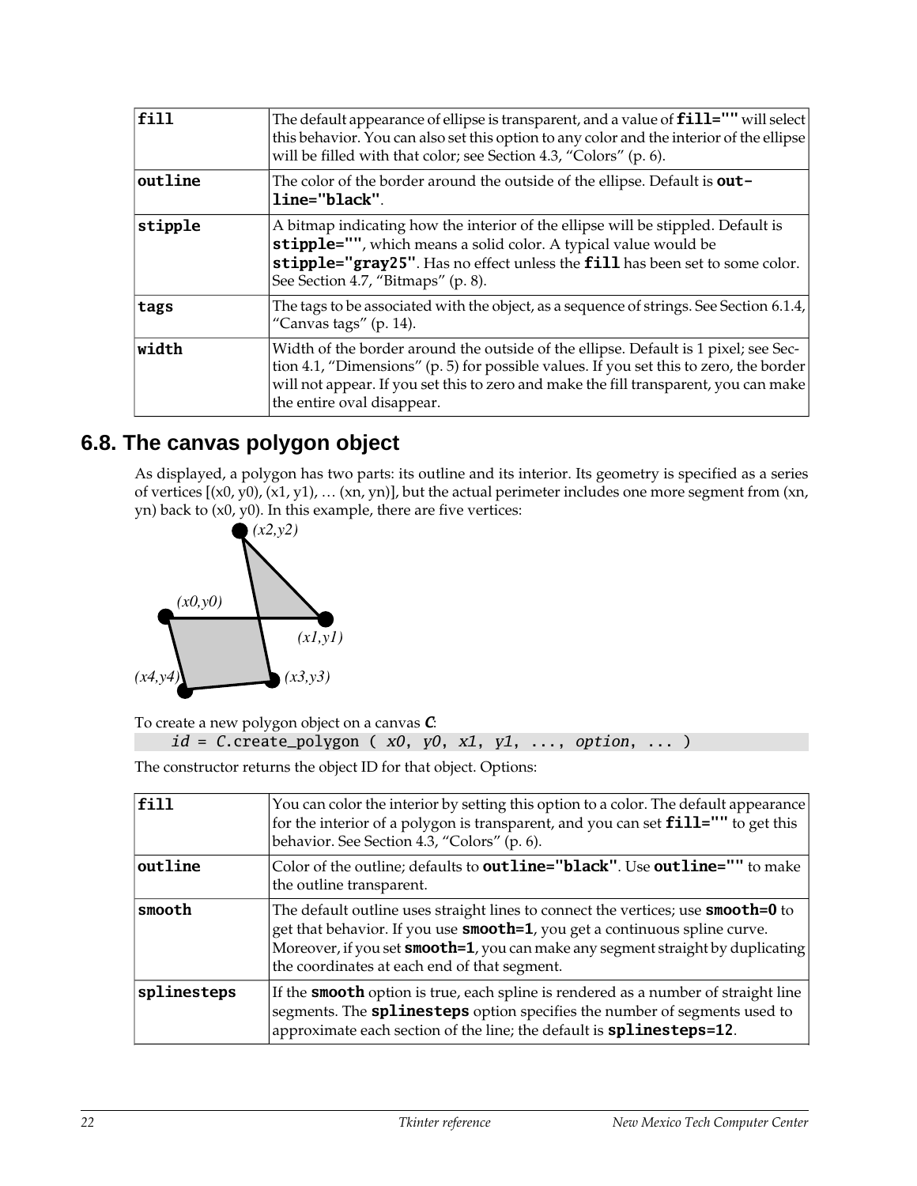| | |
|---|---|
| **fill** | The default appearance of ellipse is transparent, and a value of **fill=""** will select this behavior. You can also set this option to any color and the interior of the ellipse will be filled with that color; see Section 4.3, "Colors" (p. 6). |
| **outline** | The color of the border around the outside of the ellipse. Default is **outline="black"**. |
| **stipple** | A bitmap indicating how the interior of the ellipse will be stippled. Default is **stipple=""**, which means a solid color. A typical value would be **stipple="gray25"**. Has no effect unless the **fill** has been set to some color. See Section 4.7, "Bitmaps" (p. 8). |
| **tags** | The tags to be associated with the object, as a sequence of strings. See Section 6.1.4, "Canvas tags" (p. 14). |
| **width** | Width of the border around the outside of the ellipse. Default is 1 pixel; see Section 4.1, "Dimensions" (p. 5) for possible values. If you set this to zero, the border will not appear. If you set this to zero and make the fill transparent, you can make the entire oval disappear. |

## 6.8. The canvas polygon object

As displayed, a polygon has two parts: its outline and its interior. Its geometry is specified as a series of vertices [(x0, y0), (x1, y1), … (xn, yn)], but the actual perimeter includes one more segment from (xn, yn) back to (x0, y0). In this example, there are five vertices:

To create a new polygon object on a canvas ***C***:

```
id = C.create_polygon ( x0, y0, x1, y1, ..., option, ... )
```

The constructor returns the object ID for that object. Options:

| | |
|---|---|
| **fill** | You can color the interior by setting this option to a color. The default appearance for the interior of a polygon is transparent, and you can set **fill=""** to get this behavior. See Section 4.3, "Colors" (p. 6). |
| **outline** | Color of the outline; defaults to **outline="black"**. Use **outline=""** to make the outline transparent. |
| **smooth** | The default outline uses straight lines to connect the vertices; use **smooth=0** to get that behavior. If you use **smooth=1**, you get a continuous spline curve. Moreover, if you set **smooth=1**, you can make any segment straight by duplicating the coordinates at each end of that segment. |
| **splinesteps** | If the **smooth** option is true, each spline is rendered as a number of straight line segments. The **splinesteps** option specifies the number of segments used to approximate each section of the line; the default is **splinesteps=12**. |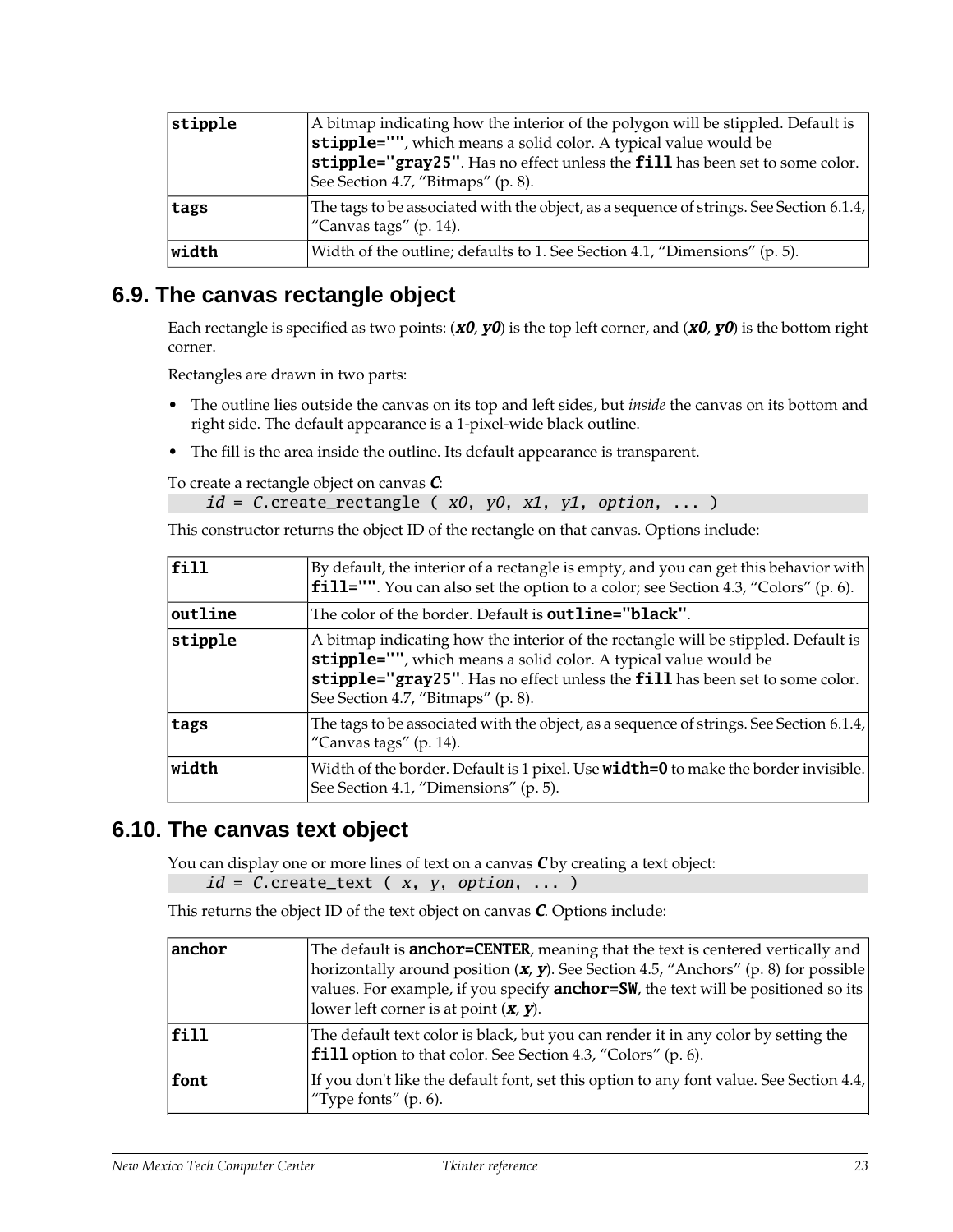| | |
|---|---|
| **stipple** | A bitmap indicating how the interior of the polygon will be stippled. Default is **stipple=""**, which means a solid color. A typical value would be **stipple="gray25"**. Has no effect unless the **fill** has been set to some color. See Section 4.7, "Bitmaps" (p. 8). |
| **tags** | The tags to be associated with the object, as a sequence of strings. See Section 6.1.4, "Canvas tags" (p. 14). |
| **width** | Width of the outline; defaults to 1. See Section 4.1, "Dimensions" (p. 5). |

## 6.9. The canvas rectangle object

Each rectangle is specified as two points: (***x0***, ***y0***) is the top left corner, and (***x0***, ***y0***) is the bottom right corner.

Rectangles are drawn in two parts:

- The outline lies outside the canvas on its top and left sides, but *inside* the canvas on its bottom and right side. The default appearance is a 1-pixel-wide black outline.
- The fill is the area inside the outline. Its default appearance is transparent.

To create a rectangle object on canvas ***C***:

```
    id = C.create_rectangle ( x0, y0, x1, y1, option, ... )
```

This constructor returns the object ID of the rectangle on that canvas. Options include:

| | |
|---|---|
| **fill** | By default, the interior of a rectangle is empty, and you can get this behavior with **fill=""**. You can also set the option to a color; see Section 4.3, "Colors" (p. 6). |
| **outline** | The color of the border. Default is **outline="black"**. |
| **stipple** | A bitmap indicating how the interior of the rectangle will be stippled. Default is **stipple=""**, which means a solid color. A typical value would be **stipple="gray25"**. Has no effect unless the **fill** has been set to some color. See Section 4.7, "Bitmaps" (p. 8). |
| **tags** | The tags to be associated with the object, as a sequence of strings. See Section 6.1.4, "Canvas tags" (p. 14). |
| **width** | Width of the border. Default is 1 pixel. Use **width=0** to make the border invisible. See Section 4.1, "Dimensions" (p. 5). |

## 6.10. The canvas text object

You can display one or more lines of text on a canvas ***C*** by creating a text object:

```
    id = C.create_text ( x, y, option, ... )
```

This returns the object ID of the text object on canvas ***C***. Options include:

| | |
|---|---|
| **anchor** | The default is **anchor=CENTER**, meaning that the text is centered vertically and horizontally around position (***x***, ***y***). See Section 4.5, "Anchors" (p. 8) for possible values. For example, if you specify **anchor=SW**, the text will be positioned so its lower left corner is at point (***x***, ***y***). |
| **fill** | The default text color is black, but you can render it in any color by setting the **fill** option to that color. See Section 4.3, "Colors" (p. 6). |
| **font** | If you don't like the default font, set this option to any font value. See Section 4.4, "Type fonts" (p. 6). |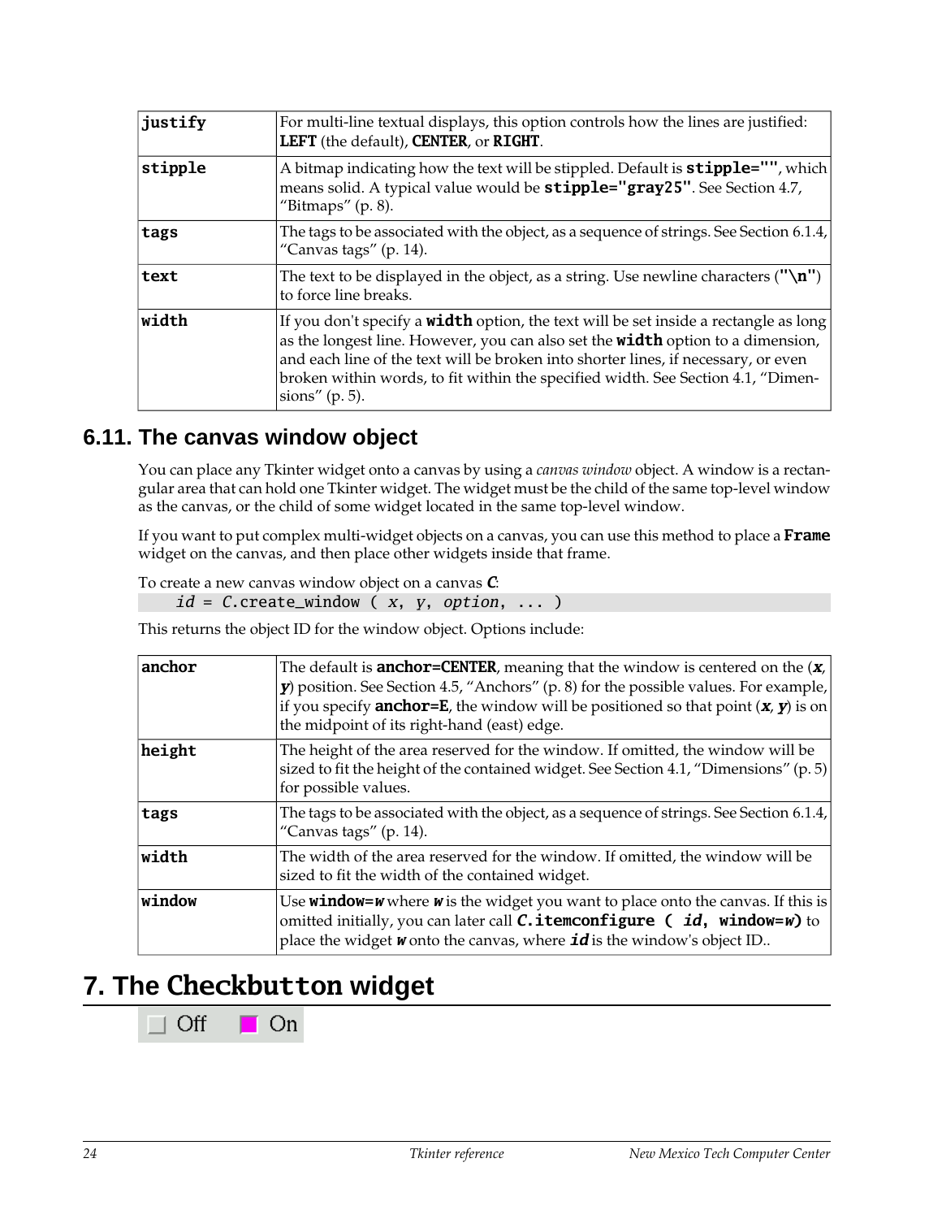| | |
|---|---|
| **justify** | For multi-line textual displays, this option controls how the lines are justified: **LEFT** (the default), **CENTER**, or **RIGHT**. |
| **stipple** | A bitmap indicating how the text will be stippled. Default is **stipple=""**, which means solid. A typical value would be **stipple="gray25"**. See Section 4.7, "Bitmaps" (p. 8). |
| **tags** | The tags to be associated with the object, as a sequence of strings. See Section 6.1.4, "Canvas tags" (p. 14). |
| **text** | The text to be displayed in the object, as a string. Use newline characters (**"\n"**) to force line breaks. |
| **width** | If you don't specify a **width** option, the text will be set inside a rectangle as long as the longest line. However, you can also set the **width** option to a dimension, and each line of the text will be broken into shorter lines, if necessary, or even broken within words, to fit within the specified width. See Section 4.1, "Dimensions" (p. 5). |

## 6.11. The canvas window object

You can place any Tkinter widget onto a canvas by using a *canvas window* object. A window is a rectangular area that can hold one Tkinter widget. The widget must be the child of the same top-level window as the canvas, or the child of some widget located in the same top-level window.

If you want to put complex multi-widget objects on a canvas, you can use this method to place a **Frame** widget on the canvas, and then place other widgets inside that frame.

To create a new canvas window object on a canvas ***C***:

```
    id = C.create_window ( x, y, option, ... )
```

This returns the object ID for the window object. Options include:

| | |
|---|---|
| **anchor** | The default is **anchor=CENTER**, meaning that the window is centered on the (***x***, ***y***) position. See Section 4.5, "Anchors" (p. 8) for the possible values. For example, if you specify **anchor=E**, the window will be positioned so that point (***x***, ***y***) is on the midpoint of its right-hand (east) edge. |
| **height** | The height of the area reserved for the window. If omitted, the window will be sized to fit the height of the contained widget. See Section 4.1, "Dimensions" (p. 5) for possible values. |
| **tags** | The tags to be associated with the object, as a sequence of strings. See Section 6.1.4, "Canvas tags" (p. 14). |
| **width** | The width of the area reserved for the window. If omitted, the window will be sized to fit the width of the contained widget. |
| **window** | Use **window=*w*** where ***w*** is the widget you want to place onto the canvas. If this is omitted initially, you can later call ***C*.itemconfigure ( *id*, window=*w*)** to place the widget ***w*** onto the canvas, where ***id*** is the window's object ID.. |

# 7. The Checkbutton widget

Off On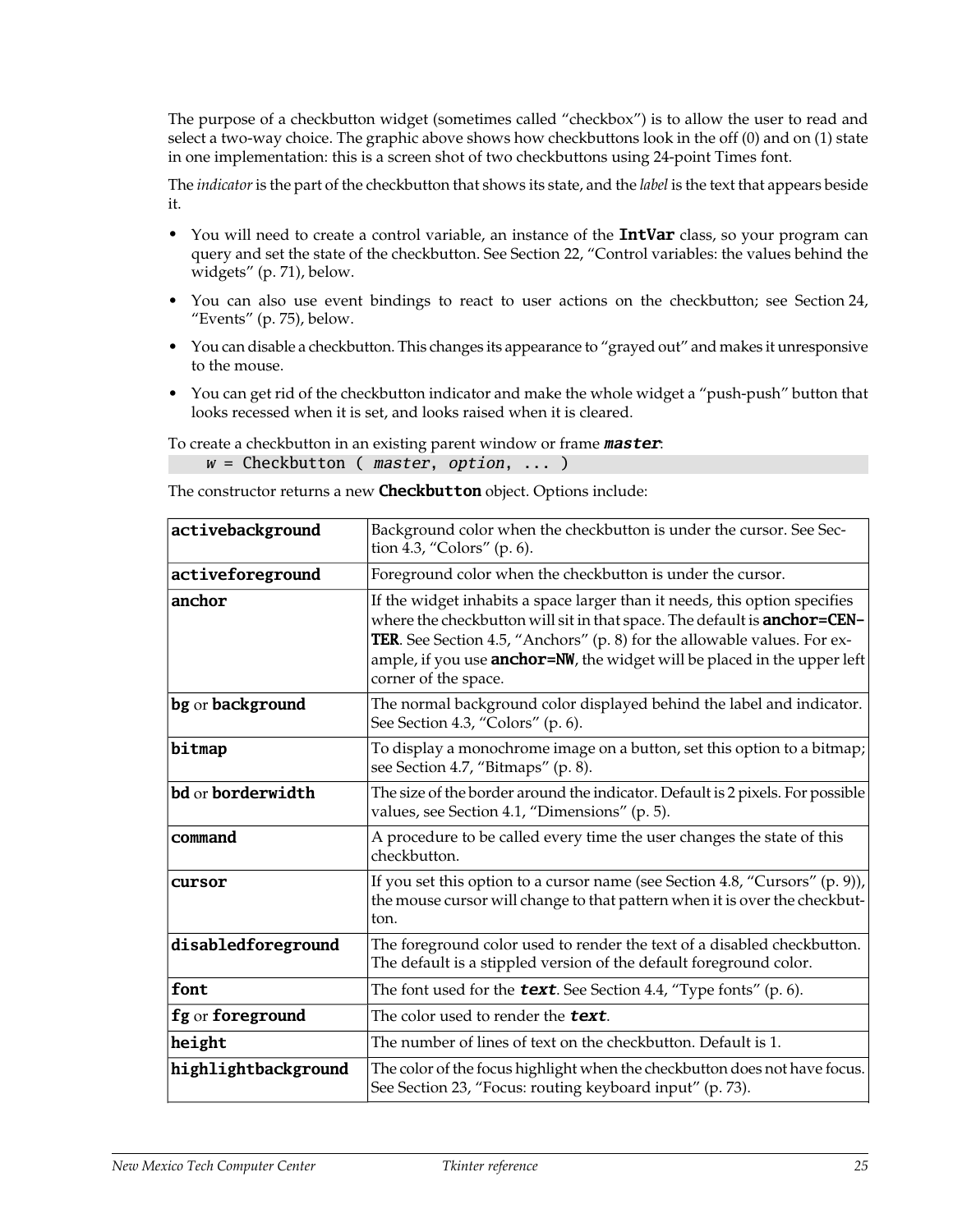The purpose of a checkbutton widget (sometimes called "checkbox") is to allow the user to read and select a two-way choice. The graphic above shows how checkbuttons look in the off (0) and on (1) state in one implementation: this is a screen shot of two checkbuttons using 24-point Times font.

The *indicator* is the part of the checkbutton that shows its state, and the *label* is the text that appears beside it.

- You will need to create a control variable, an instance of the **IntVar** class, so your program can query and set the state of the checkbutton. See Section 22, "Control variables: the values behind the widgets" (p. 71), below.
- You can also use event bindings to react to user actions on the checkbutton; see Section 24, "Events" (p. 75), below.
- You can disable a checkbutton. This changes its appearance to "grayed out" and makes it unresponsive to the mouse.
- You can get rid of the checkbutton indicator and make the whole widget a "push-push" button that looks recessed when it is set, and looks raised when it is cleared.

To create a checkbutton in an existing parent window or frame ***master***:

```
w = Checkbutton ( master, option, ... )
```

The constructor returns a new **Checkbutton** object. Options include:

| | |
|---|---|
| **activebackground** | Background color when the checkbutton is under the cursor. See Section 4.3, "Colors" (p. 6). |
| **activeforeground** | Foreground color when the checkbutton is under the cursor. |
| **anchor** | If the widget inhabits a space larger than it needs, this option specifies where the checkbutton will sit in that space. The default is **anchor=CENTER**. See Section 4.5, "Anchors" (p. 8) for the allowable values. For example, if you use **anchor=NW**, the widget will be placed in the upper left corner of the space. |
| **bg** or **background** | The normal background color displayed behind the label and indicator. See Section 4.3, "Colors" (p. 6). |
| **bitmap** | To display a monochrome image on a button, set this option to a bitmap; see Section 4.7, "Bitmaps" (p. 8). |
| **bd** or **borderwidth** | The size of the border around the indicator. Default is 2 pixels. For possible values, see Section 4.1, "Dimensions" (p. 5). |
| **command** | A procedure to be called every time the user changes the state of this checkbutton. |
| **cursor** | If you set this option to a cursor name (see Section 4.8, "Cursors" (p. 9)), the mouse cursor will change to that pattern when it is over the checkbutton. |
| **disabledforeground** | The foreground color used to render the text of a disabled checkbutton. The default is a stippled version of the default foreground color. |
| **font** | The font used for the ***text***. See Section 4.4, "Type fonts" (p. 6). |
| **fg** or **foreground** | The color used to render the ***text***. |
| **height** | The number of lines of text on the checkbutton. Default is 1. |
| **highlightbackground** | The color of the focus highlight when the checkbutton does not have focus. See Section 23, "Focus: routing keyboard input" (p. 73). |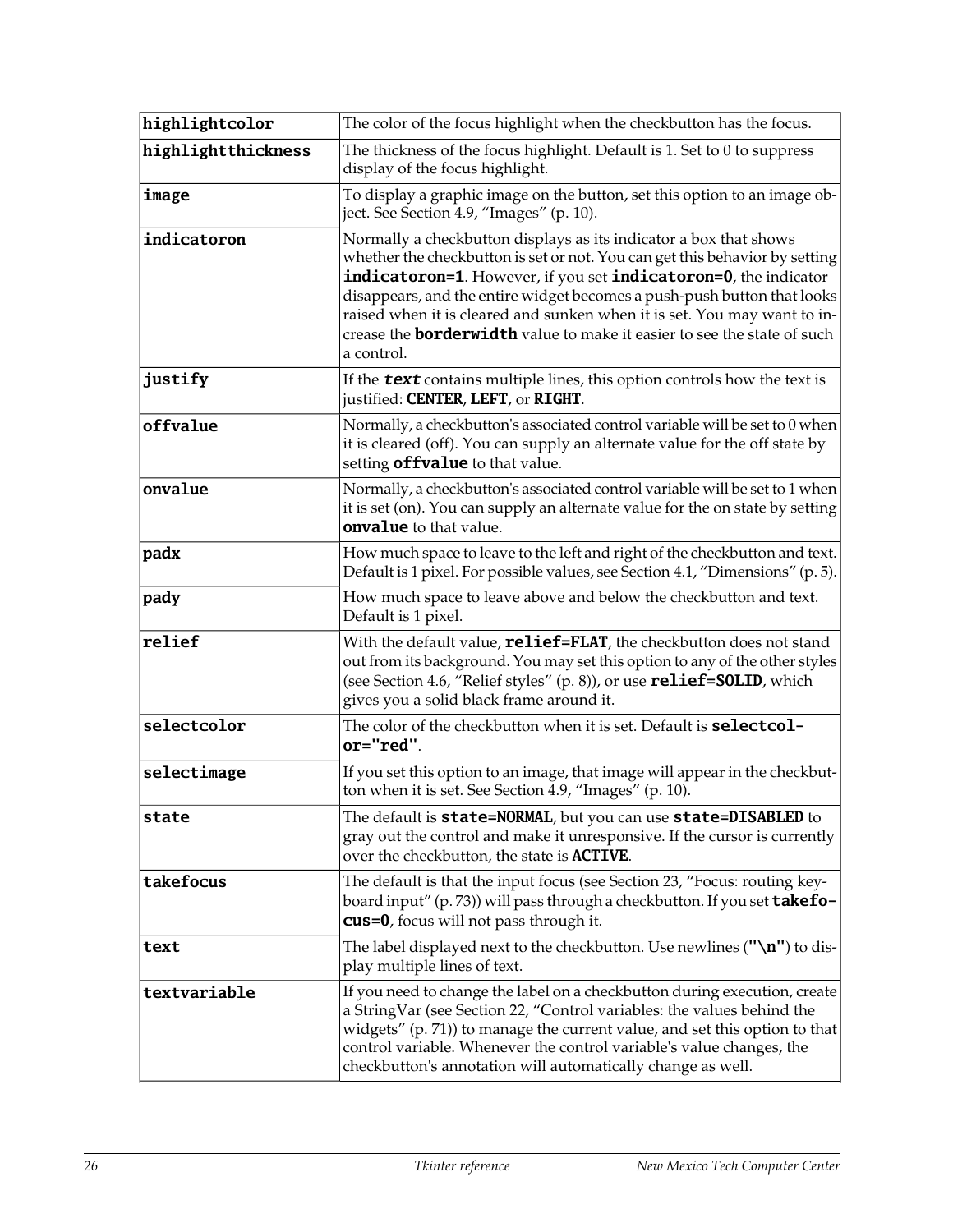| | |
|---|---|
| **highlightcolor** | The color of the focus highlight when the checkbutton has the focus. |
| **highlightthickness** | The thickness of the focus highlight. Default is 1. Set to 0 to suppress display of the focus highlight. |
| **image** | To display a graphic image on the button, set this option to an image object. See Section 4.9, "Images" (p. 10). |
| **indicatoron** | Normally a checkbutton displays as its indicator a box that shows whether the checkbutton is set or not. You can get this behavior by setting **indicatoron=1**. However, if you set **indicatoron=0**, the indicator disappears, and the entire widget becomes a push-push button that looks raised when it is cleared and sunken when it is set. You may want to increase the **borderwidth** value to make it easier to see the state of such a control. |
| **justify** | If the ***text*** contains multiple lines, this option controls how the text is justified: **CENTER**, **LEFT**, or **RIGHT**. |
| **offvalue** | Normally, a checkbutton's associated control variable will be set to 0 when it is cleared (off). You can supply an alternate value for the off state by setting **offvalue** to that value. |
| **onvalue** | Normally, a checkbutton's associated control variable will be set to 1 when it is set (on). You can supply an alternate value for the on state by setting **onvalue** to that value. |
| **padx** | How much space to leave to the left and right of the checkbutton and text. Default is 1 pixel. For possible values, see Section 4.1, "Dimensions" (p. 5). |
| **pady** | How much space to leave above and below the checkbutton and text. Default is 1 pixel. |
| **relief** | With the default value, **relief=FLAT**, the checkbutton does not stand out from its background. You may set this option to any of the other styles (see Section 4.6, "Relief styles" (p. 8)), or use **relief=SOLID**, which gives you a solid black frame around it. |
| **selectcolor** | The color of the checkbutton when it is set. Default is **selectcolor="red"**. |
| **selectimage** | If you set this option to an image, that image will appear in the checkbutton when it is set. See Section 4.9, "Images" (p. 10). |
| **state** | The default is **state=NORMAL**, but you can use **state=DISABLED** to gray out the control and make it unresponsive. If the cursor is currently over the checkbutton, the state is **ACTIVE**. |
| **takefocus** | The default is that the input focus (see Section 23, "Focus: routing keyboard input" (p. 73)) will pass through a checkbutton. If you set **takefocus=0**, focus will not pass through it. |
| **text** | The label displayed next to the checkbutton. Use newlines (**"\n"**) to display multiple lines of text. |
| **textvariable** | If you need to change the label on a checkbutton during execution, create a StringVar (see Section 22, "Control variables: the values behind the widgets" (p. 71)) to manage the current value, and set this option to that control variable. Whenever the control variable's value changes, the checkbutton's annotation will automatically change as well. |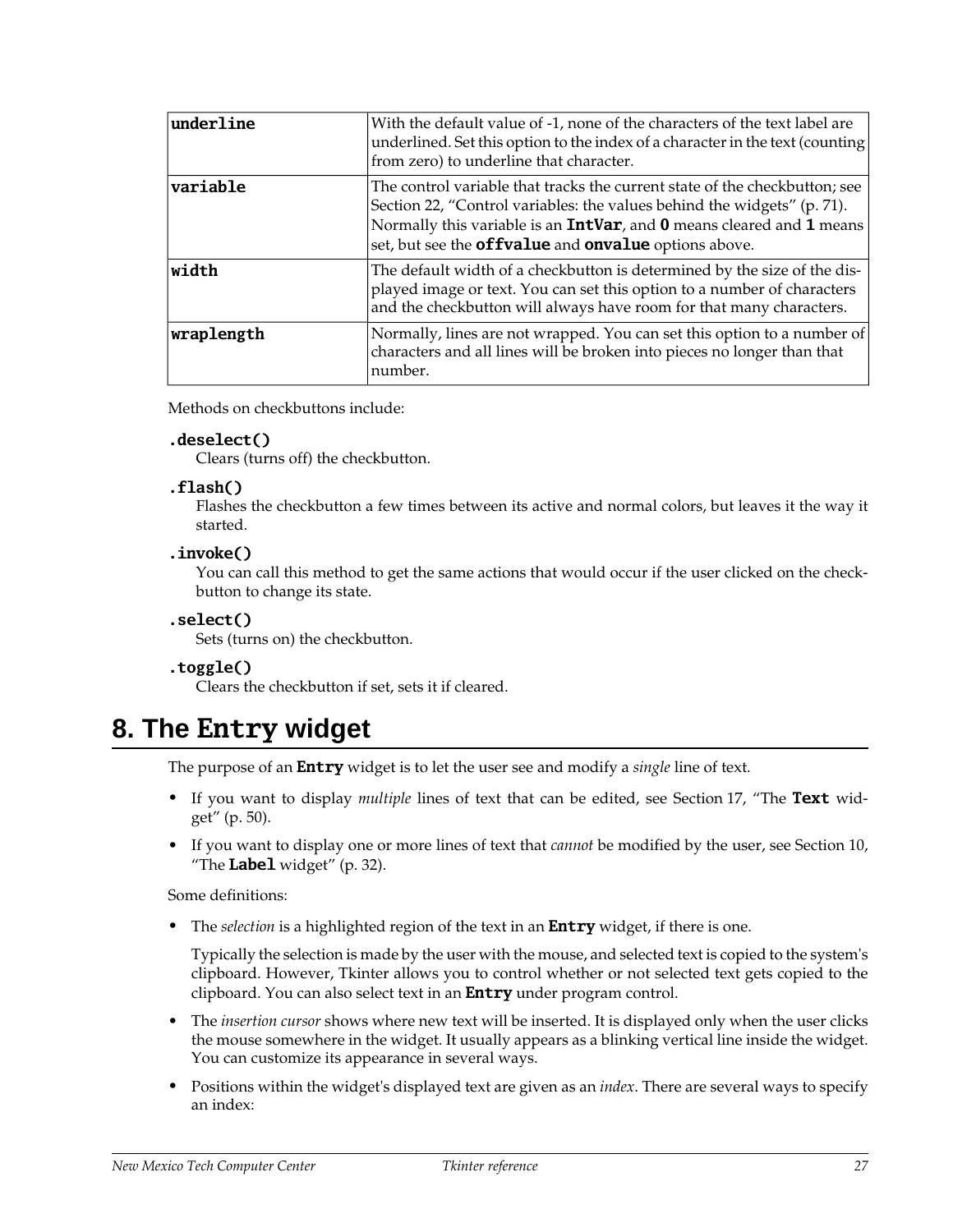| | |
|---|---|
| `underline` | With the default value of -1, none of the characters of the text label are underlined. Set this option to the index of a character in the text (counting from zero) to underline that character. |
| `variable` | The control variable that tracks the current state of the checkbutton; see Section 22, "Control variables: the values behind the widgets" (p. 71). Normally this variable is an **`IntVar`**, and **`0`** means cleared and **`1`** means set, but see the **`offvalue`** and **`onvalue`** options above. |
| `width` | The default width of a checkbutton is determined by the size of the displayed image or text. You can set this option to a number of characters and the checkbutton will always have room for that many characters. |
| `wraplength` | Normally, lines are not wrapped. You can set this option to a number of characters and all lines will be broken into pieces no longer than that number. |

Methods on checkbuttons include:

**`.deselect()`**
Clears (turns off) the checkbutton.

**`.flash()`**
Flashes the checkbutton a few times between its active and normal colors, but leaves it the way it started.

**`.invoke()`**
You can call this method to get the same actions that would occur if the user clicked on the checkbutton to change its state.

**`.select()`**
Sets (turns on) the checkbutton.

**`.toggle()`**
Clears the checkbutton if set, sets it if cleared.

# 8. The `Entry` widget

The purpose of an **`Entry`** widget is to let the user see and modify a *single* line of text.

- If you want to display *multiple* lines of text that can be edited, see Section 17, "The **`Text`** widget" (p. 50).
- If you want to display one or more lines of text that *cannot* be modified by the user, see Section 10, "The **`Label`** widget" (p. 32).

Some definitions:

- The *selection* is a highlighted region of the text in an **`Entry`** widget, if there is one.

  Typically the selection is made by the user with the mouse, and selected text is copied to the system's clipboard. However, Tkinter allows you to control whether or not selected text gets copied to the clipboard. You can also select text in an **`Entry`** under program control.

- The *insertion cursor* shows where new text will be inserted. It is displayed only when the user clicks the mouse somewhere in the widget. It usually appears as a blinking vertical line inside the widget. You can customize its appearance in several ways.
- Positions within the widget's displayed text are given as an *index*. There are several ways to specify an index: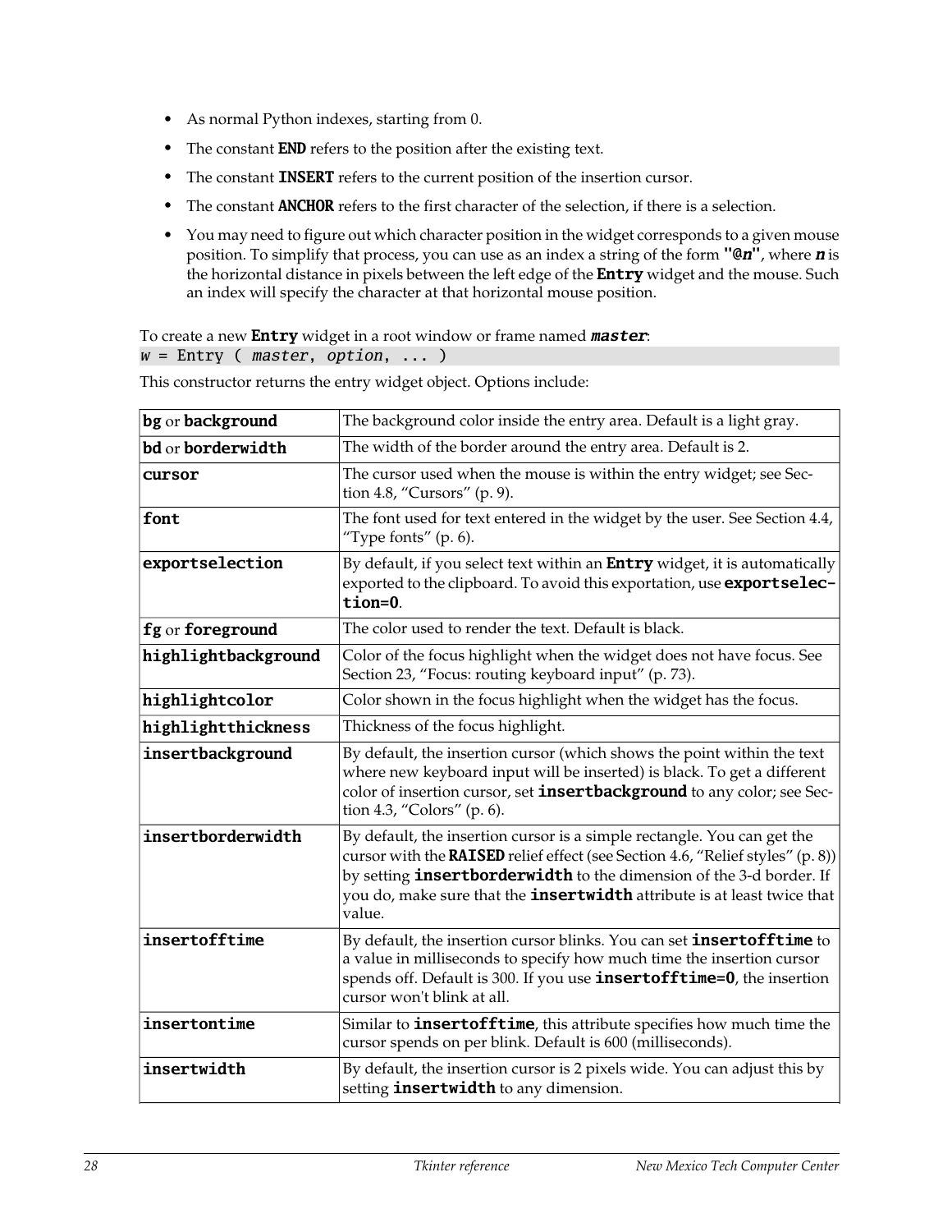- As normal Python indexes, starting from 0.
- The constant **END** refers to the position after the existing text.
- The constant **INSERT** refers to the current position of the insertion cursor.
- The constant **ANCHOR** refers to the first character of the selection, if there is a selection.
- You may need to figure out which character position in the widget corresponds to a given mouse position. To simplify that process, you can use as an index a string of the form **"@*n*"**, where ***n*** is the horizontal distance in pixels between the left edge of the **Entry** widget and the mouse. Such an index will specify the character at that horizontal mouse position.

To create a new **Entry** widget in a root window or frame named ***master***:

```
w = Entry ( master, option, ... )
```

This constructor returns the entry widget object. Options include:

| | |
|---|---|
| **bg** or **background** | The background color inside the entry area. Default is a light gray. |
| **bd** or **borderwidth** | The width of the border around the entry area. Default is 2. |
| **cursor** | The cursor used when the mouse is within the entry widget; see Section 4.8, "Cursors" (p. 9). |
| **font** | The font used for text entered in the widget by the user. See Section 4.4, "Type fonts" (p. 6). |
| **exportselection** | By default, if you select text within an **Entry** widget, it is automatically exported to the clipboard. To avoid this exportation, use **exportselection=0**. |
| **fg** or **foreground** | The color used to render the text. Default is black. |
| **highlightbackground** | Color of the focus highlight when the widget does not have focus. See Section 23, "Focus: routing keyboard input" (p. 73). |
| **highlightcolor** | Color shown in the focus highlight when the widget has the focus. |
| **highlightthickness** | Thickness of the focus highlight. |
| **insertbackground** | By default, the insertion cursor (which shows the point within the text where new keyboard input will be inserted) is black. To get a different color of insertion cursor, set **insertbackground** to any color; see Section 4.3, "Colors" (p. 6). |
| **insertborderwidth** | By default, the insertion cursor is a simple rectangle. You can get the cursor with the **RAISED** relief effect (see Section 4.6, "Relief styles" (p. 8)) by setting **insertborderwidth** to the dimension of the 3-d border. If you do, make sure that the **insertwidth** attribute is at least twice that value. |
| **insertofftime** | By default, the insertion cursor blinks. You can set **insertofftime** to a value in milliseconds to specify how much time the insertion cursor spends off. Default is 300. If you use **insertofftime=0**, the insertion cursor won't blink at all. |
| **insertontime** | Similar to **insertofftime**, this attribute specifies how much time the cursor spends on per blink. Default is 600 (milliseconds). |
| **insertwidth** | By default, the insertion cursor is 2 pixels wide. You can adjust this by setting **insertwidth** to any dimension. |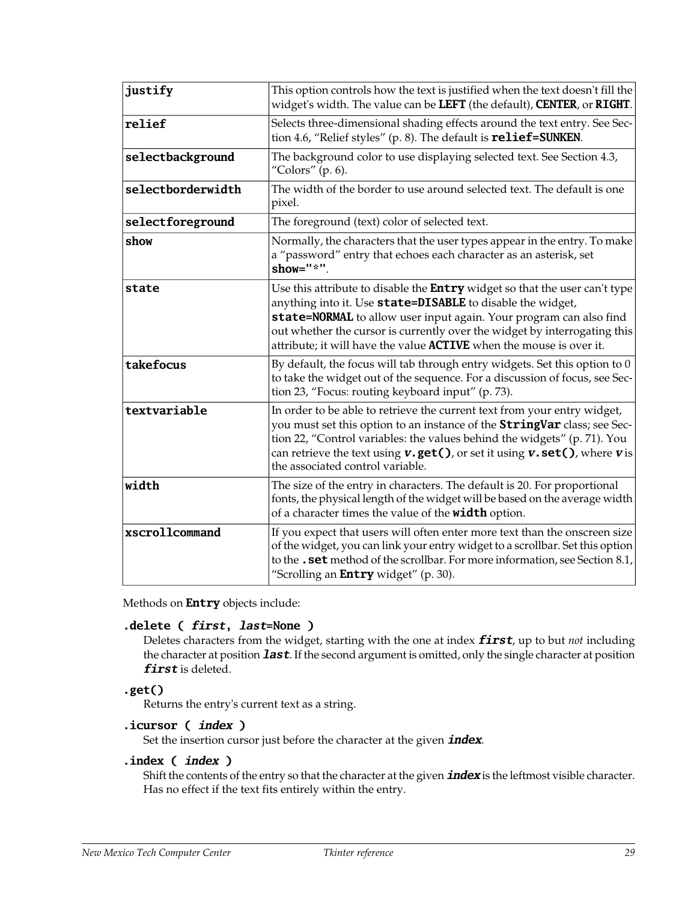| | |
|---|---|
| **justify** | This option controls how the text is justified when the text doesn't fill the widget's width. The value can be **LEFT** (the default), **CENTER**, or **RIGHT**. |
| **relief** | Selects three-dimensional shading effects around the text entry. See Section 4.6, "Relief styles" (p. 8). The default is **relief=SUNKEN**. |
| **selectbackground** | The background color to use displaying selected text. See Section 4.3, "Colors" (p. 6). |
| **selectborderwidth** | The width of the border to use around selected text. The default is one pixel. |
| **selectforeground** | The foreground (text) color of selected text. |
| **show** | Normally, the characters that the user types appear in the entry. To make a "password" entry that echoes each character as an asterisk, set **show="*"**. |
| **state** | Use this attribute to disable the **Entry** widget so that the user can't type anything into it. Use **state=DISABLE** to disable the widget, **state=NORMAL** to allow user input again. Your program can also find out whether the cursor is currently over the widget by interrogating this attribute; it will have the value **ACTIVE** when the mouse is over it. |
| **takefocus** | By default, the focus will tab through entry widgets. Set this option to 0 to take the widget out of the sequence. For a discussion of focus, see Section 23, "Focus: routing keyboard input" (p. 73). |
| **textvariable** | In order to be able to retrieve the current text from your entry widget, you must set this option to an instance of the **StringVar** class; see Section 22, "Control variables: the values behind the widgets" (p. 71). You can retrieve the text using ***v*.get()**, or set it using ***v*.set()**, where ***v*** is the associated control variable. |
| **width** | The size of the entry in characters. The default is 20. For proportional fonts, the physical length of the widget will be based on the average width of a character times the value of the **width** option. |
| **xscrollcommand** | If you expect that users will often enter more text than the onscreen size of the widget, you can link your entry widget to a scrollbar. Set this option to the **.set** method of the scrollbar. For more information, see Section 8.1, "Scrolling an **Entry** widget" (p. 30). |

Methods on **Entry** objects include:

**.delete (** ***first*, *last*=None )**
Deletes characters from the widget, starting with the one at index ***first***, up to but *not* including the character at position ***last***. If the second argument is omitted, only the single character at position ***first*** is deleted.

**.get()**
Returns the entry's current text as a string.

**.icursor (** ***index*** **)**
Set the insertion cursor just before the character at the given ***index***.

**.index (** ***index*** **)**
Shift the contents of the entry so that the character at the given ***index*** is the leftmost visible character. Has no effect if the text fits entirely within the entry.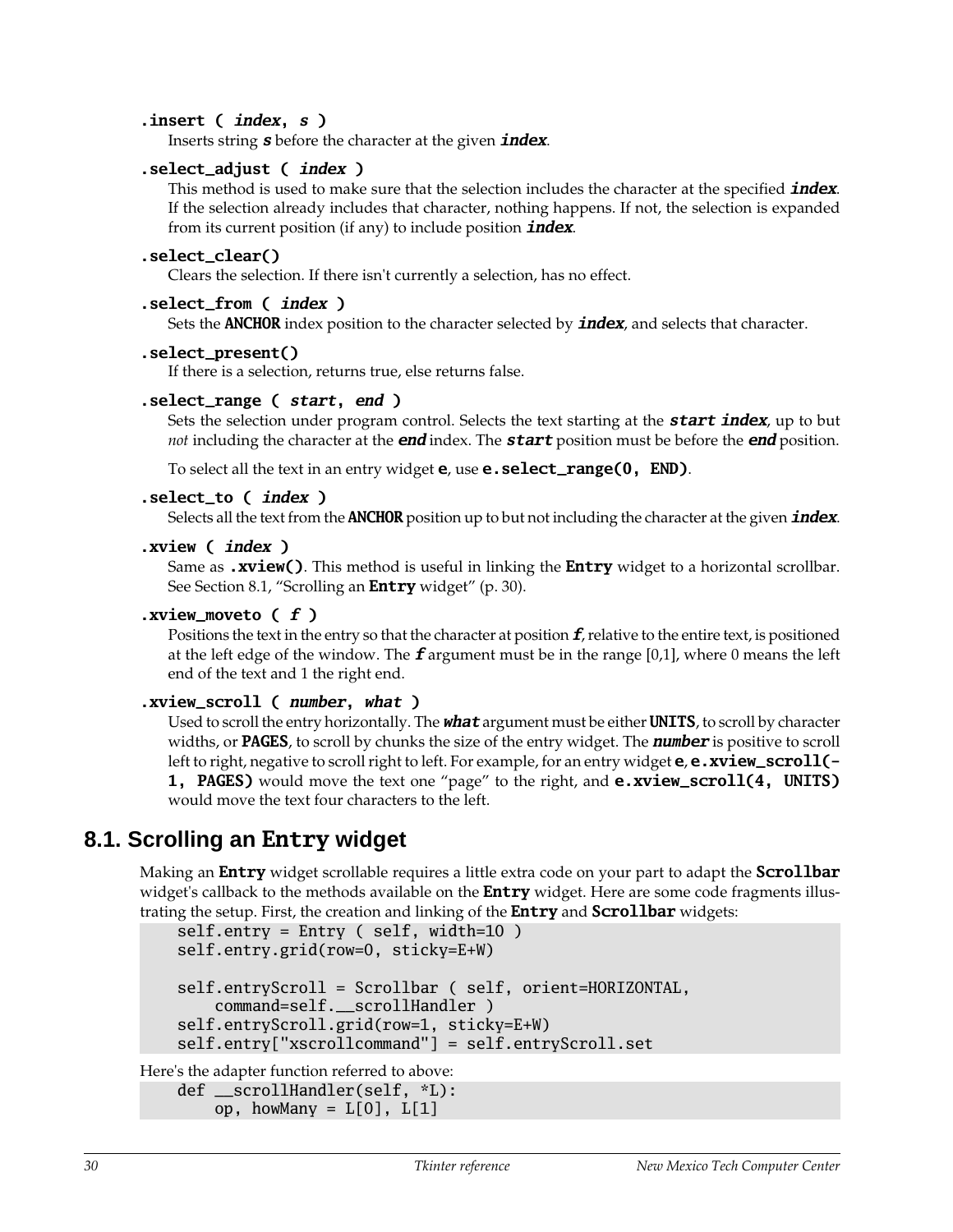**.insert ( *index*, *s* )**
Inserts string ***s*** before the character at the given ***index***.

**.select_adjust ( *index* )**
This method is used to make sure that the selection includes the character at the specified ***index***. If the selection already includes that character, nothing happens. If not, the selection is expanded from its current position (if any) to include position ***index***.

**.select_clear()**
Clears the selection. If there isn't currently a selection, has no effect.

**.select_from ( *index* )**
Sets the **ANCHOR** index position to the character selected by ***index***, and selects that character.

**.select_present()**
If there is a selection, returns true, else returns false.

**.select_range ( *start*, *end* )**
Sets the selection under program control. Selects the text starting at the ***start*** ***index***, up to but *not* including the character at the ***end*** index. The ***start*** position must be before the ***end*** position.

To select all the text in an entry widget **e**, use **e.select_range(0, END)**.

**.select_to ( *index* )**
Selects all the text from the **ANCHOR** position up to but not including the character at the given ***index***.

**.xview ( *index* )**
Same as **.xview()**. This method is useful in linking the **Entry** widget to a horizontal scrollbar. See Section 8.1, "Scrolling an **Entry** widget" (p. 30).

**.xview_moveto ( *f* )**
Positions the text in the entry so that the character at position ***f***, relative to the entire text, is positioned at the left edge of the window. The ***f*** argument must be in the range [0,1], where 0 means the left end of the text and 1 the right end.

**.xview_scroll ( *number*, *what* )**
Used to scroll the entry horizontally. The ***what*** argument must be either **UNITS**, to scroll by character widths, or **PAGES**, to scroll by chunks the size of the entry widget. The ***number*** is positive to scroll left to right, negative to scroll right to left. For example, for an entry widget **e**, **e.xview_scroll(-1, PAGES)** would move the text one "page" to the right, and **e.xview_scroll(4, UNITS)** would move the text four characters to the left.

## 8.1. Scrolling an Entry widget

Making an **Entry** widget scrollable requires a little extra code on your part to adapt the **Scrollbar** widget's callback to the methods available on the **Entry** widget. Here are some code fragments illustrating the setup. First, the creation and linking of the **Entry** and **Scrollbar** widgets:

```
    self.entry = Entry ( self, width=10 )
    self.entry.grid(row=0, sticky=E+W)

    self.entryScroll = Scrollbar ( self, orient=HORIZONTAL,
        command=self.__scrollHandler )
    self.entryScroll.grid(row=1, sticky=E+W)
    self.entry["xscrollcommand"] = self.entryScroll.set
```

Here's the adapter function referred to above:

```
    def __scrollHandler(self, *L):
        op, howMany = L[0], L[1]
```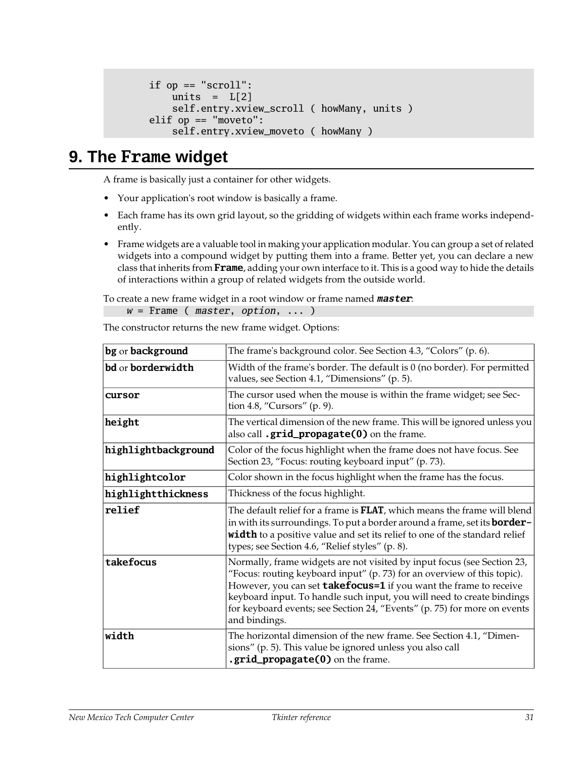```
    if op == "scroll":
        units  =  L[2]
        self.entry.xview_scroll ( howMany, units )
    elif op == "moveto":
        self.entry.xview_moveto ( howMany )
```

# 9. The `Frame` widget

A frame is basically just a container for other widgets.

- Your application's root window is basically a frame.
- Each frame has its own grid layout, so the gridding of widgets within each frame works independently.
- Frame widgets are a valuable tool in making your application modular. You can group a set of related widgets into a compound widget by putting them into a frame. Better yet, you can declare a new class that inherits from **`Frame`**, adding your own interface to it. This is a good way to hide the details of interactions within a group of related widgets from the outside world.

To create a new frame widget in a root window or frame named ***`master`***:

```
w = Frame ( master, option, ... )
```

The constructor returns the new frame widget. Options:

| | |
|---|---|
| **`bg`** or **`background`** | The frame's background color. See Section 4.3, "Colors" (p. 6). |
| **`bd`** or **`borderwidth`** | Width of the frame's border. The default is 0 (no border). For permitted values, see Section 4.1, "Dimensions" (p. 5). |
| **`cursor`** | The cursor used when the mouse is within the frame widget; see Section 4.8, "Cursors" (p. 9). |
| **`height`** | The vertical dimension of the new frame. This will be ignored unless you also call **`.grid_propagate(0)`** on the frame. |
| **`highlightbackground`** | Color of the focus highlight when the frame does not have focus. See Section 23, "Focus: routing keyboard input" (p. 73). |
| **`highlightcolor`** | Color shown in the focus highlight when the frame has the focus. |
| **`highlightthickness`** | Thickness of the focus highlight. |
| **`relief`** | The default relief for a frame is **`FLAT`**, which means the frame will blend in with its surroundings. To put a border around a frame, set its **`borderwidth`** to a positive value and set its relief to one of the standard relief types; see Section 4.6, "Relief styles" (p. 8). |
| **`takefocus`** | Normally, frame widgets are not visited by input focus (see Section 23, "Focus: routing keyboard input" (p. 73) for an overview of this topic). However, you can set **`takefocus=1`** if you want the frame to receive keyboard input. To handle such input, you will need to create bindings for keyboard events; see Section 24, "Events" (p. 75) for more on events and bindings. |
| **`width`** | The horizontal dimension of the new frame. See Section 4.1, "Dimensions" (p. 5). This value be ignored unless you also call **`.grid_propagate(0)`** on the frame. |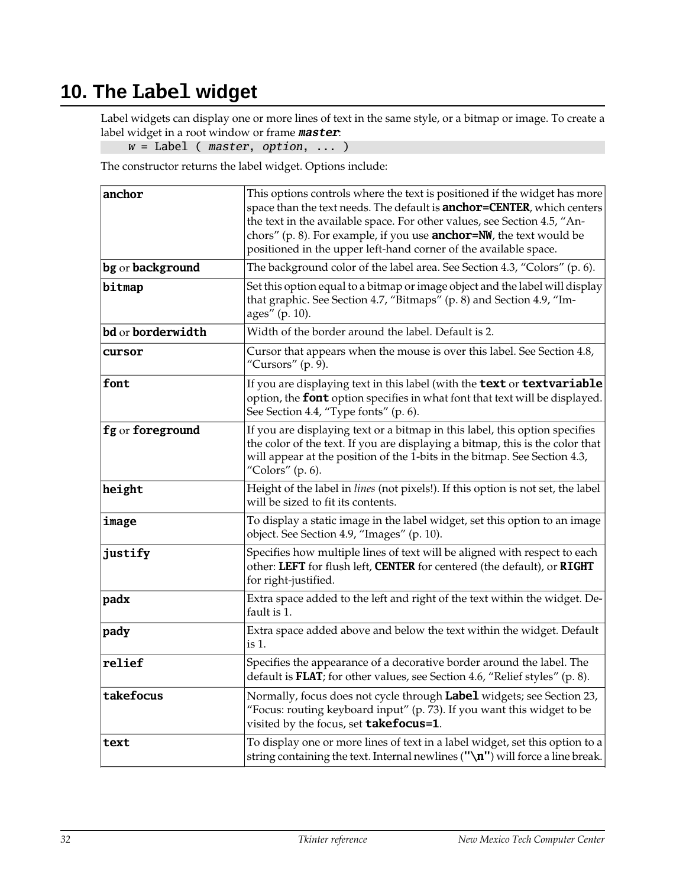# 10. The `Label` widget

Label widgets can display one or more lines of text in the same style, or a bitmap or image. To create a label widget in a root window or frame ***master***:

```
w = Label ( master, option, ... )
```

The constructor returns the label widget. Options include:

| | |
|---|---|
| **anchor** | This options controls where the text is positioned if the widget has more space than the text needs. The default is **anchor=CENTER**, which centers the text in the available space. For other values, see Section 4.5, "Anchors" (p. 8). For example, if you use **anchor=NW**, the text would be positioned in the upper left-hand corner of the available space. |
| **bg** or **background** | The background color of the label area. See Section 4.3, "Colors" (p. 6). |
| **bitmap** | Set this option equal to a bitmap or image object and the label will display that graphic. See Section 4.7, "Bitmaps" (p. 8) and Section 4.9, "Images" (p. 10). |
| **bd** or **borderwidth** | Width of the border around the label. Default is 2. |
| **cursor** | Cursor that appears when the mouse is over this label. See Section 4.8, "Cursors" (p. 9). |
| **font** | If you are displaying text in this label (with the **text** or **textvariable** option, the **font** option specifies in what font that text will be displayed. See Section 4.4, "Type fonts" (p. 6). |
| **fg** or **foreground** | If you are displaying text or a bitmap in this label, this option specifies the color of the text. If you are displaying a bitmap, this is the color that will appear at the position of the 1-bits in the bitmap. See Section 4.3, "Colors" (p. 6). |
| **height** | Height of the label in *lines* (not pixels!). If this option is not set, the label will be sized to fit its contents. |
| **image** | To display a static image in the label widget, set this option to an image object. See Section 4.9, "Images" (p. 10). |
| **justify** | Specifies how multiple lines of text will be aligned with respect to each other: **LEFT** for flush left, **CENTER** for centered (the default), or **RIGHT** for right-justified. |
| **padx** | Extra space added to the left and right of the text within the widget. Default is 1. |
| **pady** | Extra space added above and below the text within the widget. Default is 1. |
| **relief** | Specifies the appearance of a decorative border around the label. The default is **FLAT**; for other values, see Section 4.6, "Relief styles" (p. 8). |
| **takefocus** | Normally, focus does not cycle through **Label** widgets; see Section 23, "Focus: routing keyboard input" (p. 73). If you want this widget to be visited by the focus, set **takefocus=1**. |
| **text** | To display one or more lines of text in a label widget, set this option to a string containing the text. Internal newlines (**"\n"**) will force a line break. |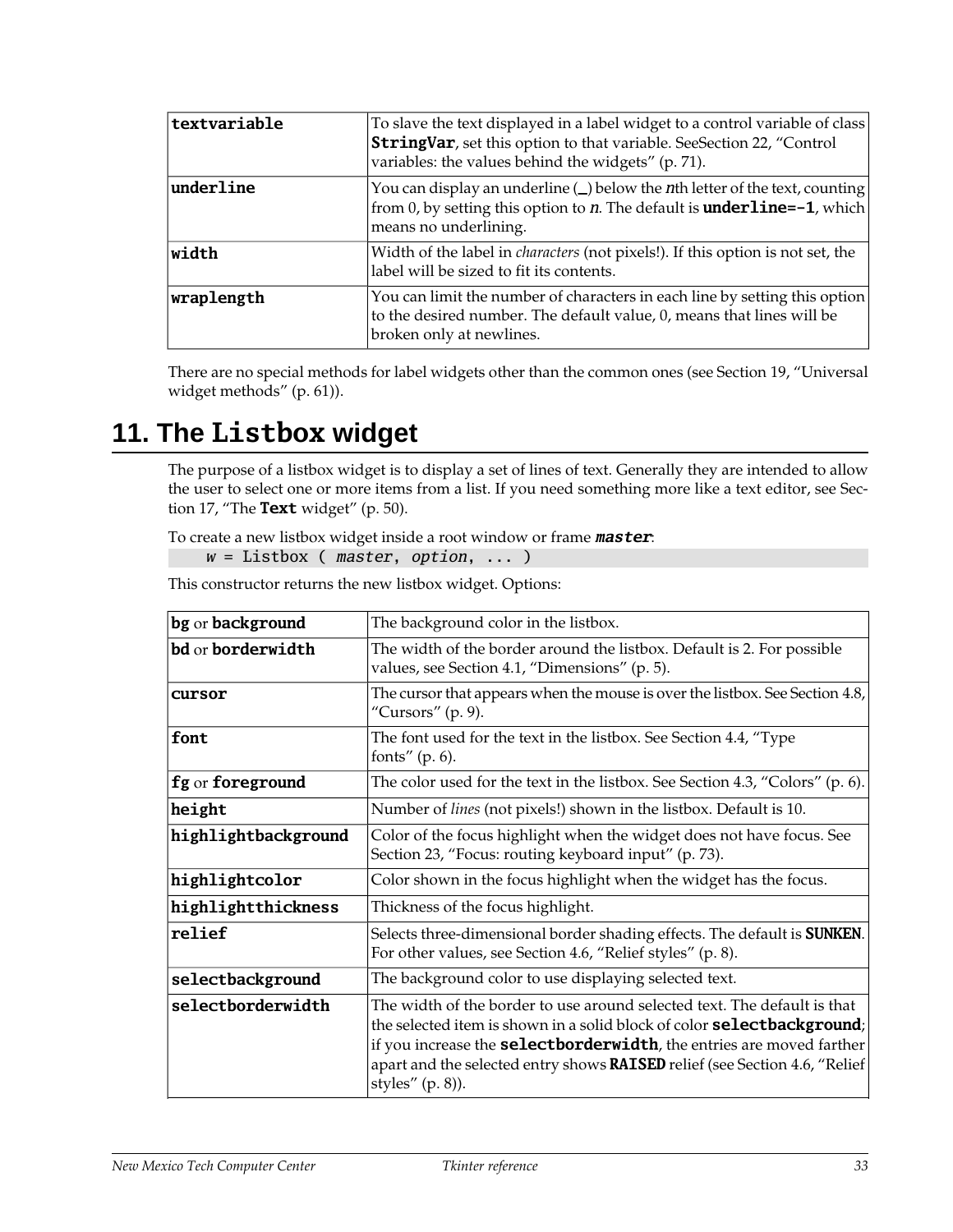| | |
|---|---|
| **textvariable** | To slave the text displayed in a label widget to a control variable of class **StringVar**, set this option to that variable. SeeSection 22, "Control variables: the values behind the widgets" (p. 71). |
| **underline** | You can display an underline (_) below the *n*th letter of the text, counting from 0, by setting this option to *n*. The default is **underline=-1**, which means no underlining. |
| **width** | Width of the label in *characters* (not pixels!). If this option is not set, the label will be sized to fit its contents. |
| **wraplength** | You can limit the number of characters in each line by setting this option to the desired number. The default value, 0, means that lines will be broken only at newlines. |

There are no special methods for label widgets other than the common ones (see Section 19, "Universal widget methods" (p. 61)).

# 11. The `Listbox` widget

The purpose of a listbox widget is to display a set of lines of text. Generally they are intended to allow the user to select one or more items from a list. If you need something more like a text editor, see Section 17, "The **Text** widget" (p. 50).

To create a new listbox widget inside a root window or frame ***master***:

```
w = Listbox ( master, option, ... )
```

This constructor returns the new listbox widget. Options:

| | |
|---|---|
| **bg** or **background** | The background color in the listbox. |
| **bd** or **borderwidth** | The width of the border around the listbox. Default is 2. For possible values, see Section 4.1, "Dimensions" (p. 5). |
| **cursor** | The cursor that appears when the mouse is over the listbox. See Section 4.8, "Cursors" (p. 9). |
| **font** | The font used for the text in the listbox. See Section 4.4, "Type fonts" (p. 6). |
| **fg** or **foreground** | The color used for the text in the listbox. See Section 4.3, "Colors" (p. 6). |
| **height** | Number of *lines* (not pixels!) shown in the listbox. Default is 10. |
| **highlightbackground** | Color of the focus highlight when the widget does not have focus. See Section 23, "Focus: routing keyboard input" (p. 73). |
| **highlightcolor** | Color shown in the focus highlight when the widget has the focus. |
| **highlightthickness** | Thickness of the focus highlight. |
| **relief** | Selects three-dimensional border shading effects. The default is **SUNKEN**. For other values, see Section 4.6, "Relief styles" (p. 8). |
| **selectbackground** | The background color to use displaying selected text. |
| **selectborderwidth** | The width of the border to use around selected text. The default is that the selected item is shown in a solid block of color **selectbackground**; if you increase the **selectborderwidth**, the entries are moved farther apart and the selected entry shows **RAISED** relief (see Section 4.6, "Relief styles" (p. 8)). |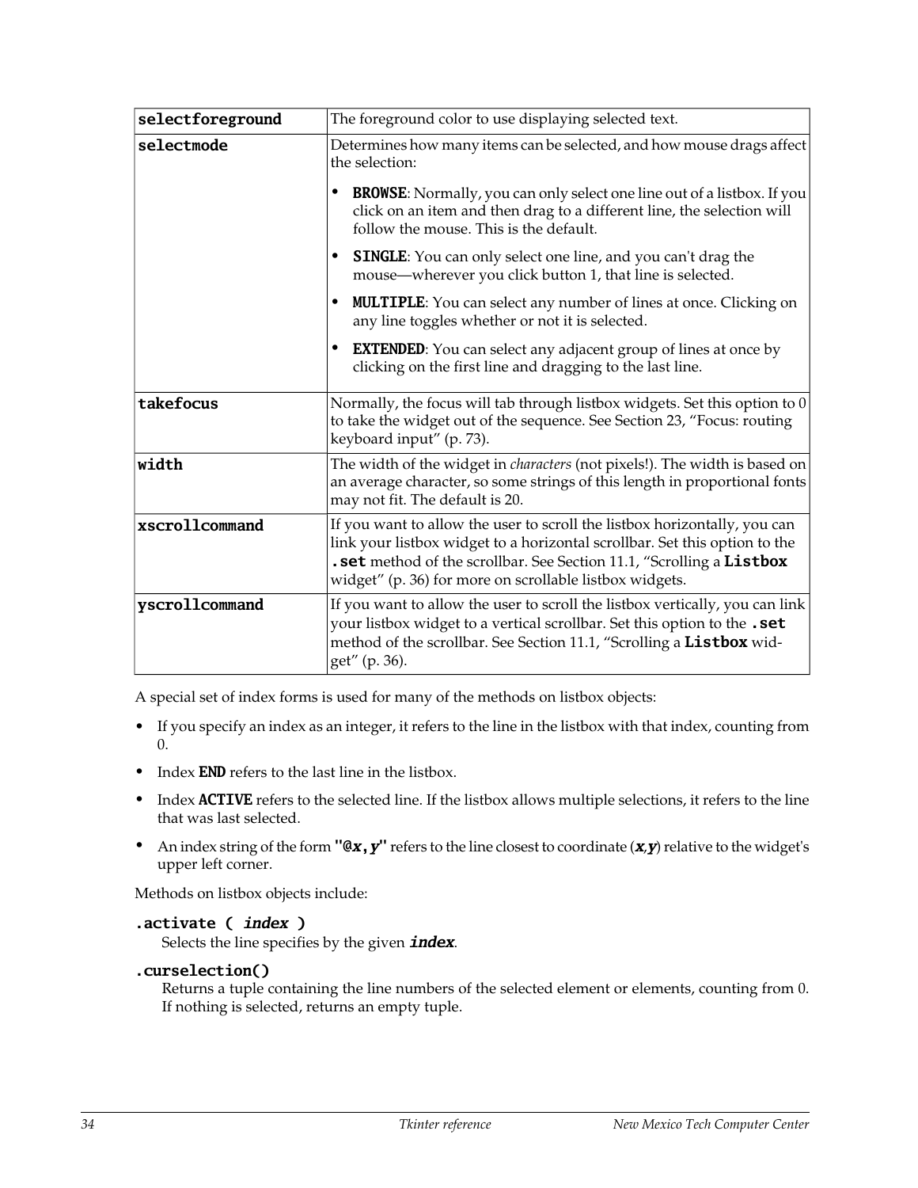| | |
|---|---|
| `selectforeground` | The foreground color to use displaying selected text. |
| `selectmode` | Determines how many items can be selected, and how mouse drags affect the selection:<br>• **BROWSE**: Normally, you can only select one line out of a listbox. If you click on an item and then drag to a different line, the selection will follow the mouse. This is the default.<br>• **SINGLE**: You can only select one line, and you can't drag the mouse—wherever you click button 1, that line is selected.<br>• **MULTIPLE**: You can select any number of lines at once. Clicking on any line toggles whether or not it is selected.<br>• **EXTENDED**: You can select any adjacent group of lines at once by clicking on the first line and dragging to the last line. |
| `takefocus` | Normally, the focus will tab through listbox widgets. Set this option to 0 to take the widget out of the sequence. See Section 23, "Focus: routing keyboard input" (p. 73). |
| `width` | The width of the widget in *characters* (not pixels!). The width is based on an average character, so some strings of this length in proportional fonts may not fit. The default is 20. |
| `xscrollcommand` | If you want to allow the user to scroll the listbox horizontally, you can link your listbox widget to a horizontal scrollbar. Set this option to the **`.set`** method of the scrollbar. See Section 11.1, "Scrolling a **`Listbox`** widget" (p. 36) for more on scrollable listbox widgets. |
| `yscrollcommand` | If you want to allow the user to scroll the listbox vertically, you can link your listbox widget to a vertical scrollbar. Set this option to the **`.set`** method of the scrollbar. See Section 11.1, "Scrolling a **`Listbox`** widget" (p. 36). |

A special set of index forms is used for many of the methods on listbox objects:

- If you specify an index as an integer, it refers to the line in the listbox with that index, counting from 0.
- Index **END** refers to the last line in the listbox.
- Index **ACTIVE** refers to the selected line. If the listbox allows multiple selections, it refers to the line that was last selected.
- An index string of the form **"@*x*,*y*"** refers to the line closest to coordinate (***x***,***y***) relative to the widget's upper left corner.

Methods on listbox objects include:

**`.activate ( index )`**
Selects the line specifies by the given ***index***.

**`.curselection()`**
Returns a tuple containing the line numbers of the selected element or elements, counting from 0. If nothing is selected, returns an empty tuple.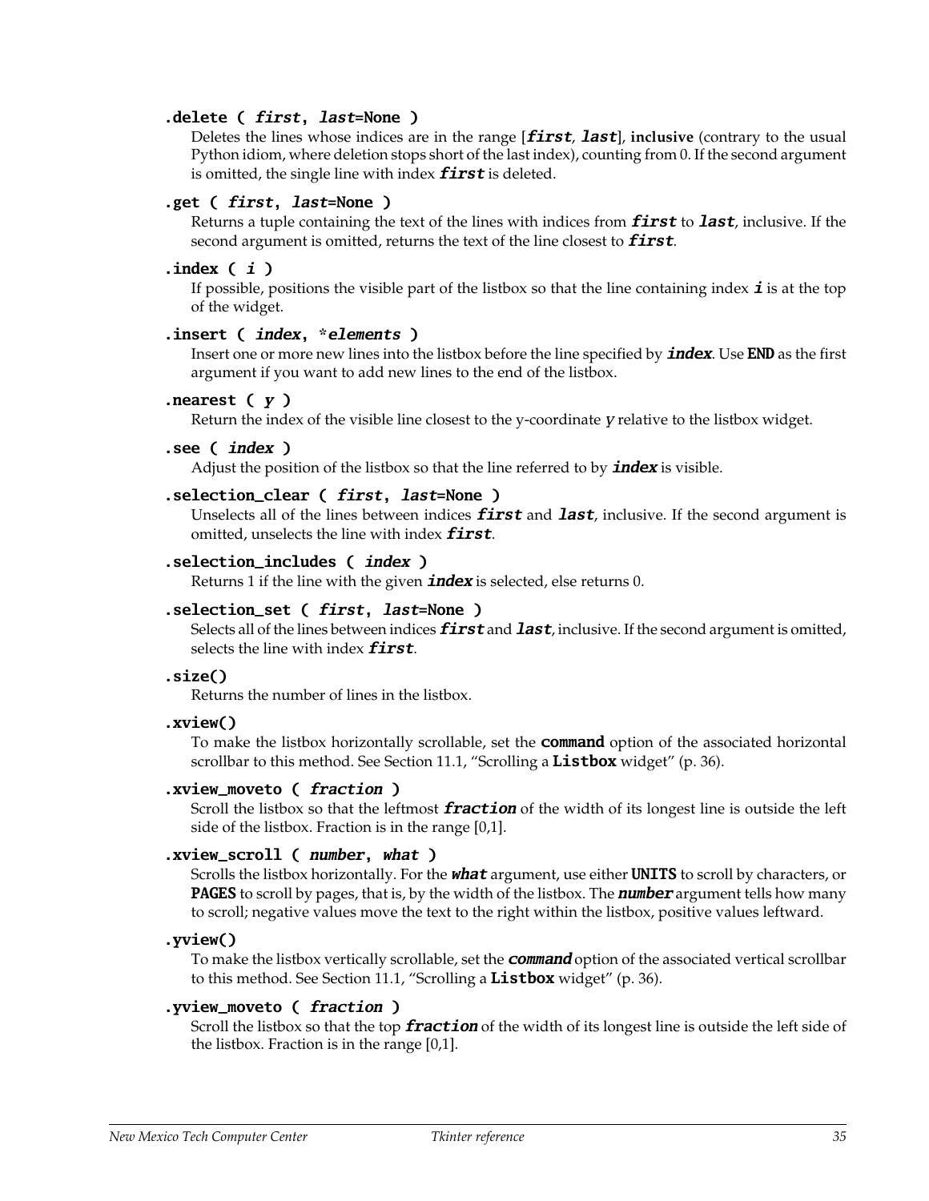**.delete ( *first*, *last*=None )**
Deletes the lines whose indices are in the range [***first***, ***last***], **inclusive** (contrary to the usual Python idiom, where deletion stops short of the last index), counting from 0. If the second argument is omitted, the single line with index ***first*** is deleted.

**.get ( *first*, *last*=None )**
Returns a tuple containing the text of the lines with indices from ***first*** to ***last***, inclusive. If the second argument is omitted, returns the text of the line closest to ***first***.

**.index ( *i* )**
If possible, positions the visible part of the listbox so that the line containing index ***i*** is at the top of the widget.

**.insert ( *index*, \**elements* )**
Insert one or more new lines into the listbox before the line specified by ***index***. Use **END** as the first argument if you want to add new lines to the end of the listbox.

**.nearest ( *y* )**
Return the index of the visible line closest to the y-coordinate *y* relative to the listbox widget.

**.see ( *index* )**
Adjust the position of the listbox so that the line referred to by ***index*** is visible.

**.selection_clear ( *first*, *last*=None )**
Unselects all of the lines between indices ***first*** and ***last***, inclusive. If the second argument is omitted, unselects the line with index ***first***.

**.selection_includes ( *index* )**
Returns 1 if the line with the given ***index*** is selected, else returns 0.

**.selection_set ( *first*, *last*=None )**
Selects all of the lines between indices ***first*** and ***last***, inclusive. If the second argument is omitted, selects the line with index ***first***.

**.size()**
Returns the number of lines in the listbox.

**.xview()**
To make the listbox horizontally scrollable, set the **command** option of the associated horizontal scrollbar to this method. See Section 11.1, "Scrolling a **Listbox** widget" (p. 36).

**.xview_moveto ( *fraction* )**
Scroll the listbox so that the leftmost ***fraction*** of the width of its longest line is outside the left side of the listbox. Fraction is in the range [0,1].

**.xview_scroll ( *number*, *what* )**
Scrolls the listbox horizontally. For the ***what*** argument, use either **UNITS** to scroll by characters, or **PAGES** to scroll by pages, that is, by the width of the listbox. The ***number*** argument tells how many to scroll; negative values move the text to the right within the listbox, positive values leftward.

**.yview()**
To make the listbox vertically scrollable, set the ***command*** option of the associated vertical scrollbar to this method. See Section 11.1, "Scrolling a **Listbox** widget" (p. 36).

**.yview_moveto ( *fraction* )**
Scroll the listbox so that the top ***fraction*** of the width of its longest line is outside the left side of the listbox. Fraction is in the range [0,1].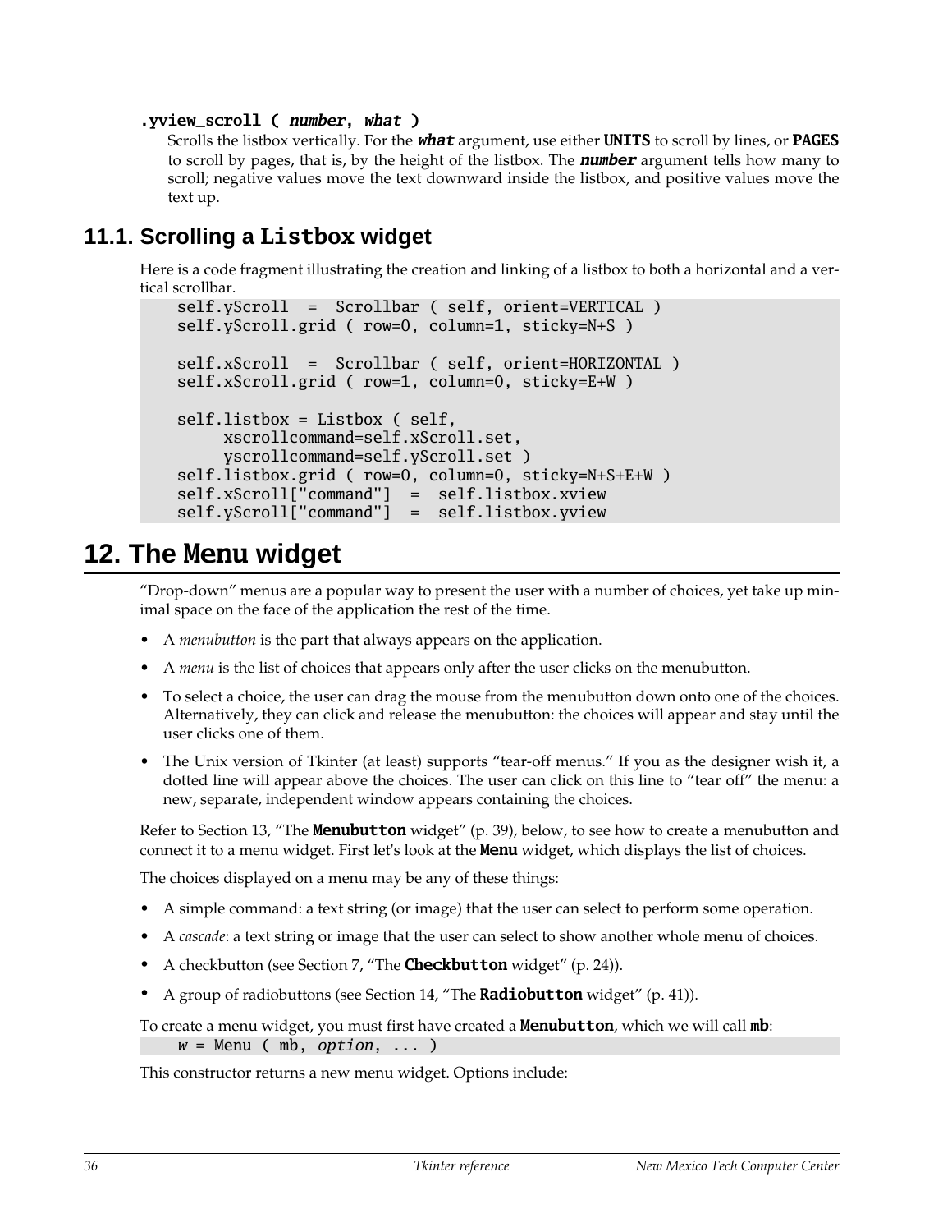**`.yview_scroll ( number, what )`**

Scrolls the listbox vertically. For the ***what*** argument, use either **UNITS** to scroll by lines, or **PAGES** to scroll by pages, that is, by the height of the listbox. The ***number*** argument tells how many to scroll; negative values move the text downward inside the listbox, and positive values move the text up.

## 11.1. Scrolling a `Listbox` widget

Here is a code fragment illustrating the creation and linking of a listbox to both a horizontal and a vertical scrollbar.

```
self.yScroll  =  Scrollbar ( self, orient=VERTICAL )
self.yScroll.grid ( row=0, column=1, sticky=N+S )

self.xScroll  =  Scrollbar ( self, orient=HORIZONTAL )
self.xScroll.grid ( row=1, column=0, sticky=E+W )

self.listbox = Listbox ( self,
     xscrollcommand=self.xScroll.set,
     yscrollcommand=self.yScroll.set )
self.listbox.grid ( row=0, column=0, sticky=N+S+E+W )
self.xScroll["command"]  =  self.listbox.xview
self.yScroll["command"]  =  self.listbox.yview
```

# 12. The `Menu` widget

"Drop-down" menus are a popular way to present the user with a number of choices, yet take up minimal space on the face of the application the rest of the time.

- A *menubutton* is the part that always appears on the application.
- A *menu* is the list of choices that appears only after the user clicks on the menubutton.
- To select a choice, the user can drag the mouse from the menubutton down onto one of the choices. Alternatively, they can click and release the menubutton: the choices will appear and stay until the user clicks one of them.
- The Unix version of Tkinter (at least) supports "tear-off menus." If you as the designer wish it, a dotted line will appear above the choices. The user can click on this line to "tear off" the menu: a new, separate, independent window appears containing the choices.

Refer to Section 13, "The **Menubutton** widget" (p. 39), below, to see how to create a menubutton and connect it to a menu widget. First let's look at the **Menu** widget, which displays the list of choices.

The choices displayed on a menu may be any of these things:

- A simple command: a text string (or image) that the user can select to perform some operation.
- A *cascade*: a text string or image that the user can select to show another whole menu of choices.
- A checkbutton (see Section 7, "The **Checkbutton** widget" (p. 24)).
- A group of radiobuttons (see Section 14, "The **Radiobutton** widget" (p. 41)).

To create a menu widget, you must first have created a **Menubutton**, which we will call **mb**:

```
w = Menu ( mb, option, ... )
```

This constructor returns a new menu widget. Options include: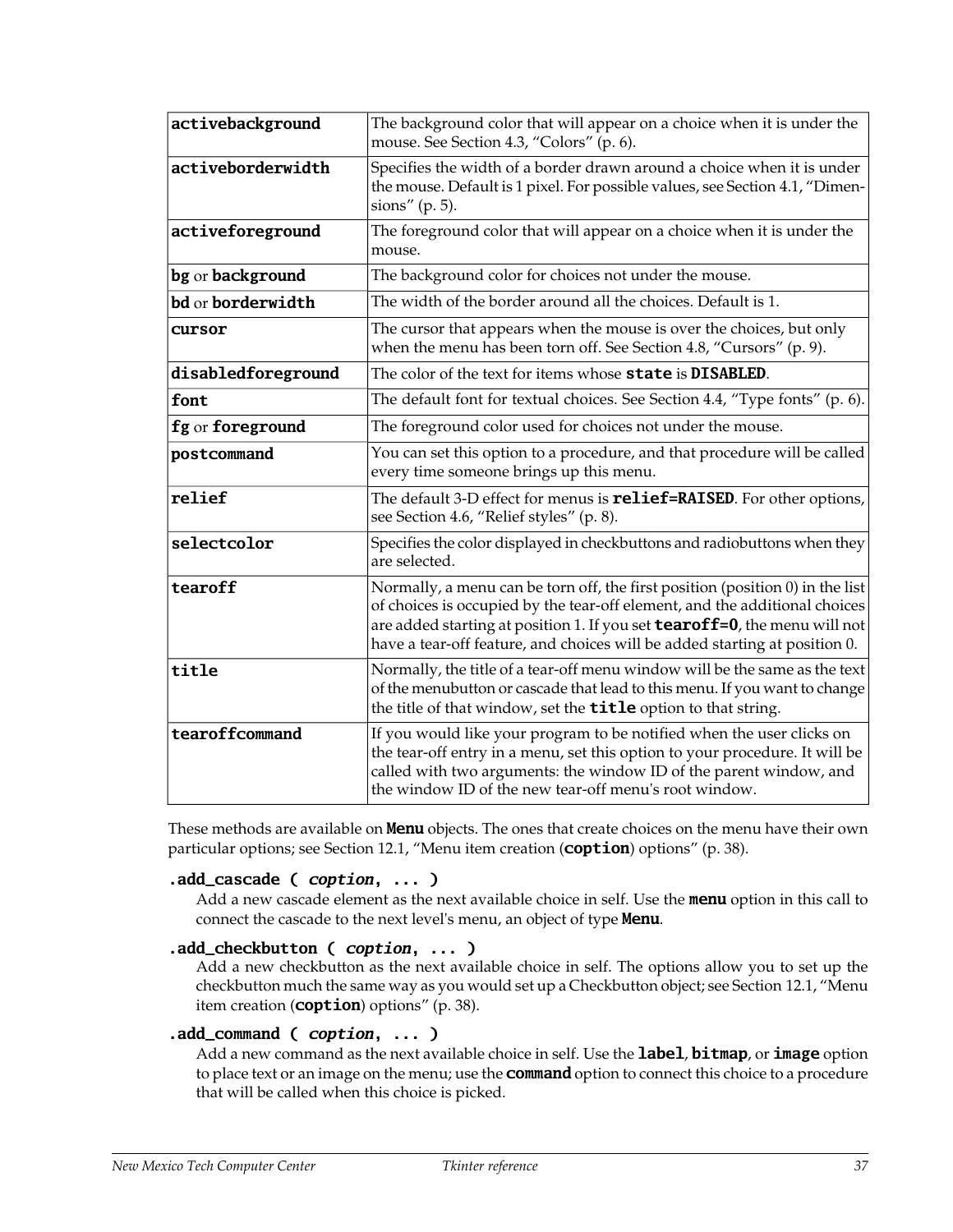| | |
|---|---|
| **activebackground** | The background color that will appear on a choice when it is under the mouse. See Section 4.3, “Colors” (p. 6). |
| **activeborderwidth** | Specifies the width of a border drawn around a choice when it is under the mouse. Default is 1 pixel. For possible values, see Section 4.1, “Dimensions” (p. 5). |
| **activeforeground** | The foreground color that will appear on a choice when it is under the mouse. |
| **bg** or **background** | The background color for choices not under the mouse. |
| **bd** or **borderwidth** | The width of the border around all the choices. Default is 1. |
| **cursor** | The cursor that appears when the mouse is over the choices, but only when the menu has been torn off. See Section 4.8, “Cursors” (p. 9). |
| **disabledforeground** | The color of the text for items whose **state** is **DISABLED**. |
| **font** | The default font for textual choices. See Section 4.4, “Type fonts” (p. 6). |
| **fg** or **foreground** | The foreground color used for choices not under the mouse. |
| **postcommand** | You can set this option to a procedure, and that procedure will be called every time someone brings up this menu. |
| **relief** | The default 3-D effect for menus is **relief=RAISED**. For other options, see Section 4.6, “Relief styles” (p. 8). |
| **selectcolor** | Specifies the color displayed in checkbuttons and radiobuttons when they are selected. |
| **tearoff** | Normally, a menu can be torn off, the first position (position 0) in the list of choices is occupied by the tear-off element, and the additional choices are added starting at position 1. If you set **tearoff=0**, the menu will not have a tear-off feature, and choices will be added starting at position 0. |
| **title** | Normally, the title of a tear-off menu window will be the same as the text of the menubutton or cascade that lead to this menu. If you want to change the title of that window, set the **title** option to that string. |
| **tearoffcommand** | If you would like your program to be notified when the user clicks on the tear-off entry in a menu, set this option to your procedure. It will be called with two arguments: the window ID of the parent window, and the window ID of the new tear-off menu's root window. |

These methods are available on **Menu** objects. The ones that create choices on the menu have their own particular options; see Section 12.1, “Menu item creation (**coption**) options” (p. 38).

**.add_cascade (** ***coption*****, ... )**

Add a new cascade element as the next available choice in self. Use the **menu** option in this call to connect the cascade to the next level's menu, an object of type **Menu**.

**.add_checkbutton (** ***coption*****, ... )**

Add a new checkbutton as the next available choice in self. The options allow you to set up the checkbutton much the same way as you would set up a Checkbutton object; see Section 12.1, “Menu item creation (**coption**) options” (p. 38).

**.add_command (** ***coption*****, ... )**

Add a new command as the next available choice in self. Use the **label**, **bitmap**, or **image** option to place text or an image on the menu; use the **command** option to connect this choice to a procedure that will be called when this choice is picked.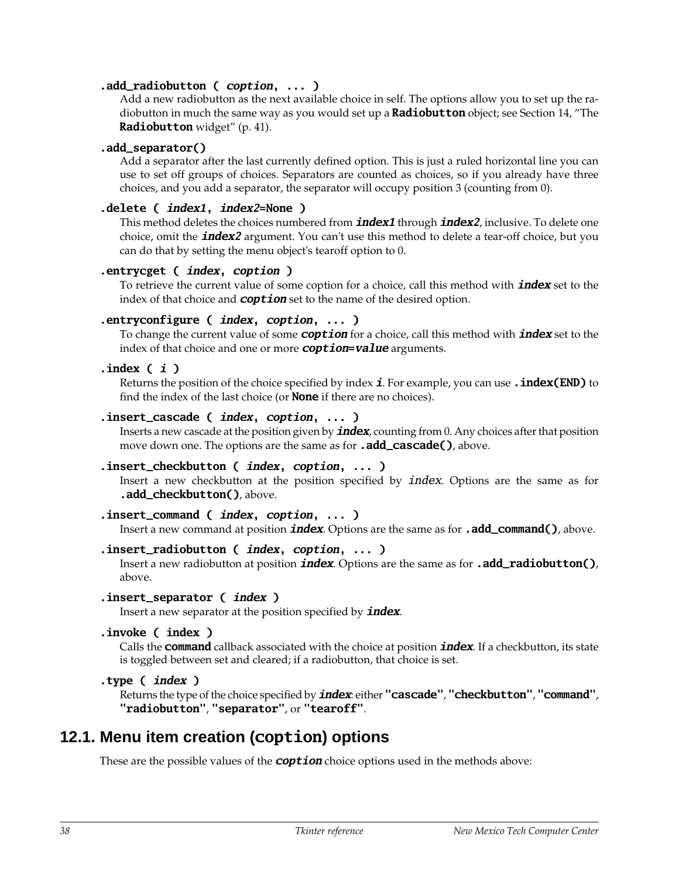**.add_radiobutton ( *coption*, ... )**
: Add a new radiobutton as the next available choice in self. The options allow you to set up the radiobutton in much the same way as you would set up a **Radiobutton** object; see Section 14, "The **Radiobutton** widget" (p. 41).

**.add_separator()**
: Add a separator after the last currently defined option. This is just a ruled horizontal line you can use to set off groups of choices. Separators are counted as choices, so if you already have three choices, and you add a separator, the separator will occupy position 3 (counting from 0).

**.delete ( *index1*, *index2*=None )**
: This method deletes the choices numbered from ***index1*** through ***index2***, inclusive. To delete one choice, omit the ***index2*** argument. You can't use this method to delete a tear-off choice, but you can do that by setting the menu object's tearoff option to 0.

**.entrycget ( *index*, *coption* )**
: To retrieve the current value of some coption for a choice, call this method with ***index*** set to the index of that choice and ***coption*** set to the name of the desired option.

**.entryconfigure ( *index*, *coption*, ... )**
: To change the current value of some ***coption*** for a choice, call this method with ***index*** set to the index of that choice and one or more ***coption*=*value*** arguments.

**.index ( *i* )**
: Returns the position of the choice specified by index ***i***. For example, you can use **.index(END)** to find the index of the last choice (or **None** if there are no choices).

**.insert_cascade ( *index*, *coption*, ... )**
: Inserts a new cascade at the position given by ***index***, counting from 0. Any choices after that position move down one. The options are the same as for **.add_cascade()**, above.

**.insert_checkbutton ( *index*, *coption*, ... )**
: Insert a new checkbutton at the position specified by *index*. Options are the same as for **.add_checkbutton()**, above.

**.insert_command ( *index*, *coption*, ... )**
: Insert a new command at position ***index***. Options are the same as for **.add_command()**, above.

**.insert_radiobutton ( *index*, *coption*, ... )**
: Insert a new radiobutton at position ***index***. Options are the same as for **.add_radiobutton()**, above.

**.insert_separator ( *index* )**
: Insert a new separator at the position specified by ***index***.

**.invoke ( index )**
: Calls the **command** callback associated with the choice at position ***index***. If a checkbutton, its state is toggled between set and cleared; if a radiobutton, that choice is set.

**.type ( *index* )**
: Returns the type of the choice specified by ***index***: either **"cascade"**, **"checkbutton"**, **"command"**, **"radiobutton"**, **"separator"**, or **"tearoff"**.

## 12.1. Menu item creation (coption) options

These are the possible values of the ***coption*** choice options used in the methods above: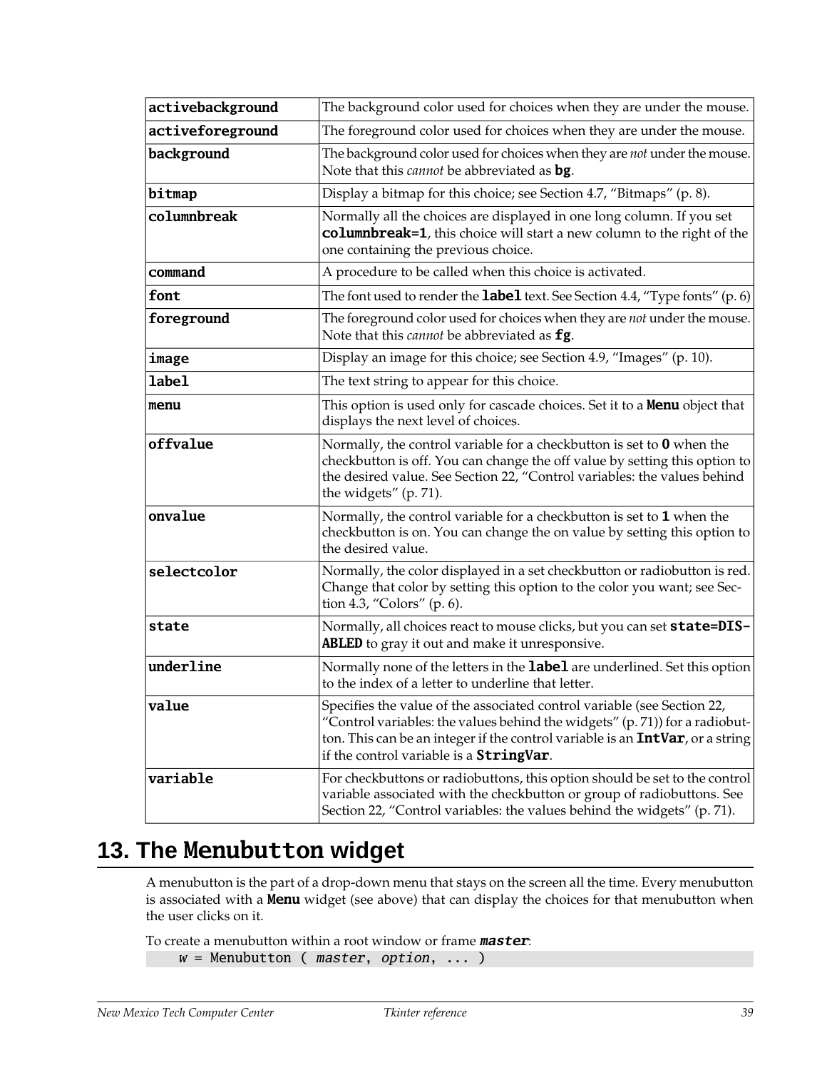| | |
|---|---|
| **activebackground** | The background color used for choices when they are under the mouse. |
| **activeforeground** | The foreground color used for choices when they are under the mouse. |
| **background** | The background color used for choices when they are *not* under the mouse. Note that this *cannot* be abbreviated as **bg**. |
| **bitmap** | Display a bitmap for this choice; see Section 4.7, “Bitmaps” (p. 8). |
| **columnbreak** | Normally all the choices are displayed in one long column. If you set **columnbreak=1**, this choice will start a new column to the right of the one containing the previous choice. |
| **command** | A procedure to be called when this choice is activated. |
| **font** | The font used to render the **label** text. See Section 4.4, “Type fonts” (p. 6) |
| **foreground** | The foreground color used for choices when they are *not* under the mouse. Note that this *cannot* be abbreviated as **fg**. |
| **image** | Display an image for this choice; see Section 4.9, “Images” (p. 10). |
| **label** | The text string to appear for this choice. |
| **menu** | This option is used only for cascade choices. Set it to a **Menu** object that displays the next level of choices. |
| **offvalue** | Normally, the control variable for a checkbutton is set to **0** when the checkbutton is off. You can change the off value by setting this option to the desired value. See Section 22, “Control variables: the values behind the widgets” (p. 71). |
| **onvalue** | Normally, the control variable for a checkbutton is set to **1** when the checkbutton is on. You can change the on value by setting this option to the desired value. |
| **selectcolor** | Normally, the color displayed in a set checkbutton or radiobutton is red. Change that color by setting this option to the color you want; see Section 4.3, “Colors” (p. 6). |
| **state** | Normally, all choices react to mouse clicks, but you can set **state=DISABLED** to gray it out and make it unresponsive. |
| **underline** | Normally none of the letters in the **label** are underlined. Set this option to the index of a letter to underline that letter. |
| **value** | Specifies the value of the associated control variable (see Section 22, “Control variables: the values behind the widgets” (p. 71)) for a radiobutton. This can be an integer if the control variable is an **IntVar**, or a string if the control variable is a **StringVar**. |
| **variable** | For checkbuttons or radiobuttons, this option should be set to the control variable associated with the checkbutton or group of radiobuttons. See Section 22, “Control variables: the values behind the widgets” (p. 71). |

# 13. The Menubutton widget

A menubutton is the part of a drop-down menu that stays on the screen all the time. Every menubutton is associated with a **Menu** widget (see above) that can display the choices for that menubutton when the user clicks on it.

To create a menubutton within a root window or frame ***master***:

```
w = Menubutton ( master, option, ... )
```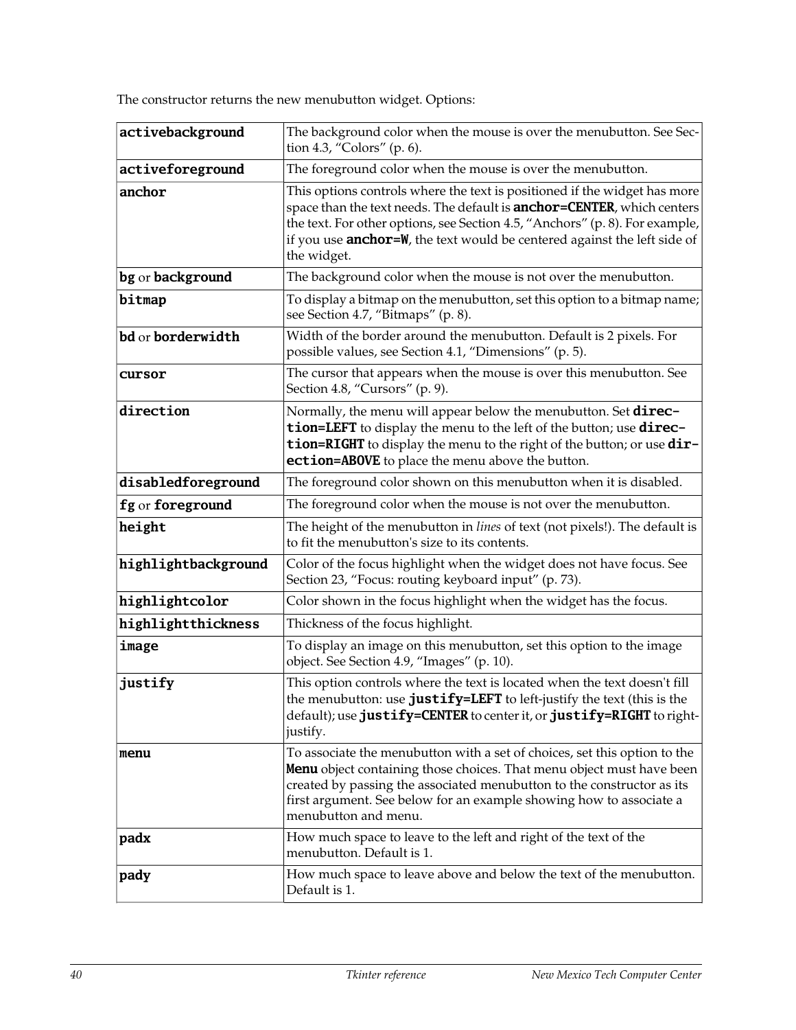The constructor returns the new menubutton widget. Options:

| | |
|---|---|
| **activebackground** | The background color when the mouse is over the menubutton. See Section 4.3, “Colors” (p. 6). |
| **activeforeground** | The foreground color when the mouse is over the menubutton. |
| **anchor** | This options controls where the text is positioned if the widget has more space than the text needs. The default is **anchor=CENTER**, which centers the text. For other options, see Section 4.5, “Anchors” (p. 8). For example, if you use **anchor=W**, the text would be centered against the left side of the widget. |
| **bg** or **background** | The background color when the mouse is not over the menubutton. |
| **bitmap** | To display a bitmap on the menubutton, set this option to a bitmap name; see Section 4.7, “Bitmaps” (p. 8). |
| **bd** or **borderwidth** | Width of the border around the menubutton. Default is 2 pixels. For possible values, see Section 4.1, “Dimensions” (p. 5). |
| **cursor** | The cursor that appears when the mouse is over this menubutton. See Section 4.8, “Cursors” (p. 9). |
| **direction** | Normally, the menu will appear below the menubutton. Set **direction=LEFT** to display the menu to the left of the button; use **direction=RIGHT** to display the menu to the right of the button; or use **direction=ABOVE** to place the menu above the button. |
| **disabledforeground** | The foreground color shown on this menubutton when it is disabled. |
| **fg** or **foreground** | The foreground color when the mouse is not over the menubutton. |
| **height** | The height of the menubutton in *lines* of text (not pixels!). The default is to fit the menubutton's size to its contents. |
| **highlightbackground** | Color of the focus highlight when the widget does not have focus. See Section 23, “Focus: routing keyboard input” (p. 73). |
| **highlightcolor** | Color shown in the focus highlight when the widget has the focus. |
| **highlightthickness** | Thickness of the focus highlight. |
| **image** | To display an image on this menubutton, set this option to the image object. See Section 4.9, “Images” (p. 10). |
| **justify** | This option controls where the text is located when the text doesn't fill the menubutton: use **justify=LEFT** to left-justify the text (this is the default); use **justify=CENTER** to center it, or **justify=RIGHT** to right-justify. |
| **menu** | To associate the menubutton with a set of choices, set this option to the **Menu** object containing those choices. That menu object must have been created by passing the associated menubutton to the constructor as its first argument. See below for an example showing how to associate a menubutton and menu. |
| **padx** | How much space to leave to the left and right of the text of the menubutton. Default is 1. |
| **pady** | How much space to leave above and below the text of the menubutton. Default is 1. |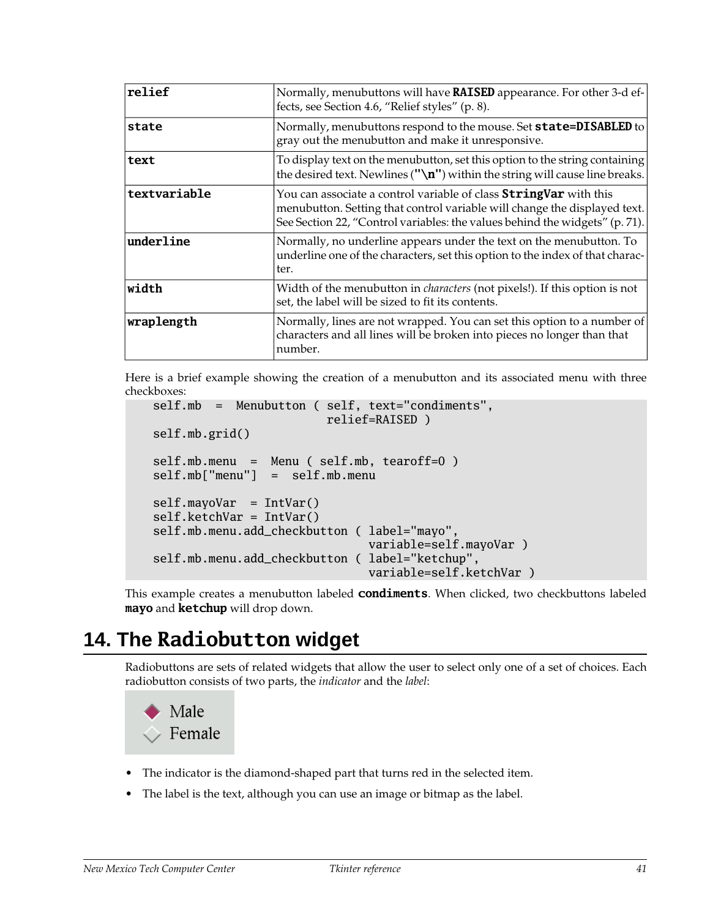| | |
|---|---|
| **relief** | Normally, menubuttons will have **RAISED** appearance. For other 3-d effects, see Section 4.6, "Relief styles" (p. 8). |
| **state** | Normally, menubuttons respond to the mouse. Set **state=DISABLED** to gray out the menubutton and make it unresponsive. |
| **text** | To display text on the menubutton, set this option to the string containing the desired text. Newlines (**"\n"**) within the string will cause line breaks. |
| **textvariable** | You can associate a control variable of class **StringVar** with this menubutton. Setting that control variable will change the displayed text. See Section 22, "Control variables: the values behind the widgets" (p. 71). |
| **underline** | Normally, no underline appears under the text on the menubutton. To underline one of the characters, set this option to the index of that character. |
| **width** | Width of the menubutton in *characters* (not pixels!). If this option is not set, the label will be sized to fit its contents. |
| **wraplength** | Normally, lines are not wrapped. You can set this option to a number of characters and all lines will be broken into pieces no longer than that number. |

Here is a brief example showing the creation of a menubutton and its associated menu with three checkboxes:

```
    self.mb  =  Menubutton ( self, text="condiments",
                           relief=RAISED )
    self.mb.grid()

    self.mb.menu  =  Menu ( self.mb, tearoff=0 )
    self.mb["menu"]  =  self.mb.menu

    self.mayoVar  = IntVar()
    self.ketchVar = IntVar()
    self.mb.menu.add_checkbutton ( label="mayo",
                                   variable=self.mayoVar )
    self.mb.menu.add_checkbutton ( label="ketchup",
                                   variable=self.ketchVar )
```

This example creates a menubutton labeled **condiments**. When clicked, two checkbuttons labeled **mayo** and **ketchup** will drop down.

# 14. The Radiobutton widget

Radiobuttons are sets of related widgets that allow the user to select only one of a set of choices. Each radiobutton consists of two parts, the *indicator* and the *label*:

- The indicator is the diamond-shaped part that turns red in the selected item.
- The label is the text, although you can use an image or bitmap as the label.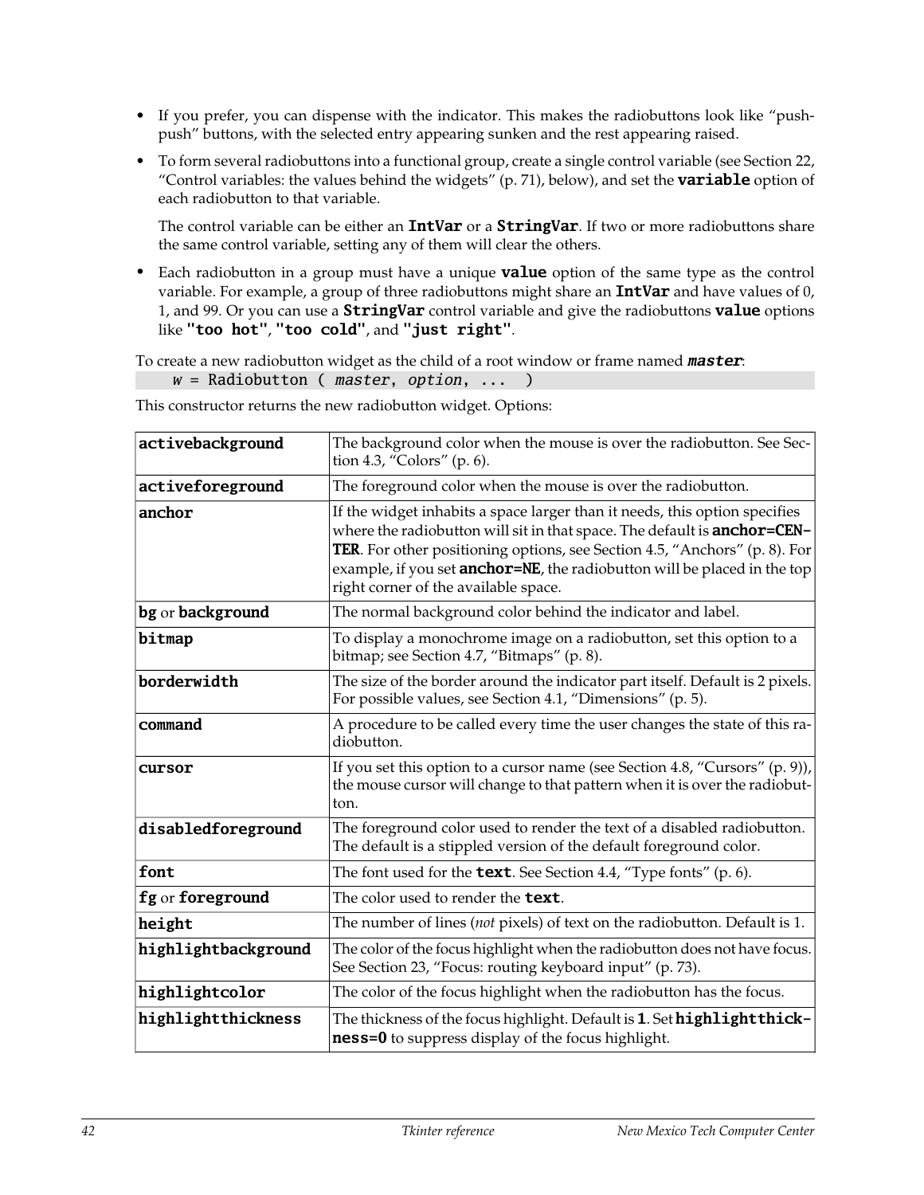- If you prefer, you can dispense with the indicator. This makes the radiobuttons look like "push-push" buttons, with the selected entry appearing sunken and the rest appearing raised.
- To form several radiobuttons into a functional group, create a single control variable (see Section 22, "Control variables: the values behind the widgets" (p. 71), below), and set the **variable** option of each radiobutton to that variable.

  The control variable can be either an **IntVar** or a **StringVar**. If two or more radiobuttons share the same control variable, setting any of them will clear the others.
- Each radiobutton in a group must have a unique **value** option of the same type as the control variable. For example, a group of three radiobuttons might share an **IntVar** and have values of 0, 1, and 99. Or you can use a **StringVar** control variable and give the radiobuttons **value** options like **"too hot"**, **"too cold"**, and **"just right"**.

To create a new radiobutton widget as the child of a root window or frame named ***master***:

```
w = Radiobutton ( master, option, ...  )
```

This constructor returns the new radiobutton widget. Options:

| | |
|---|---|
| **activebackground** | The background color when the mouse is over the radiobutton. See Section 4.3, "Colors" (p. 6). |
| **activeforeground** | The foreground color when the mouse is over the radiobutton. |
| **anchor** | If the widget inhabits a space larger than it needs, this option specifies where the radiobutton will sit in that space. The default is **anchor=CENTER**. For other positioning options, see Section 4.5, "Anchors" (p. 8). For example, if you set **anchor=NE**, the radiobutton will be placed in the top right corner of the available space. |
| **bg** or **background** | The normal background color behind the indicator and label. |
| **bitmap** | To display a monochrome image on a radiobutton, set this option to a bitmap; see Section 4.7, "Bitmaps" (p. 8). |
| **borderwidth** | The size of the border around the indicator part itself. Default is 2 pixels. For possible values, see Section 4.1, "Dimensions" (p. 5). |
| **command** | A procedure to be called every time the user changes the state of this radiobutton. |
| **cursor** | If you set this option to a cursor name (see Section 4.8, "Cursors" (p. 9)), the mouse cursor will change to that pattern when it is over the radiobutton. |
| **disabledforeground** | The foreground color used to render the text of a disabled radiobutton. The default is a stippled version of the default foreground color. |
| **font** | The font used for the **text**. See Section 4.4, "Type fonts" (p. 6). |
| **fg** or **foreground** | The color used to render the **text**. |
| **height** | The number of lines (*not* pixels) of text on the radiobutton. Default is 1. |
| **highlightbackground** | The color of the focus highlight when the radiobutton does not have focus. See Section 23, "Focus: routing keyboard input" (p. 73). |
| **highlightcolor** | The color of the focus highlight when the radiobutton has the focus. |
| **highlightthickness** | The thickness of the focus highlight. Default is **1**. Set **highlightthickness=0** to suppress display of the focus highlight. |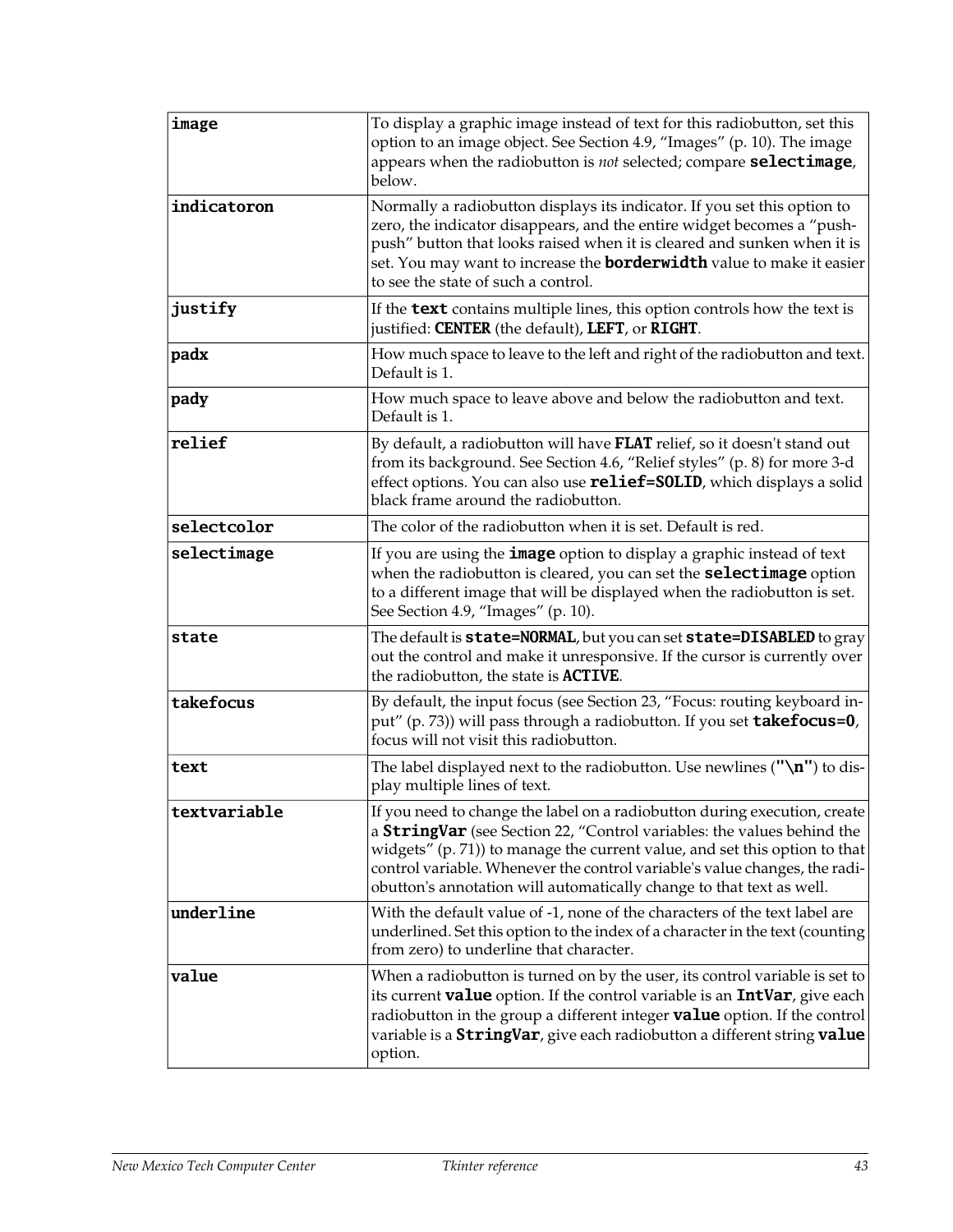| | |
|---|---|
| **image** | To display a graphic image instead of text for this radiobutton, set this option to an image object. See Section 4.9, "Images" (p. 10). The image appears when the radiobutton is *not* selected; compare **selectimage**, below. |
| **indicatoron** | Normally a radiobutton displays its indicator. If you set this option to zero, the indicator disappears, and the entire widget becomes a "push-push" button that looks raised when it is cleared and sunken when it is set. You may want to increase the **borderwidth** value to make it easier to see the state of such a control. |
| **justify** | If the **text** contains multiple lines, this option controls how the text is justified: **CENTER** (the default), **LEFT**, or **RIGHT**. |
| **padx** | How much space to leave to the left and right of the radiobutton and text. Default is 1. |
| **pady** | How much space to leave above and below the radiobutton and text. Default is 1. |
| **relief** | By default, a radiobutton will have **FLAT** relief, so it doesn't stand out from its background. See Section 4.6, "Relief styles" (p. 8) for more 3-d effect options. You can also use **relief=SOLID**, which displays a solid black frame around the radiobutton. |
| **selectcolor** | The color of the radiobutton when it is set. Default is red. |
| **selectimage** | If you are using the **image** option to display a graphic instead of text when the radiobutton is cleared, you can set the **selectimage** option to a different image that will be displayed when the radiobutton is set. See Section 4.9, "Images" (p. 10). |
| **state** | The default is **state=NORMAL**, but you can set **state=DISABLED** to gray out the control and make it unresponsive. If the cursor is currently over the radiobutton, the state is **ACTIVE**. |
| **takefocus** | By default, the input focus (see Section 23, "Focus: routing keyboard input" (p. 73)) will pass through a radiobutton. If you set **takefocus=0**, focus will not visit this radiobutton. |
| **text** | The label displayed next to the radiobutton. Use newlines (**"\n"**) to display multiple lines of text. |
| **textvariable** | If you need to change the label on a radiobutton during execution, create a **StringVar** (see Section 22, "Control variables: the values behind the widgets" (p. 71)) to manage the current value, and set this option to that control variable. Whenever the control variable's value changes, the radiobutton's annotation will automatically change to that text as well. |
| **underline** | With the default value of -1, none of the characters of the text label are underlined. Set this option to the index of a character in the text (counting from zero) to underline that character. |
| **value** | When a radiobutton is turned on by the user, its control variable is set to its current **value** option. If the control variable is an **IntVar**, give each radiobutton in the group a different integer **value** option. If the control variable is a **StringVar**, give each radiobutton a different string **value** option. |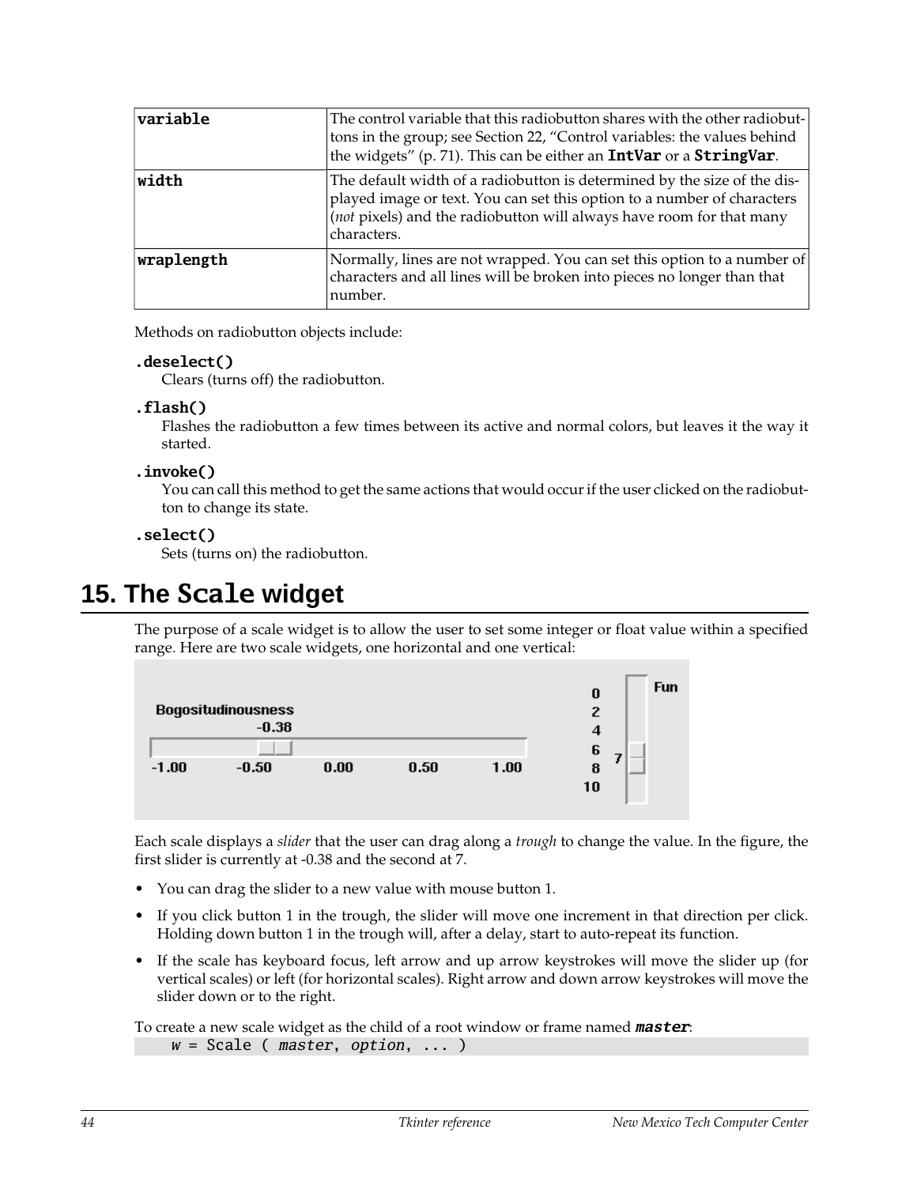| | |
|---|---|
| **variable** | The control variable that this radiobutton shares with the other radiobuttons in the group; see Section 22, "Control variables: the values behind the widgets" (p. 71). This can be either an **IntVar** or a **StringVar**. |
| **width** | The default width of a radiobutton is determined by the size of the displayed image or text. You can set this option to a number of characters (*not* pixels) and the radiobutton will always have room for that many characters. |
| **wraplength** | Normally, lines are not wrapped. You can set this option to a number of characters and all lines will be broken into pieces no longer than that number. |

Methods on radiobutton objects include:

**.deselect()**
Clears (turns off) the radiobutton.

**.flash()**
Flashes the radiobutton a few times between its active and normal colors, but leaves it the way it started.

**.invoke()**
You can call this method to get the same actions that would occur if the user clicked on the radiobutton to change its state.

**.select()**
Sets (turns on) the radiobutton.

# 15. The Scale widget

The purpose of a scale widget is to allow the user to set some integer or float value within a specified range. Here are two scale widgets, one horizontal and one vertical:

Each scale displays a *slider* that the user can drag along a *trough* to change the value. In the figure, the first slider is currently at -0.38 and the second at 7.

- You can drag the slider to a new value with mouse button 1.
- If you click button 1 in the trough, the slider will move one increment in that direction per click. Holding down button 1 in the trough will, after a delay, start to auto-repeat its function.
- If the scale has keyboard focus, left arrow and up arrow keystrokes will move the slider up (for vertical scales) or left (for horizontal scales). Right arrow and down arrow keystrokes will move the slider down or to the right.

To create a new scale widget as the child of a root window or frame named ***master***:

```
w = Scale ( master, option, ... )
```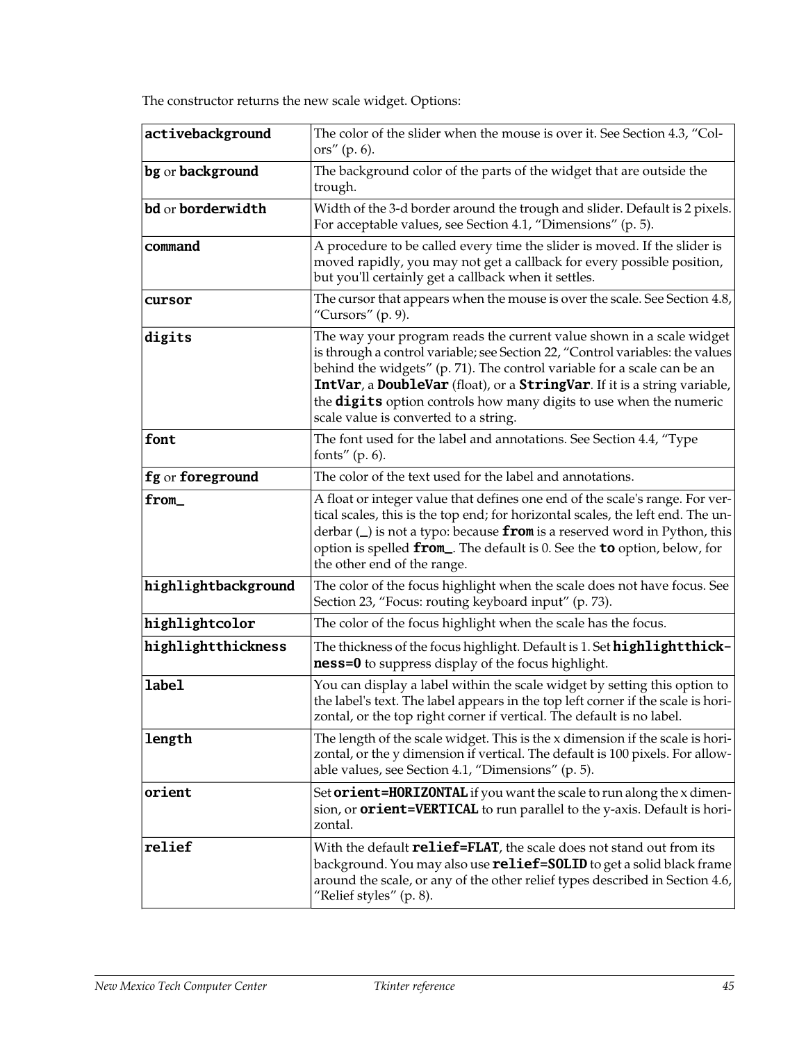The constructor returns the new scale widget. Options:

| | |
|---|---|
| **activebackground** | The color of the slider when the mouse is over it. See Section 4.3, "Colors" (p. 6). |
| **bg** or **background** | The background color of the parts of the widget that are outside the trough. |
| **bd** or **borderwidth** | Width of the 3-d border around the trough and slider. Default is 2 pixels. For acceptable values, see Section 4.1, "Dimensions" (p. 5). |
| **command** | A procedure to be called every time the slider is moved. If the slider is moved rapidly, you may not get a callback for every possible position, but you'll certainly get a callback when it settles. |
| **cursor** | The cursor that appears when the mouse is over the scale. See Section 4.8, "Cursors" (p. 9). |
| **digits** | The way your program reads the current value shown in a scale widget is through a control variable; see Section 22, "Control variables: the values behind the widgets" (p. 71). The control variable for a scale can be an **IntVar**, a **DoubleVar** (float), or a **StringVar**. If it is a string variable, the **digits** option controls how many digits to use when the numeric scale value is converted to a string. |
| **font** | The font used for the label and annotations. See Section 4.4, "Type fonts" (p. 6). |
| **fg** or **foreground** | The color of the text used for the label and annotations. |
| **from_** | A float or integer value that defines one end of the scale's range. For vertical scales, this is the top end; for horizontal scales, the left end. The underbar (_) is not a typo: because **from** is a reserved word in Python, this option is spelled **from_**. The default is 0. See the **to** option, below, for the other end of the range. |
| **highlightbackground** | The color of the focus highlight when the scale does not have focus. See Section 23, "Focus: routing keyboard input" (p. 73). |
| **highlightcolor** | The color of the focus highlight when the scale has the focus. |
| **highlightthickness** | The thickness of the focus highlight. Default is 1. Set **highlightthickness=0** to suppress display of the focus highlight. |
| **label** | You can display a label within the scale widget by setting this option to the label's text. The label appears in the top left corner if the scale is horizontal, or the top right corner if vertical. The default is no label. |
| **length** | The length of the scale widget. This is the x dimension if the scale is horizontal, or the y dimension if vertical. The default is 100 pixels. For allowable values, see Section 4.1, "Dimensions" (p. 5). |
| **orient** | Set **orient=HORIZONTAL** if you want the scale to run along the x dimension, or **orient=VERTICAL** to run parallel to the y-axis. Default is horizontal. |
| **relief** | With the default **relief=FLAT**, the scale does not stand out from its background. You may also use **relief=SOLID** to get a solid black frame around the scale, or any of the other relief types described in Section 4.6, "Relief styles" (p. 8). |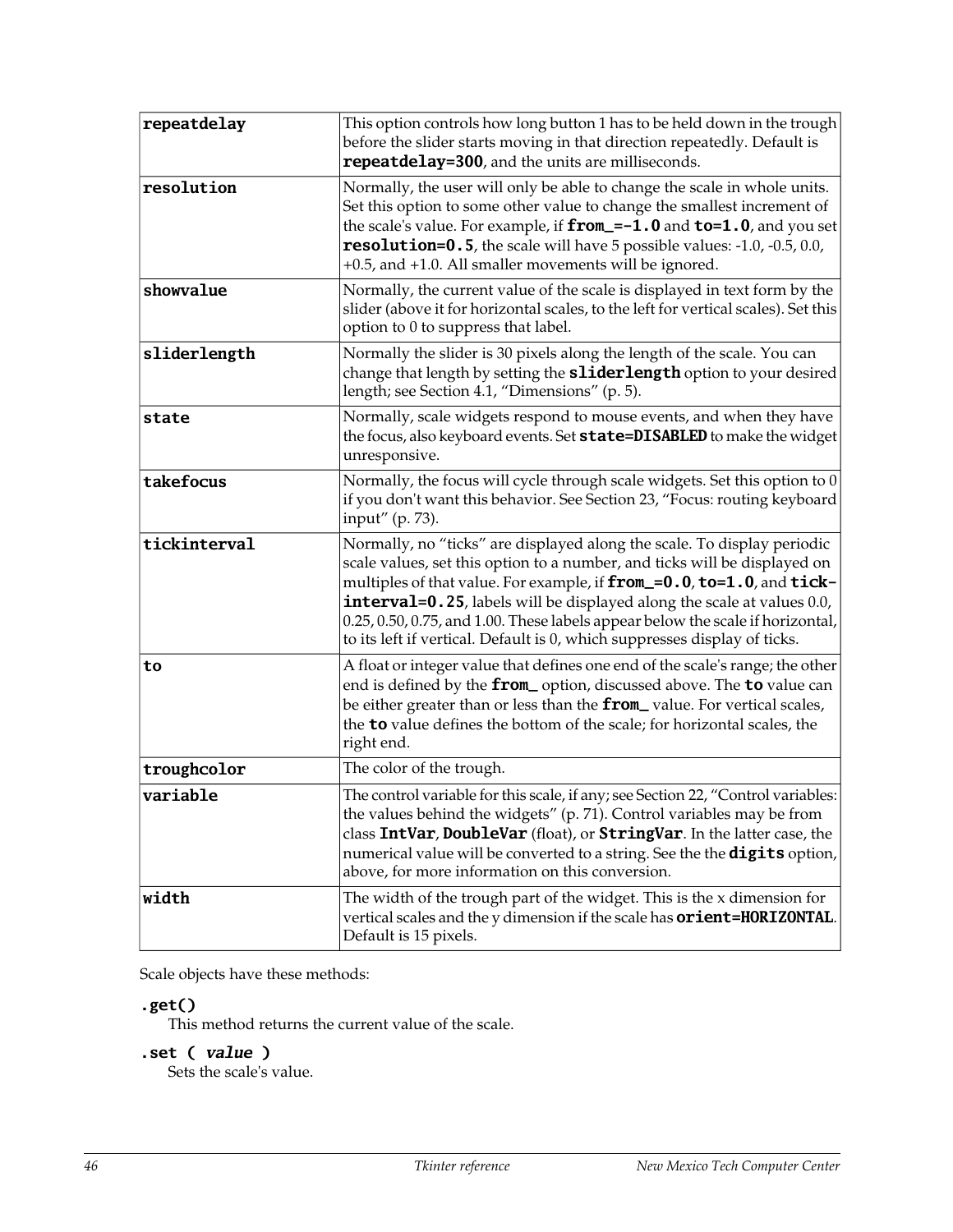| | |
|---|---|
| **repeatdelay** | This option controls how long button 1 has to be held down in the trough before the slider starts moving in that direction repeatedly. Default is **repeatdelay=300**, and the units are milliseconds. |
| **resolution** | Normally, the user will only be able to change the scale in whole units. Set this option to some other value to change the smallest increment of the scale's value. For example, if **from_=-1.0** and **to=1.0**, and you set **resolution=0.5**, the scale will have 5 possible values: -1.0, -0.5, 0.0, +0.5, and +1.0. All smaller movements will be ignored. |
| **showvalue** | Normally, the current value of the scale is displayed in text form by the slider (above it for horizontal scales, to the left for vertical scales). Set this option to 0 to suppress that label. |
| **sliderlength** | Normally the slider is 30 pixels along the length of the scale. You can change that length by setting the **sliderlength** option to your desired length; see Section 4.1, "Dimensions" (p. 5). |
| **state** | Normally, scale widgets respond to mouse events, and when they have the focus, also keyboard events. Set **state=DISABLED** to make the widget unresponsive. |
| **takefocus** | Normally, the focus will cycle through scale widgets. Set this option to 0 if you don't want this behavior. See Section 23, "Focus: routing keyboard input" (p. 73). |
| **tickinterval** | Normally, no "ticks" are displayed along the scale. To display periodic scale values, set this option to a number, and ticks will be displayed on multiples of that value. For example, if **from_=0.0**, **to=1.0**, and **tick-interval=0.25**, labels will be displayed along the scale at values 0.0, 0.25, 0.50, 0.75, and 1.00. These labels appear below the scale if horizontal, to its left if vertical. Default is 0, which suppresses display of ticks. |
| **to** | A float or integer value that defines one end of the scale's range; the other end is defined by the **from_** option, discussed above. The **to** value can be either greater than or less than the **from_** value. For vertical scales, the **to** value defines the bottom of the scale; for horizontal scales, the right end. |
| **troughcolor** | The color of the trough. |
| **variable** | The control variable for this scale, if any; see Section 22, "Control variables: the values behind the widgets" (p. 71). Control variables may be from class **IntVar**, **DoubleVar** (float), or **StringVar**. In the latter case, the numerical value will be converted to a string. See the the **digits** option, above, for more information on this conversion. |
| **width** | The width of the trough part of the widget. This is the x dimension for vertical scales and the y dimension if the scale has **orient=HORIZONTAL**. Default is 15 pixels. |

Scale objects have these methods:

**.get()**
This method returns the current value of the scale.

**.set (** ***value*** **)**
Sets the scale's value.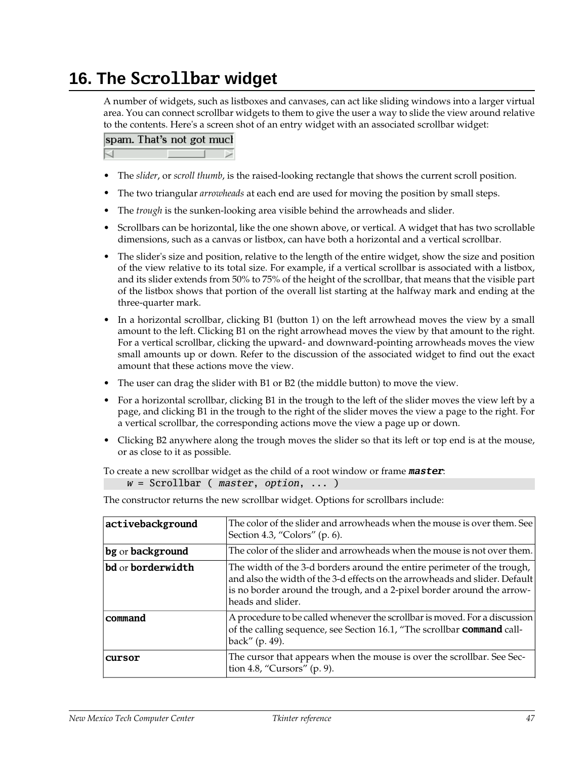# 16. The `Scrollbar` widget

A number of widgets, such as listboxes and canvases, can act like sliding windows into a larger virtual area. You can connect scrollbar widgets to them to give the user a way to slide the view around relative to the contents. Here's a screen shot of an entry widget with an associated scrollbar widget:

- The *slider*, or *scroll thumb*, is the raised-looking rectangle that shows the current scroll position.
- The two triangular *arrowheads* at each end are used for moving the position by small steps.
- The *trough* is the sunken-looking area visible behind the arrowheads and slider.
- Scrollbars can be horizontal, like the one shown above, or vertical. A widget that has two scrollable dimensions, such as a canvas or listbox, can have both a horizontal and a vertical scrollbar.
- The slider's size and position, relative to the length of the entire widget, show the size and position of the view relative to its total size. For example, if a vertical scrollbar is associated with a listbox, and its slider extends from 50% to 75% of the height of the scrollbar, that means that the visible part of the listbox shows that portion of the overall list starting at the halfway mark and ending at the three-quarter mark.
- In a horizontal scrollbar, clicking B1 (button 1) on the left arrowhead moves the view by a small amount to the left. Clicking B1 on the right arrowhead moves the view by that amount to the right. For a vertical scrollbar, clicking the upward- and downward-pointing arrowheads moves the view small amounts up or down. Refer to the discussion of the associated widget to find out the exact amount that these actions move the view.
- The user can drag the slider with B1 or B2 (the middle button) to move the view.
- For a horizontal scrollbar, clicking B1 in the trough to the left of the slider moves the view left by a page, and clicking B1 in the trough to the right of the slider moves the view a page to the right. For a vertical scrollbar, the corresponding actions move the view a page up or down.
- Clicking B2 anywhere along the trough moves the slider so that its left or top end is at the mouse, or as close to it as possible.

To create a new scrollbar widget as the child of a root window or frame ***master***:

```
w = Scrollbar ( master, option, ... )
```

The constructor returns the new scrollbar widget. Options for scrollbars include:

| | |
|---|---|
| **activebackground** | The color of the slider and arrowheads when the mouse is over them. See Section 4.3, "Colors" (p. 6). |
| **bg** or **background** | The color of the slider and arrowheads when the mouse is not over them. |
| **bd** or **borderwidth** | The width of the 3-d borders around the entire perimeter of the trough, and also the width of the 3-d effects on the arrowheads and slider. Default is no border around the trough, and a 2-pixel border around the arrowheads and slider. |
| **command** | A procedure to be called whenever the scrollbar is moved. For a discussion of the calling sequence, see Section 16.1, "The scrollbar **command** callback" (p. 49). |
| **cursor** | The cursor that appears when the mouse is over the scrollbar. See Section 4.8, "Cursors" (p. 9). |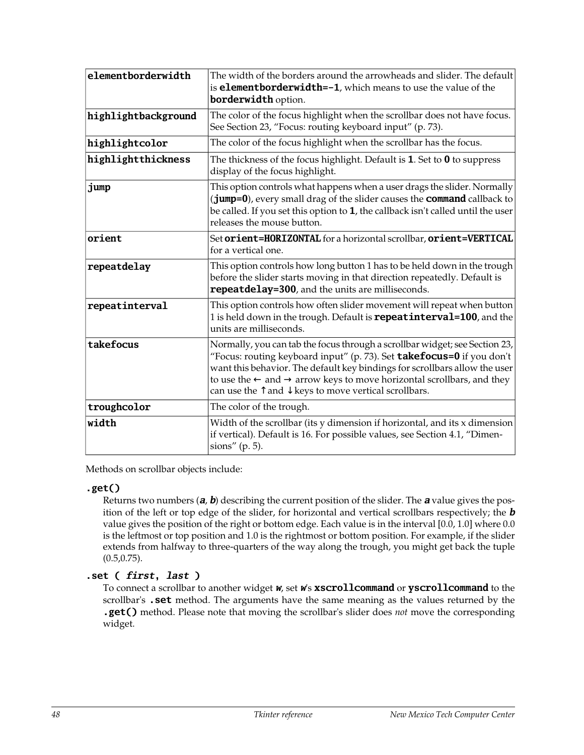| | |
|---|---|
| `elementborderwidth` | The width of the borders around the arrowheads and slider. The default is **`elementborderwidth=-1`**, which means to use the value of the **`borderwidth`** option. |
| `highlightbackground` | The color of the focus highlight when the scrollbar does not have focus. See Section 23, "Focus: routing keyboard input" (p. 73). |
| `highlightcolor` | The color of the focus highlight when the scrollbar has the focus. |
| `highlightthickness` | The thickness of the focus highlight. Default is **`1`**. Set to **`0`** to suppress display of the focus highlight. |
| `jump` | This option controls what happens when a user drags the slider. Normally (**`jump=0`**), every small drag of the slider causes the **`command`** callback to be called. If you set this option to **`1`**, the callback isn't called until the user releases the mouse button. |
| `orient` | Set **`orient=HORIZONTAL`** for a horizontal scrollbar, **`orient=VERTICAL`** for a vertical one. |
| `repeatdelay` | This option controls how long button 1 has to be held down in the trough before the slider starts moving in that direction repeatedly. Default is **`repeatdelay=300`**, and the units are milliseconds. |
| `repeatinterval` | This option controls how often slider movement will repeat when button 1 is held down in the trough. Default is **`repeatinterval=100`**, and the units are milliseconds. |
| `takefocus` | Normally, you can tab the focus through a scrollbar widget; see Section 23, "Focus: routing keyboard input" (p. 73). Set **`takefocus=0`** if you don't want this behavior. The default key bindings for scrollbars allow the user to use the ← and → arrow keys to move horizontal scrollbars, and they can use the ↑ and ↓ keys to move vertical scrollbars. |
| `troughcolor` | The color of the trough. |
| `width` | Width of the scrollbar (its y dimension if horizontal, and its x dimension if vertical). Default is 16. For possible values, see Section 4.1, "Dimensions" (p. 5). |

Methods on scrollbar objects include:

**`.get()`**

Returns two numbers (***a***, ***b***) describing the current position of the slider. The ***a*** value gives the position of the left or top edge of the slider, for horizontal and vertical scrollbars respectively; the ***b*** value gives the position of the right or bottom edge. Each value is in the interval [0.0, 1.0] where 0.0 is the leftmost or top position and 1.0 is the rightmost or bottom position. For example, if the slider extends from halfway to three-quarters of the way along the trough, you might get back the tuple (0.5,0.75).

**`.set ( first, last )`**

To connect a scrollbar to another widget ***w***, set ***w***'s **`xscrollcommand`** or **`yscrollcommand`** to the scrollbar's **`.set`** method. The arguments have the same meaning as the values returned by the **`.get()`** method. Please note that moving the scrollbar's slider does *not* move the corresponding widget.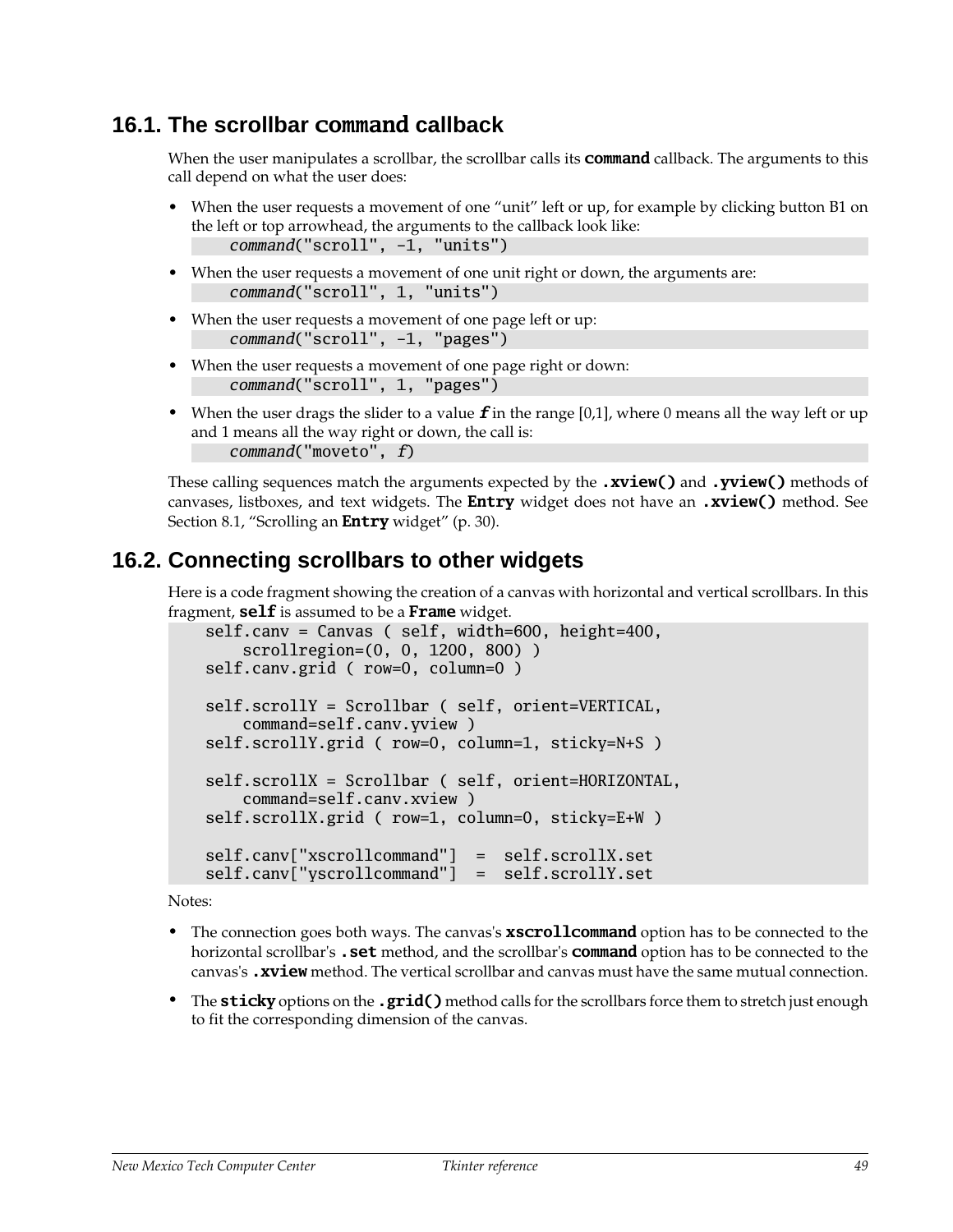## 16.1. The scrollbar `command` callback

When the user manipulates a scrollbar, the scrollbar calls its **`command`** callback. The arguments to this call depend on what the user does:

- When the user requests a movement of one "unit" left or up, for example by clicking button B1 on the left or top arrowhead, the arguments to the callback look like:
  ```
  command("scroll", -1, "units")
  ```
- When the user requests a movement of one unit right or down, the arguments are:
  ```
  command("scroll", 1, "units")
  ```
- When the user requests a movement of one page left or up:
  ```
  command("scroll", -1, "pages")
  ```
- When the user requests a movement of one page right or down:
  ```
  command("scroll", 1, "pages")
  ```
- When the user drags the slider to a value ***f*** in the range [0,1], where 0 means all the way left or up and 1 means all the way right or down, the call is:
  ```
  command("moveto", f)
  ```

These calling sequences match the arguments expected by the **`.xview()`** and **`.yview()`** methods of canvases, listboxes, and text widgets. The **`Entry`** widget does not have an **`.xview()`** method. See Section 8.1, "Scrolling an **`Entry`** widget" (p. 30).

## 16.2. Connecting scrollbars to other widgets

Here is a code fragment showing the creation of a canvas with horizontal and vertical scrollbars. In this fragment, **`self`** is assumed to be a **`Frame`** widget.

```
    self.canv = Canvas ( self, width=600, height=400,
        scrollregion=(0, 0, 1200, 800) )
    self.canv.grid ( row=0, column=0 )

    self.scrollY = Scrollbar ( self, orient=VERTICAL,
        command=self.canv.yview )
    self.scrollY.grid ( row=0, column=1, sticky=N+S )

    self.scrollX = Scrollbar ( self, orient=HORIZONTAL,
        command=self.canv.xview )
    self.scrollX.grid ( row=1, column=0, sticky=E+W )

    self.canv["xscrollcommand"]  =  self.scrollX.set
    self.canv["yscrollcommand"]  =  self.scrollY.set
```

Notes:

- The connection goes both ways. The canvas's **`xscrollcommand`** option has to be connected to the horizontal scrollbar's **`.set`** method, and the scrollbar's **`command`** option has to be connected to the canvas's **`.xview`** method. The vertical scrollbar and canvas must have the same mutual connection.
- The **`sticky`** options on the **`.grid()`** method calls for the scrollbars force them to stretch just enough to fit the corresponding dimension of the canvas.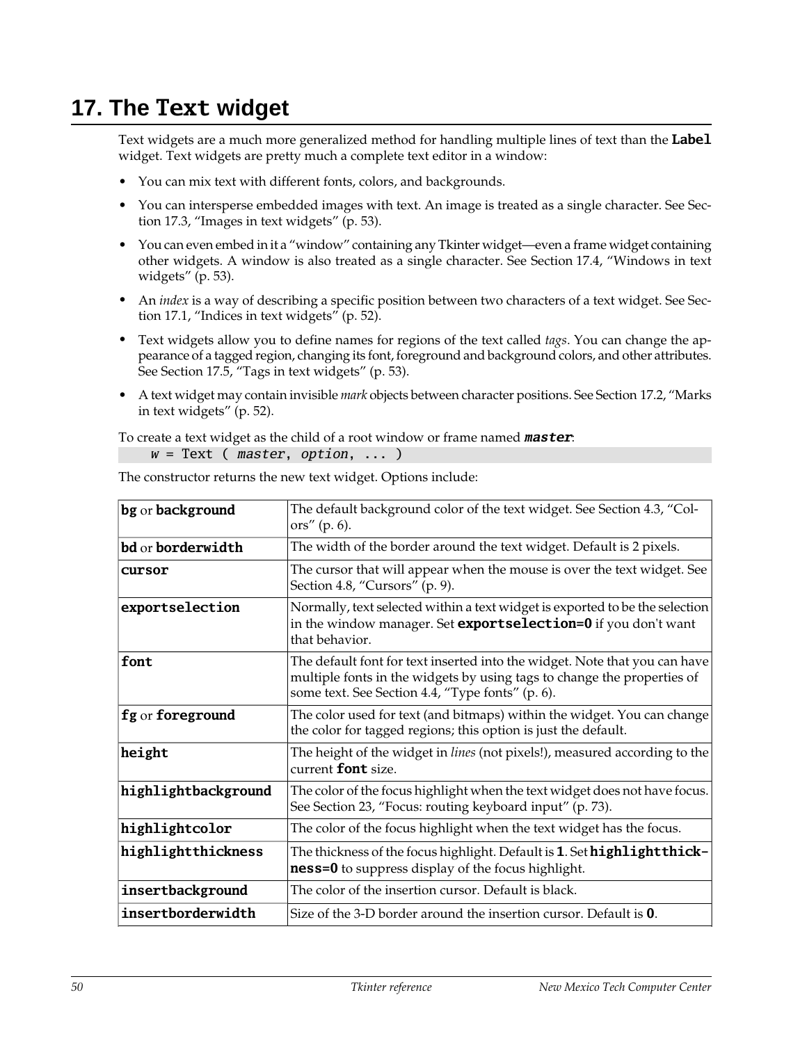# 17. The `Text` widget

Text widgets are a much more generalized method for handling multiple lines of text than the **`Label`** widget. Text widgets are pretty much a complete text editor in a window:

- You can mix text with different fonts, colors, and backgrounds.
- You can intersperse embedded images with text. An image is treated as a single character. See Section 17.3, "Images in text widgets" (p. 53).
- You can even embed in it a "window" containing any Tkinter widget—even a frame widget containing other widgets. A window is also treated as a single character. See Section 17.4, "Windows in text widgets" (p. 53).
- An *index* is a way of describing a specific position between two characters of a text widget. See Section 17.1, "Indices in text widgets" (p. 52).
- Text widgets allow you to define names for regions of the text called *tags*. You can change the appearance of a tagged region, changing its font, foreground and background colors, and other attributes. See Section 17.5, "Tags in text widgets" (p. 53).
- A text widget may contain invisible *mark* objects between character positions. See Section 17.2, "Marks in text widgets" (p. 52).

To create a text widget as the child of a root window or frame named ***`master`***:

```
    w = Text ( master, option, ... )
```

The constructor returns the new text widget. Options include:

| | |
|---|---|
| **`bg`** or **`background`** | The default background color of the text widget. See Section 4.3, "Colors" (p. 6). |
| **`bd`** or **`borderwidth`** | The width of the border around the text widget. Default is 2 pixels. |
| **`cursor`** | The cursor that will appear when the mouse is over the text widget. See Section 4.8, "Cursors" (p. 9). |
| **`exportselection`** | Normally, text selected within a text widget is exported to be the selection in the window manager. Set **`exportselection=0`** if you don't want that behavior. |
| **`font`** | The default font for text inserted into the widget. Note that you can have multiple fonts in the widgets by using tags to change the properties of some text. See Section 4.4, "Type fonts" (p. 6). |
| **`fg`** or **`foreground`** | The color used for text (and bitmaps) within the widget. You can change the color for tagged regions; this option is just the default. |
| **`height`** | The height of the widget in *lines* (not pixels!), measured according to the current **`font`** size. |
| **`highlightbackground`** | The color of the focus highlight when the text widget does not have focus. See Section 23, "Focus: routing keyboard input" (p. 73). |
| **`highlightcolor`** | The color of the focus highlight when the text widget has the focus. |
| **`highlightthickness`** | The thickness of the focus highlight. Default is **`1`**. Set **`highlightthickness=0`** to suppress display of the focus highlight. |
| **`insertbackground`** | The color of the insertion cursor. Default is black. |
| **`insertborderwidth`** | Size of the 3-D border around the insertion cursor. Default is **`0`**. |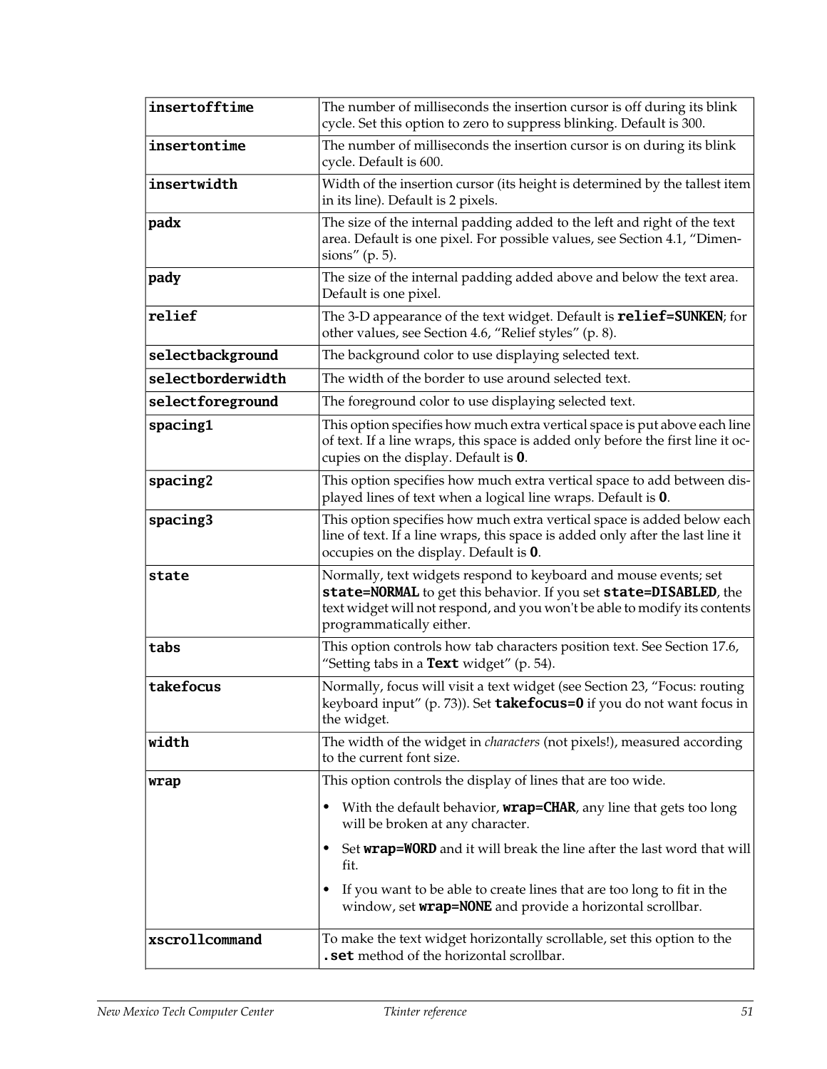| | |
|---|---|
| **insertofftime** | The number of milliseconds the insertion cursor is off during its blink cycle. Set this option to zero to suppress blinking. Default is 300. |
| **insertontime** | The number of milliseconds the insertion cursor is on during its blink cycle. Default is 600. |
| **insertwidth** | Width of the insertion cursor (its height is determined by the tallest item in its line). Default is 2 pixels. |
| **padx** | The size of the internal padding added to the left and right of the text area. Default is one pixel. For possible values, see Section 4.1, "Dimensions" (p. 5). |
| **pady** | The size of the internal padding added above and below the text area. Default is one pixel. |
| **relief** | The 3-D appearance of the text widget. Default is **relief=SUNKEN**; for other values, see Section 4.6, "Relief styles" (p. 8). |
| **selectbackground** | The background color to use displaying selected text. |
| **selectborderwidth** | The width of the border to use around selected text. |
| **selectforeground** | The foreground color to use displaying selected text. |
| **spacing1** | This option specifies how much extra vertical space is put above each line of text. If a line wraps, this space is added only before the first line it occupies on the display. Default is **0**. |
| **spacing2** | This option specifies how much extra vertical space to add between displayed lines of text when a logical line wraps. Default is **0**. |
| **spacing3** | This option specifies how much extra vertical space is added below each line of text. If a line wraps, this space is added only after the last line it occupies on the display. Default is **0**. |
| **state** | Normally, text widgets respond to keyboard and mouse events; set **state=NORMAL** to get this behavior. If you set **state=DISABLED**, the text widget will not respond, and you won't be able to modify its contents programmatically either. |
| **tabs** | This option controls how tab characters position text. See Section 17.6, "Setting tabs in a **Text** widget" (p. 54). |
| **takefocus** | Normally, focus will visit a text widget (see Section 23, "Focus: routing keyboard input" (p. 73)). Set **takefocus=0** if you do not want focus in the widget. |
| **width** | The width of the widget in *characters* (not pixels!), measured according to the current font size. |
| **wrap** | This option controls the display of lines that are too wide. <br>• With the default behavior, **wrap=CHAR**, any line that gets too long will be broken at any character. <br>• Set **wrap=WORD** and it will break the line after the last word that will fit. <br>• If you want to be able to create lines that are too long to fit in the window, set **wrap=NONE** and provide a horizontal scrollbar. |
| **xscrollcommand** | To make the text widget horizontally scrollable, set this option to the **.set** method of the horizontal scrollbar. |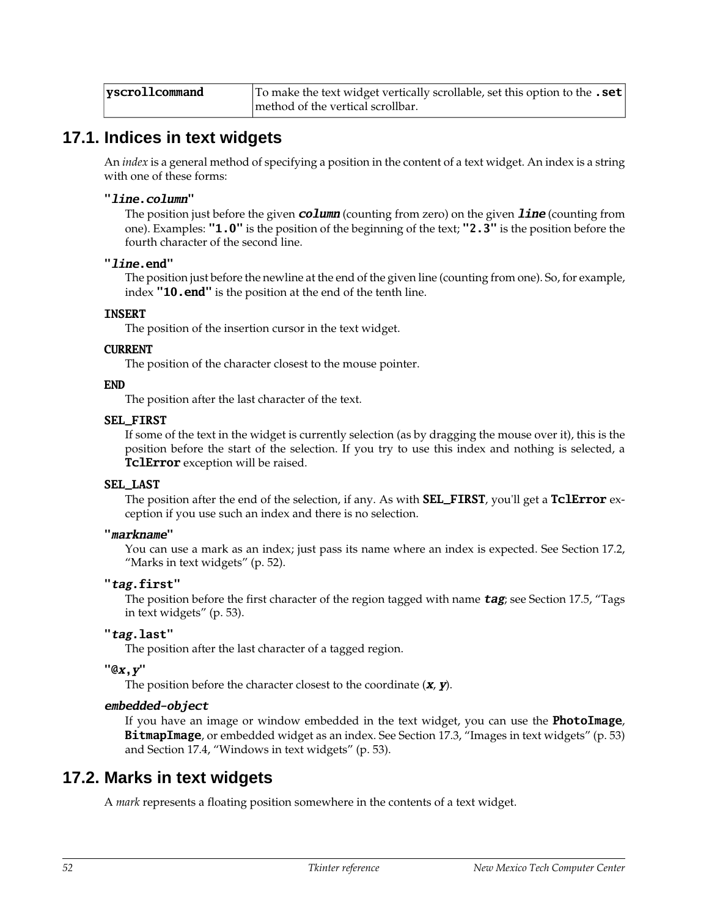| yscrollcommand | To make the text widget vertically scrollable, set this option to the `.set` method of the vertical scrollbar. |
|---|---|

## 17.1. Indices in text widgets

An *index* is a general method of specifying a position in the content of a text widget. An index is a string with one of these forms:

**"*line.column*"**
: The position just before the given ***column*** (counting from zero) on the given ***line*** (counting from one). Examples: **"1.0"** is the position of the beginning of the text; **"2.3"** is the position before the fourth character of the second line.

**"*line*.end"**
: The position just before the newline at the end of the given line (counting from one). So, for example, index **"10.end"** is the position at the end of the tenth line.

**INSERT**
: The position of the insertion cursor in the text widget.

**CURRENT**
: The position of the character closest to the mouse pointer.

**END**
: The position after the last character of the text.

**SEL_FIRST**
: If some of the text in the widget is currently selection (as by dragging the mouse over it), this is the position before the start of the selection. If you try to use this index and nothing is selected, a **TclError** exception will be raised.

**SEL_LAST**
: The position after the end of the selection, if any. As with **SEL_FIRST**, you'll get a **TclError** exception if you use such an index and there is no selection.

**"*markname*"**
: You can use a mark as an index; just pass its name where an index is expected. See Section 17.2, "Marks in text widgets" (p. 52).

**"*tag*.first"**
: The position before the first character of the region tagged with name ***tag***; see Section 17.5, "Tags in text widgets" (p. 53).

**"*tag*.last"**
: The position after the last character of a tagged region.

**"@*x*,*y*"**
: The position before the character closest to the coordinate (***x***, ***y***).

***embedded-object***
: If you have an image or window embedded in the text widget, you can use the **PhotoImage**, **BitmapImage**, or embedded widget as an index. See Section 17.3, "Images in text widgets" (p. 53) and Section 17.4, "Windows in text widgets" (p. 53).

## 17.2. Marks in text widgets

A *mark* represents a floating position somewhere in the contents of a text widget.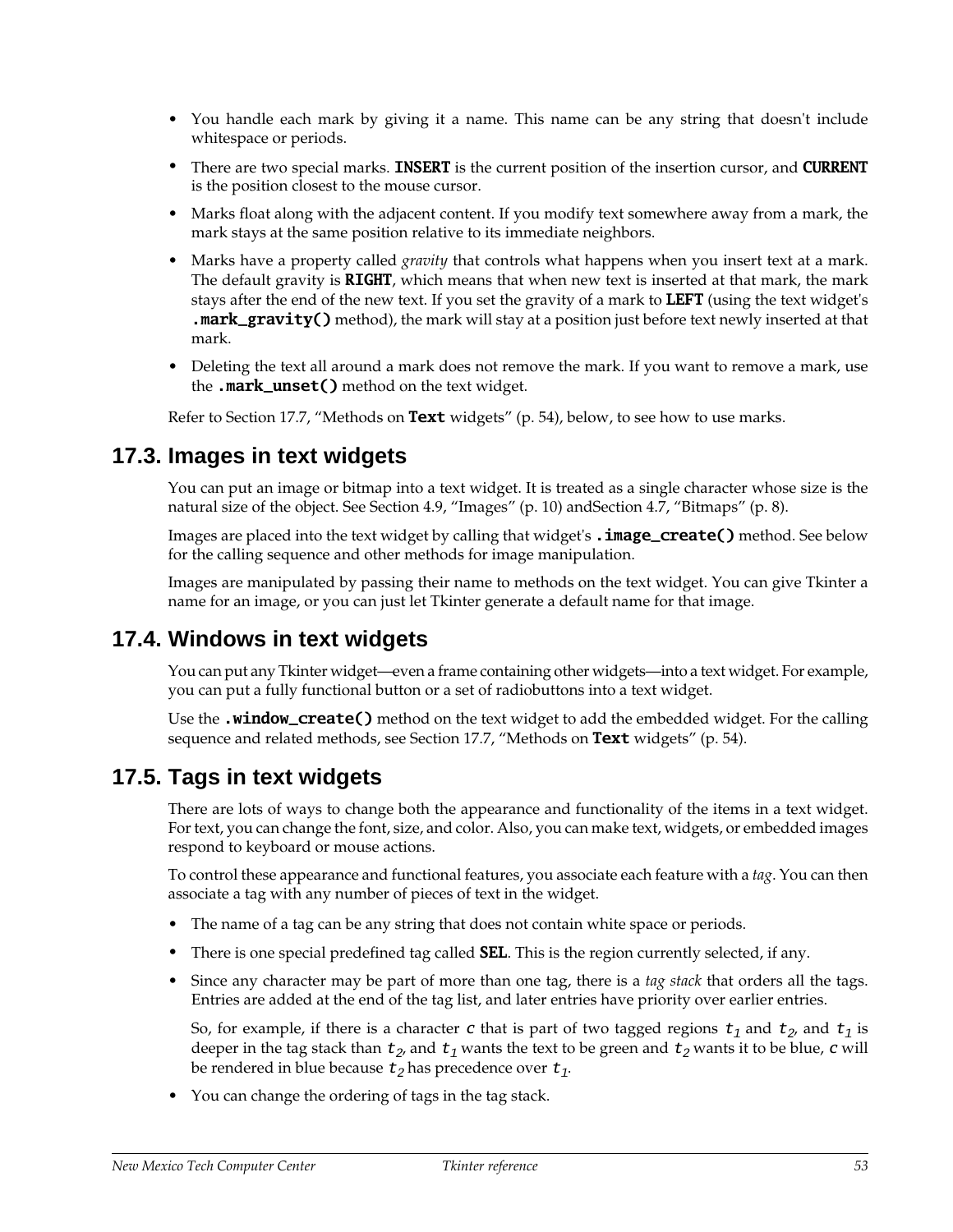- You handle each mark by giving it a name. This name can be any string that doesn't include whitespace or periods.
- There are two special marks. **INSERT** is the current position of the insertion cursor, and **CURRENT** is the position closest to the mouse cursor.
- Marks float along with the adjacent content. If you modify text somewhere away from a mark, the mark stays at the same position relative to its immediate neighbors.
- Marks have a property called *gravity* that controls what happens when you insert text at a mark. The default gravity is **RIGHT**, which means that when new text is inserted at that mark, the mark stays after the end of the new text. If you set the gravity of a mark to **LEFT** (using the text widget's **.mark_gravity()** method), the mark will stay at a position just before text newly inserted at that mark.
- Deleting the text all around a mark does not remove the mark. If you want to remove a mark, use the **.mark_unset()** method on the text widget.

Refer to Section 17.7, “Methods on **Text** widgets” (p. 54), below, to see how to use marks.

## 17.3. Images in text widgets

You can put an image or bitmap into a text widget. It is treated as a single character whose size is the natural size of the object. See Section 4.9, “Images” (p. 10) andSection 4.7, “Bitmaps” (p. 8).

Images are placed into the text widget by calling that widget's **.image_create()** method. See below for the calling sequence and other methods for image manipulation.

Images are manipulated by passing their name to methods on the text widget. You can give Tkinter a name for an image, or you can just let Tkinter generate a default name for that image.

## 17.4. Windows in text widgets

You can put any Tkinter widget—even a frame containing other widgets—into a text widget. For example, you can put a fully functional button or a set of radiobuttons into a text widget.

Use the **.window_create()** method on the text widget to add the embedded widget. For the calling sequence and related methods, see Section 17.7, “Methods on **Text** widgets” (p. 54).

## 17.5. Tags in text widgets

There are lots of ways to change both the appearance and functionality of the items in a text widget. For text, you can change the font, size, and color. Also, you can make text, widgets, or embedded images respond to keyboard or mouse actions.

To control these appearance and functional features, you associate each feature with a *tag*. You can then associate a tag with any number of pieces of text in the widget.

- The name of a tag can be any string that does not contain white space or periods.
- There is one special predefined tag called **SEL**. This is the region currently selected, if any.
- Since any character may be part of more than one tag, there is a *tag stack* that orders all the tags. Entries are added at the end of the tag list, and later entries have priority over earlier entries.

  So, for example, if there is a character $c$ that is part of two tagged regions $t_1$ and $t_2$, and $t_1$ is deeper in the tag stack than $t_2$, and $t_1$ wants the text to be green and $t_2$ wants it to be blue, $c$ will be rendered in blue because $t_2$ has precedence over $t_1$.
- You can change the ordering of tags in the tag stack.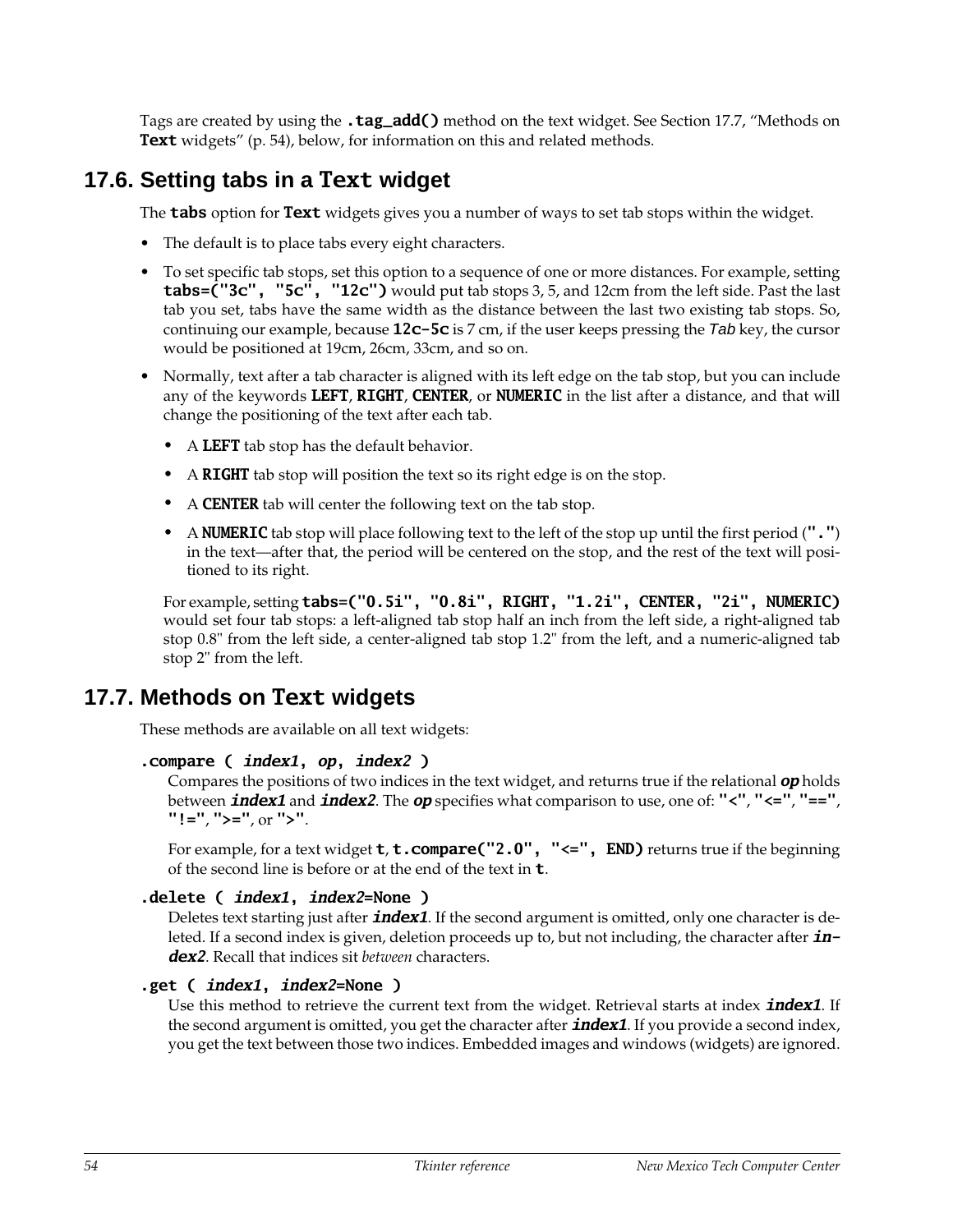Tags are created by using the **`.tag_add()`** method on the text widget. See Section 17.7, "Methods on **`Text`** widgets" (p. 54), below, for information on this and related methods.

## 17.6. Setting tabs in a `Text` widget

The **`tabs`** option for **`Text`** widgets gives you a number of ways to set tab stops within the widget.

- The default is to place tabs every eight characters.
- To set specific tab stops, set this option to a sequence of one or more distances. For example, setting **`tabs=("3c", "5c", "12c")`** would put tab stops 3, 5, and 12cm from the left side. Past the last tab you set, tabs have the same width as the distance between the last two existing tab stops. So, continuing our example, because **`12c-5c`** is 7 cm, if the user keeps pressing the *Tab* key, the cursor would be positioned at 19cm, 26cm, 33cm, and so on.
- Normally, text after a tab character is aligned with its left edge on the tab stop, but you can include any of the keywords **`LEFT`**, **`RIGHT`**, **`CENTER`**, or **`NUMERIC`** in the list after a distance, and that will change the positioning of the text after each tab.
  - A **`LEFT`** tab stop has the default behavior.
  - A **`RIGHT`** tab stop will position the text so its right edge is on the stop.
  - A **`CENTER`** tab will center the following text on the tab stop.
  - A **`NUMERIC`** tab stop will place following text to the left of the stop up until the first period (**`"."`**) in the text—after that, the period will be centered on the stop, and the rest of the text will positioned to its right.

  For example, setting **`tabs=("0.5i", "0.8i", RIGHT, "1.2i", CENTER, "2i", NUMERIC)`** would set four tab stops: a left-aligned tab stop half an inch from the left side, a right-aligned tab stop 0.8" from the left side, a center-aligned tab stop 1.2" from the left, and a numeric-aligned tab stop 2" from the left.

## 17.7. Methods on `Text` widgets

These methods are available on all text widgets:

**`.compare ( index1, op, index2 )`**
: Compares the positions of two indices in the text widget, and returns true if the relational ***`op`*** holds between ***`index1`*** and ***`index2`***. The ***`op`*** specifies what comparison to use, one of: **`"<"`**, **`"<="`**, **`"=="`**, **`"!="`**, **`">="`**, or **`">"`**.

  For example, for a text widget **`t`**, **`t.compare("2.0", "<=", END)`** returns true if the beginning of the second line is before or at the end of the text in **`t`**.

**`.delete ( index1, index2=None )`**
: Deletes text starting just after ***`index1`***. If the second argument is omitted, only one character is deleted. If a second index is given, deletion proceeds up to, but not including, the character after ***`index2`***. Recall that indices sit *between* characters.

**`.get ( index1, index2=None )`**
: Use this method to retrieve the current text from the widget. Retrieval starts at index ***`index1`***. If the second argument is omitted, you get the character after ***`index1`***. If you provide a second index, you get the text between those two indices. Embedded images and windows (widgets) are ignored.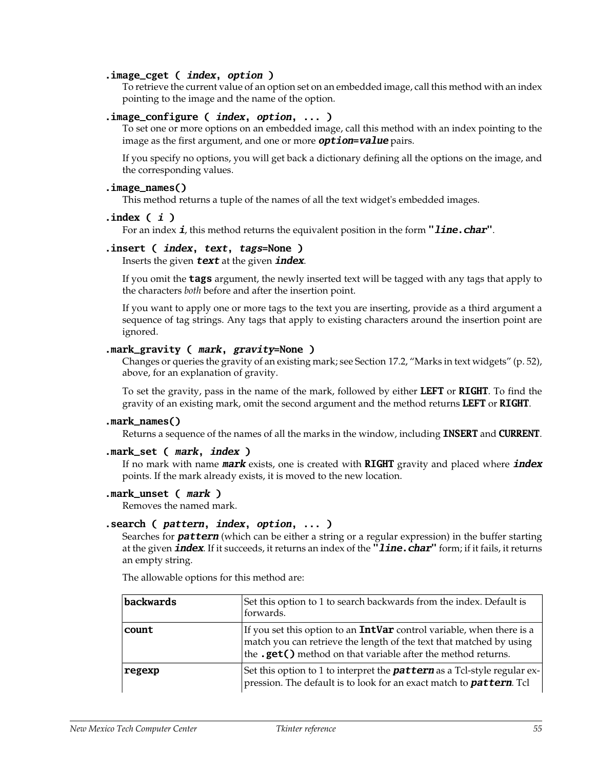**.image_cget ( *index*, *option* )**
To retrieve the current value of an option set on an embedded image, call this method with an index pointing to the image and the name of the option.

**.image_configure ( *index*, *option*, ... )**
To set one or more options on an embedded image, call this method with an index pointing to the image as the first argument, and one or more ***option*=*value*** pairs.

If you specify no options, you will get back a dictionary defining all the options on the image, and the corresponding values.

**.image_names()**
This method returns a tuple of the names of all the text widget's embedded images.

**.index ( *i* )**
For an index ***i***, this method returns the equivalent position in the form **"*line*.*char*"**.

**.insert ( *index*, *text*, *tags*=None )**
Inserts the given ***text*** at the given ***index***.

If you omit the **tags** argument, the newly inserted text will be tagged with any tags that apply to the characters *both* before and after the insertion point.

If you want to apply one or more tags to the text you are inserting, provide as a third argument a sequence of tag strings. Any tags that apply to existing characters around the insertion point are ignored.

**.mark_gravity ( *mark*, *gravity*=None )**
Changes or queries the gravity of an existing mark; see Section 17.2, "Marks in text widgets" (p. 52), above, for an explanation of gravity.

To set the gravity, pass in the name of the mark, followed by either **LEFT** or **RIGHT**. To find the gravity of an existing mark, omit the second argument and the method returns **LEFT** or **RIGHT**.

**.mark_names()**
Returns a sequence of the names of all the marks in the window, including **INSERT** and **CURRENT**.

**.mark_set ( *mark*, *index* )**
If no mark with name ***mark*** exists, one is created with **RIGHT** gravity and placed where ***index*** points. If the mark already exists, it is moved to the new location.

**.mark_unset ( *mark* )**
Removes the named mark.

**.search ( *pattern*, *index*, *option*, ... )**
Searches for ***pattern*** (which can be either a string or a regular expression) in the buffer starting at the given ***index***. If it succeeds, it returns an index of the **"*line*.*char*"** form; if it fails, it returns an empty string.

The allowable options for this method are:

| | |
|---|---|
| **backwards** | Set this option to 1 to search backwards from the index. Default is forwards. |
| **count** | If you set this option to an **IntVar** control variable, when there is a match you can retrieve the length of the text that matched by using the **.get()** method on that variable after the method returns. |
| **regexp** | Set this option to 1 to interpret the ***pattern*** as a Tcl-style regular expression. The default is to look for an exact match to ***pattern***. Tcl |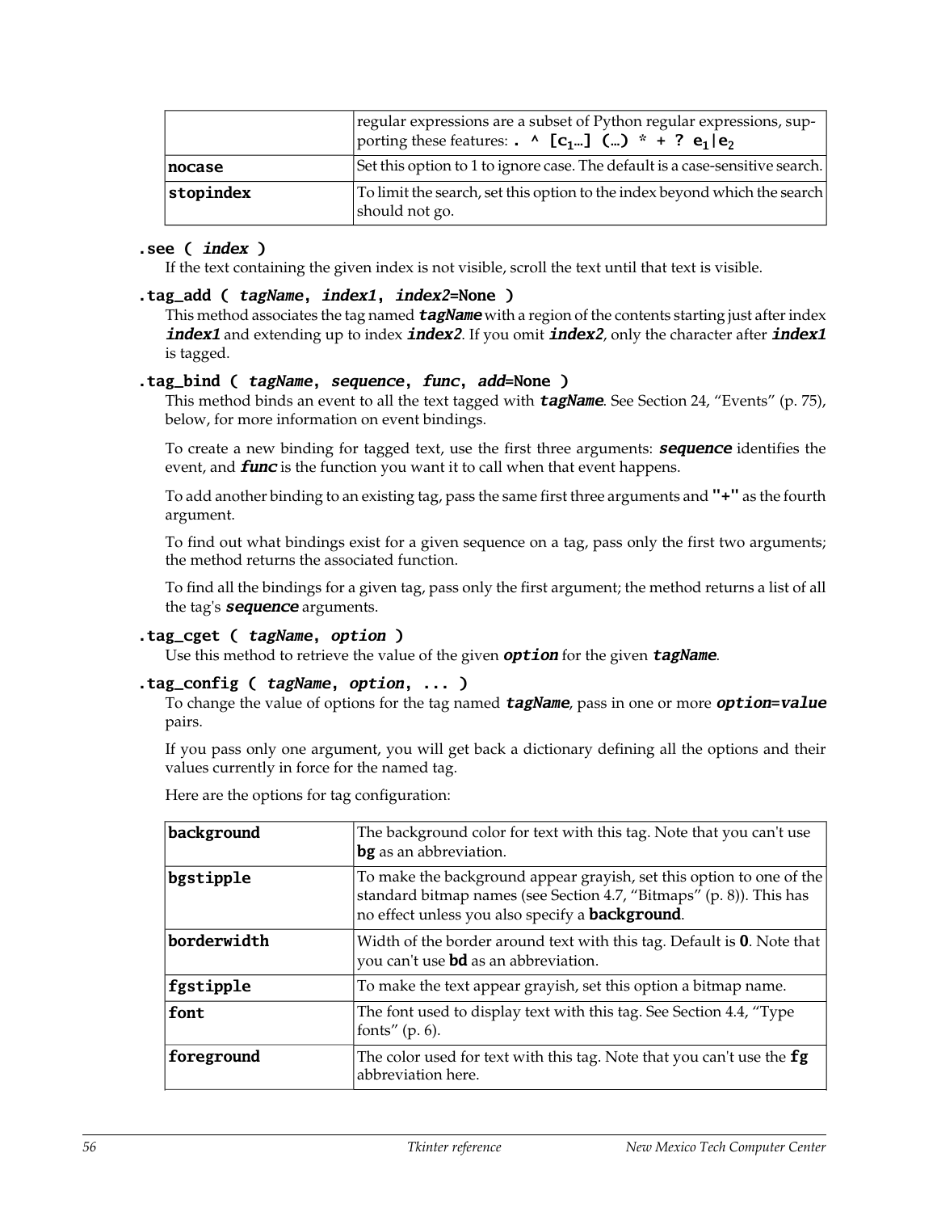| | |
|---|---|
| | regular expressions are a subset of Python regular expressions, supporting these features: **. ^ [$c_1$…] (…) * + ? $e_1$\|$e_2$** |
| **nocase** | Set this option to 1 to ignore case. The default is a case-sensitive search. |
| **stopindex** | To limit the search, set this option to the index beyond which the search should not go. |

**.see (** ***index*** **)**

If the text containing the given index is not visible, scroll the text until that text is visible.

**.tag_add (** ***tagName*****,** ***index1*****,** ***index2*****=None )**

This method associates the tag named ***tagName*** with a region of the contents starting just after index ***index1*** and extending up to index ***index2***. If you omit ***index2***, only the character after ***index1*** is tagged.

**.tag_bind (** ***tagName*****,** ***sequence*****,** ***func*****,** ***add*****=None )**

This method binds an event to all the text tagged with ***tagName***. See Section 24, "Events" (p. 75), below, for more information on event bindings.

To create a new binding for tagged text, use the first three arguments: ***sequence*** identifies the event, and ***func*** is the function you want it to call when that event happens.

To add another binding to an existing tag, pass the same first three arguments and **"+"** as the fourth argument.

To find out what bindings exist for a given sequence on a tag, pass only the first two arguments; the method returns the associated function.

To find all the bindings for a given tag, pass only the first argument; the method returns a list of all the tag's ***sequence*** arguments.

**.tag_cget (** ***tagName*****,** ***option*** **)**

Use this method to retrieve the value of the given ***option*** for the given ***tagName***.

**.tag_config (** ***tagName*****,** ***option*****, ... )**

To change the value of options for the tag named ***tagName***, pass in one or more ***option*****=*****value*** pairs.

If you pass only one argument, you will get back a dictionary defining all the options and their values currently in force for the named tag.

Here are the options for tag configuration:

| | |
|---|---|
| **background** | The background color for text with this tag. Note that you can't use **bg** as an abbreviation. |
| **bgstipple** | To make the background appear grayish, set this option to one of the standard bitmap names (see Section 4.7, "Bitmaps" (p. 8)). This has no effect unless you also specify a **background**. |
| **borderwidth** | Width of the border around text with this tag. Default is **0**. Note that you can't use **bd** as an abbreviation. |
| **fgstipple** | To make the text appear grayish, set this option a bitmap name. |
| **font** | The font used to display text with this tag. See Section 4.4, "Type fonts" (p. 6). |
| **foreground** | The color used for text with this tag. Note that you can't use the **fg** abbreviation here. |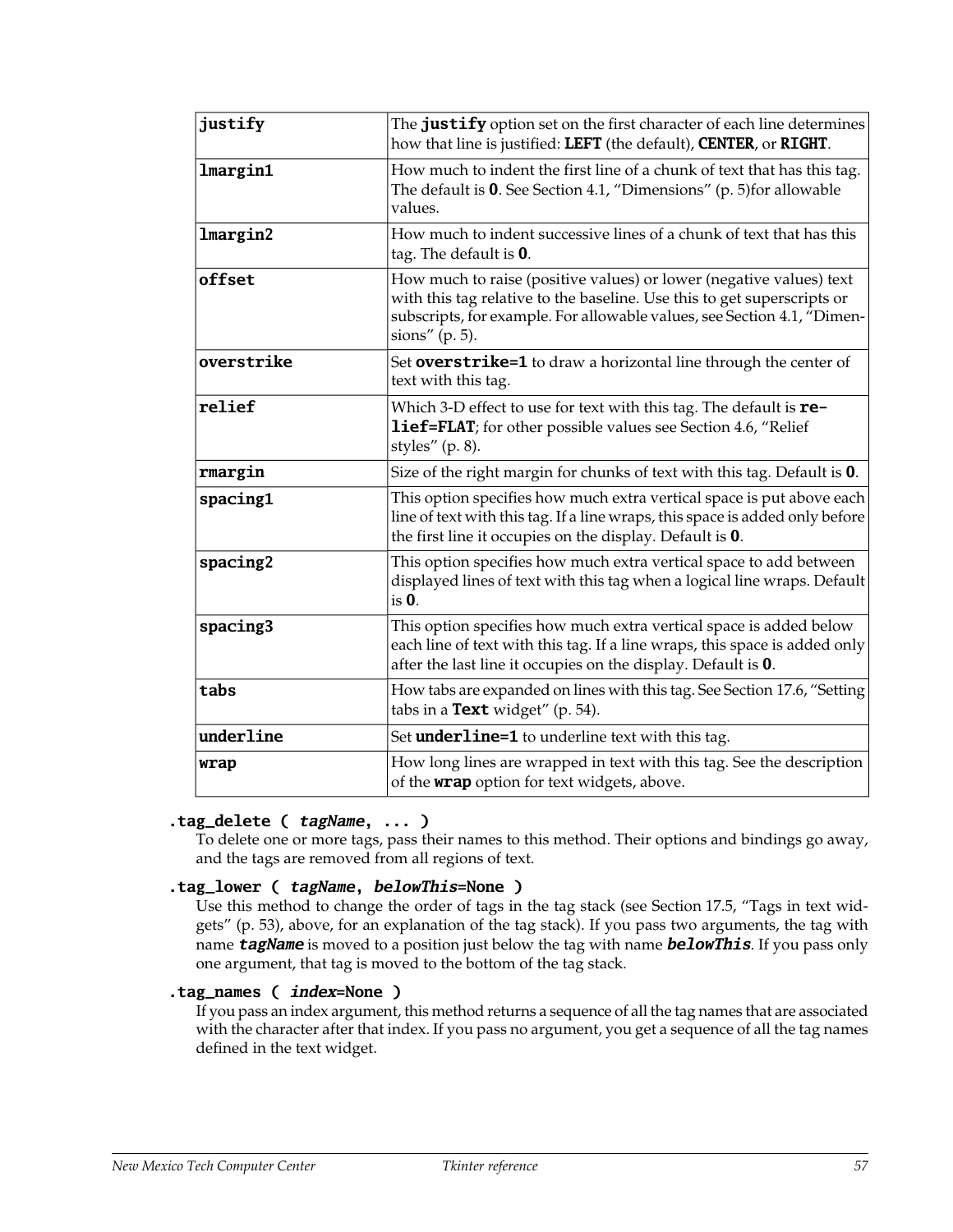| | |
|---|---|
| **justify** | The **justify** option set on the first character of each line determines how that line is justified: **LEFT** (the default), **CENTER**, or **RIGHT**. |
| **lmargin1** | How much to indent the first line of a chunk of text that has this tag. The default is **0**. See Section 4.1, "Dimensions" (p. 5)for allowable values. |
| **lmargin2** | How much to indent successive lines of a chunk of text that has this tag. The default is **0**. |
| **offset** | How much to raise (positive values) or lower (negative values) text with this tag relative to the baseline. Use this to get superscripts or subscripts, for example. For allowable values, see Section 4.1, "Dimensions" (p. 5). |
| **overstrike** | Set **overstrike=1** to draw a horizontal line through the center of text with this tag. |
| **relief** | Which 3-D effect to use for text with this tag. The default is **relief=FLAT**; for other possible values see Section 4.6, "Relief styles" (p. 8). |
| **rmargin** | Size of the right margin for chunks of text with this tag. Default is **0**. |
| **spacing1** | This option specifies how much extra vertical space is put above each line of text with this tag. If a line wraps, this space is added only before the first line it occupies on the display. Default is **0**. |
| **spacing2** | This option specifies how much extra vertical space to add between displayed lines of text with this tag when a logical line wraps. Default is **0**. |
| **spacing3** | This option specifies how much extra vertical space is added below each line of text with this tag. If a line wraps, this space is added only after the last line it occupies on the display. Default is **0**. |
| **tabs** | How tabs are expanded on lines with this tag. See Section 17.6, "Setting tabs in a **Text** widget" (p. 54). |
| **underline** | Set **underline=1** to underline text with this tag. |
| **wrap** | How long lines are wrapped in text with this tag. See the description of the **wrap** option for text widgets, above. |

**.tag_delete (** ***tagName*****, ... )**

To delete one or more tags, pass their names to this method. Their options and bindings go away, and the tags are removed from all regions of text.

**.tag_lower (** ***tagName*****,** ***belowThis*****=None )**

Use this method to change the order of tags in the tag stack (see Section 17.5, "Tags in text widgets" (p. 53), above, for an explanation of the tag stack). If you pass two arguments, the tag with name ***tagName*** is moved to a position just below the tag with name ***belowThis***. If you pass only one argument, that tag is moved to the bottom of the tag stack.

**.tag_names (** ***index*****=None )**

If you pass an index argument, this method returns a sequence of all the tag names that are associated with the character after that index. If you pass no argument, you get a sequence of all the tag names defined in the text widget.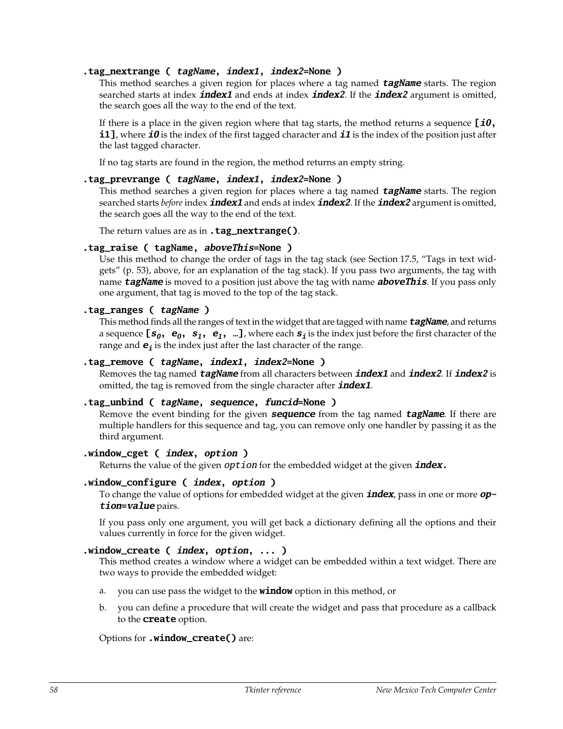**.tag_nextrange (** ***tagName*****,** ***index1*****,** ***index2*****=None )**

This method searches a given region for places where a tag named ***tagName*** starts. The region searched starts at index ***index1*** and ends at index ***index2***. If the ***index2*** argument is omitted, the search goes all the way to the end of the text.

If there is a place in the given region where that tag starts, the method returns a sequence **[*i0*, i1]**, where ***i0*** is the index of the first tagged character and ***i1*** is the index of the position just after the last tagged character.

If no tag starts are found in the region, the method returns an empty string.

**.tag_prevrange (** ***tagName*****,** ***index1*****,** ***index2*****=None )**

This method searches a given region for places where a tag named ***tagName*** starts. The region searched starts *before* index ***index1*** and ends at index ***index2***. If the ***index2*** argument is omitted, the search goes all the way to the end of the text.

The return values are as in **.tag_nextrange()**.

**.tag_raise ( tagName,** ***aboveThis*****=None )**

Use this method to change the order of tags in the tag stack (see Section 17.5, "Tags in text widgets" (p. 53), above, for an explanation of the tag stack). If you pass two arguments, the tag with name ***tagName*** is moved to a position just above the tag with name ***aboveThis***. If you pass only one argument, that tag is moved to the top of the tag stack.

**.tag_ranges (** ***tagName*** **)**

This method finds all the ranges of text in the widget that are tagged with name ***tagName***, and returns a sequence **[**$s_0$**,** $e_0$**,** $s_1$**,** $e_1$**, …]**, where each $s_i$ is the index just before the first character of the range and $e_i$ is the index just after the last character of the range.

**.tag_remove (** ***tagName*****,** ***index1*****,** ***index2*****=None )**

Removes the tag named ***tagName*** from all characters between ***index1*** and ***index2***. If ***index2*** is omitted, the tag is removed from the single character after ***index1***.

**.tag_unbind (** ***tagName*****,** ***sequence*****,** ***funcid*****=None )**

Remove the event binding for the given ***sequence*** from the tag named ***tagName***. If there are multiple handlers for this sequence and tag, you can remove only one handler by passing it as the third argument.

**.window_cget (** ***index*****,** ***option*** **)**

Returns the value of the given *option* for the embedded widget at the given ***index.***

**.window_configure (** ***index*****,** ***option*** **)**

To change the value of options for embedded widget at the given ***index***, pass in one or more ***option*****=*****value*** pairs.

If you pass only one argument, you will get back a dictionary defining all the options and their values currently in force for the given widget.

**.window_create (** ***index*****,** ***option*****, ... )**

This method creates a window where a widget can be embedded within a text widget. There are two ways to provide the embedded widget:

a. you can use pass the widget to the **window** option in this method, or

b. you can define a procedure that will create the widget and pass that procedure as a callback to the **create** option.

Options for **.window_create()** are: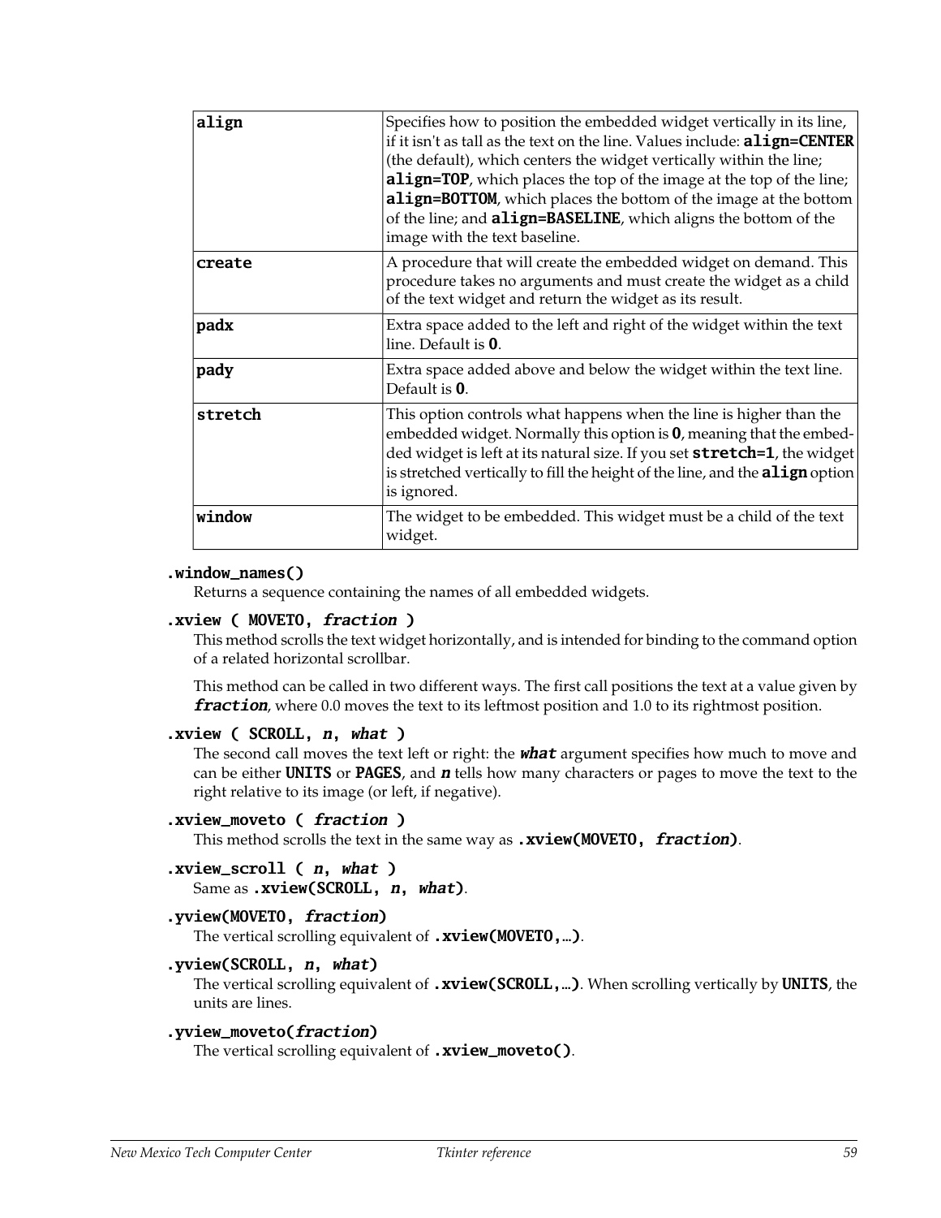| | |
|---|---|
| `align` | Specifies how to position the embedded widget vertically in its line, if it isn't as tall as the text on the line. Values include: **align=CENTER** (the default), which centers the widget vertically within the line; **align=TOP**, which places the top of the image at the top of the line; **align=BOTTOM**, which places the bottom of the image at the bottom of the line; and **align=BASELINE**, which aligns the bottom of the image with the text baseline. |
| `create` | A procedure that will create the embedded widget on demand. This procedure takes no arguments and must create the widget as a child of the text widget and return the widget as its result. |
| `padx` | Extra space added to the left and right of the widget within the text line. Default is **0**. |
| `pady` | Extra space added above and below the widget within the text line. Default is **0**. |
| `stretch` | This option controls what happens when the line is higher than the embedded widget. Normally this option is **0**, meaning that the embedded widget is left at its natural size. If you set **stretch=1**, the widget is stretched vertically to fill the height of the line, and the **align** option is ignored. |
| `window` | The widget to be embedded. This widget must be a child of the text widget. |

**.window_names()**
Returns a sequence containing the names of all embedded widgets.

**.xview ( MOVETO, *fraction* )**
This method scrolls the text widget horizontally, and is intended for binding to the command option of a related horizontal scrollbar.

This method can be called in two different ways. The first call positions the text at a value given by ***fraction***, where 0.0 moves the text to its leftmost position and 1.0 to its rightmost position.

**.xview ( SCROLL, *n*, *what* )**
The second call moves the text left or right: the ***what*** argument specifies how much to move and can be either **UNITS** or **PAGES**, and ***n*** tells how many characters or pages to move the text to the right relative to its image (or left, if negative).

**.xview_moveto ( *fraction* )**
This method scrolls the text in the same way as **.xview(MOVETO, *fraction*)**.

**.xview_scroll ( *n*, *what* )**
Same as **.xview(SCROLL, *n*, *what*)**.

**.yview(MOVETO, *fraction*)**
The vertical scrolling equivalent of **.xview(MOVETO,…)**.

**.yview(SCROLL, *n*, *what*)**
The vertical scrolling equivalent of **.xview(SCROLL,…)**. When scrolling vertically by **UNITS**, the units are lines.

**.yview_moveto(*fraction*)**
The vertical scrolling equivalent of **.xview_moveto()**.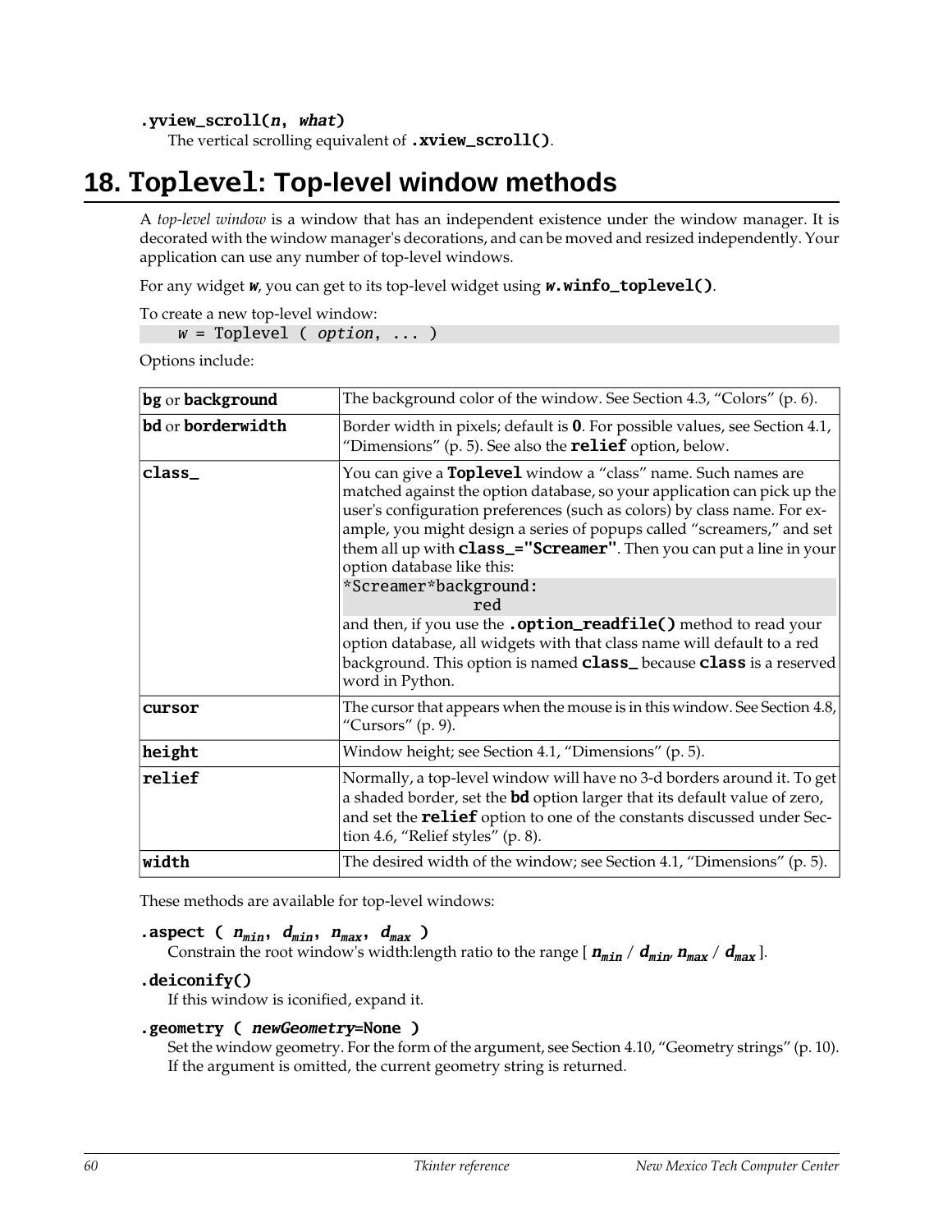**.yview_scroll(*n*, *what*)**
The vertical scrolling equivalent of **.xview_scroll()**.

# 18. Toplevel: Top-level window methods

A *top-level window* is a window that has an independent existence under the window manager. It is decorated with the window manager's decorations, and can be moved and resized independently. Your application can use any number of top-level windows.

For any widget ***w***, you can get to its top-level widget using ***w*.winfo_toplevel()**.

To create a new top-level window:

```
    w = Toplevel ( option, ... )
```

Options include:

| | |
|---|---|
| **bg** or **background** | The background color of the window. See Section 4.3, “Colors” (p. 6). |
| **bd** or **borderwidth** | Border width in pixels; default is **0**. For possible values, see Section 4.1, “Dimensions” (p. 5). See also the **relief** option, below. |
| **class_** | You can give a **Toplevel** window a “class” name. Such names are matched against the option database, so your application can pick up the user's configuration preferences (such as colors) by class name. For example, you might design a series of popups called “screamers,” and set them all up with **class_="Screamer"**. Then you can put a line in your option database like this: `*Screamer*background: red` and then, if you use the **.option_readfile()** method to read your option database, all widgets with that class name will default to a red background. This option is named **class_** because **class** is a reserved word in Python. |
| **cursor** | The cursor that appears when the mouse is in this window. See Section 4.8, “Cursors” (p. 9). |
| **height** | Window height; see Section 4.1, “Dimensions” (p. 5). |
| **relief** | Normally, a top-level window will have no 3-d borders around it. To get a shaded border, set the **bd** option larger that its default value of zero, and set the **relief** option to one of the constants discussed under Section 4.6, “Relief styles” (p. 8). |
| **width** | The desired width of the window; see Section 4.1, “Dimensions” (p. 5). |

These methods are available for top-level windows:

**.aspect ( $n_{min}$, $d_{min}$, $n_{max}$, $d_{max}$ )**
Constrain the root window's width:length ratio to the range [ $n_{min}$ / $d_{min}$, $n_{max}$ / $d_{max}$ ].

**.deiconify()**
If this window is iconified, expand it.

**.geometry ( *newGeometry*=None )**
Set the window geometry. For the form of the argument, see Section 4.10, “Geometry strings” (p. 10). If the argument is omitted, the current geometry string is returned.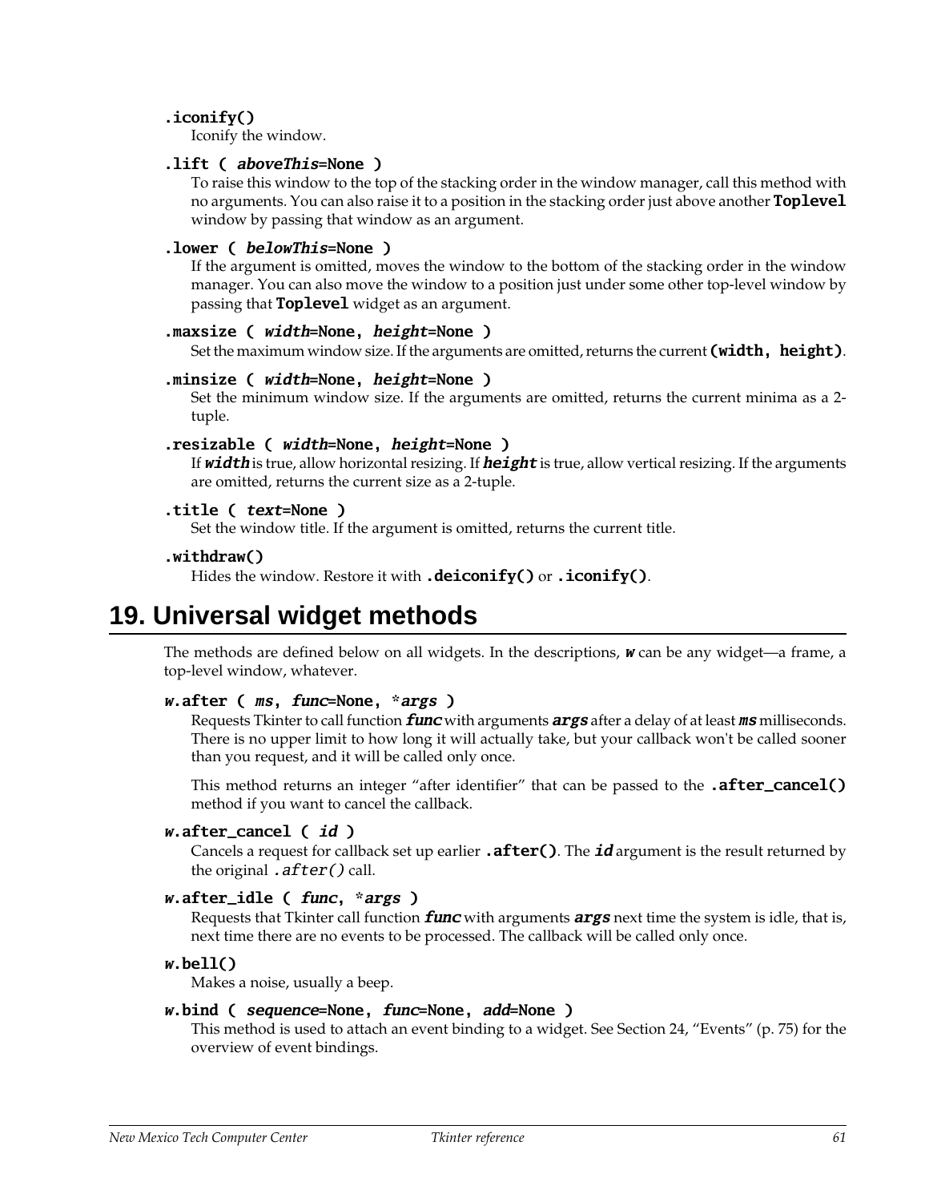**.iconify()**
Iconify the window.

**.lift ( *aboveThis*=None )**
To raise this window to the top of the stacking order in the window manager, call this method with no arguments. You can also raise it to a position in the stacking order just above another **Toplevel** window by passing that window as an argument.

**.lower ( *belowThis*=None )**
If the argument is omitted, moves the window to the bottom of the stacking order in the window manager. You can also move the window to a position just under some other top-level window by passing that **Toplevel** widget as an argument.

**.maxsize ( *width*=None, *height*=None )**
Set the maximum window size. If the arguments are omitted, returns the current **(width, height)**.

**.minsize ( *width*=None, *height*=None )**
Set the minimum window size. If the arguments are omitted, returns the current minima as a 2-tuple.

**.resizable ( *width*=None, *height*=None )**
If ***width*** is true, allow horizontal resizing. If ***height*** is true, allow vertical resizing. If the arguments are omitted, returns the current size as a 2-tuple.

**.title ( *text*=None )**
Set the window title. If the argument is omitted, returns the current title.

**.withdraw()**
Hides the window. Restore it with **.deiconify()** or **.iconify()**.

# 19. Universal widget methods

The methods are defined below on all widgets. In the descriptions, ***w*** can be any widget—a frame, a top-level window, whatever.

***w*.after ( *ms*, *func*=None, **args* )**
Requests Tkinter to call function ***func*** with arguments ***args*** after a delay of at least ***ms*** milliseconds. There is no upper limit to how long it will actually take, but your callback won't be called sooner than you request, and it will be called only once.

This method returns an integer "after identifier" that can be passed to the **.after_cancel()** method if you want to cancel the callback.

***w*.after_cancel ( *id* )**
Cancels a request for callback set up earlier **.after()**. The ***id*** argument is the result returned by the original *.after()* call.

***w*.after_idle ( *func*, **args* )**
Requests that Tkinter call function ***func*** with arguments ***args*** next time the system is idle, that is, next time there are no events to be processed. The callback will be called only once.

***w*.bell()**
Makes a noise, usually a beep.

***w*.bind ( *sequence*=None, *func*=None, *add*=None )**
This method is used to attach an event binding to a widget. See Section 24, "Events" (p. 75) for the overview of event bindings.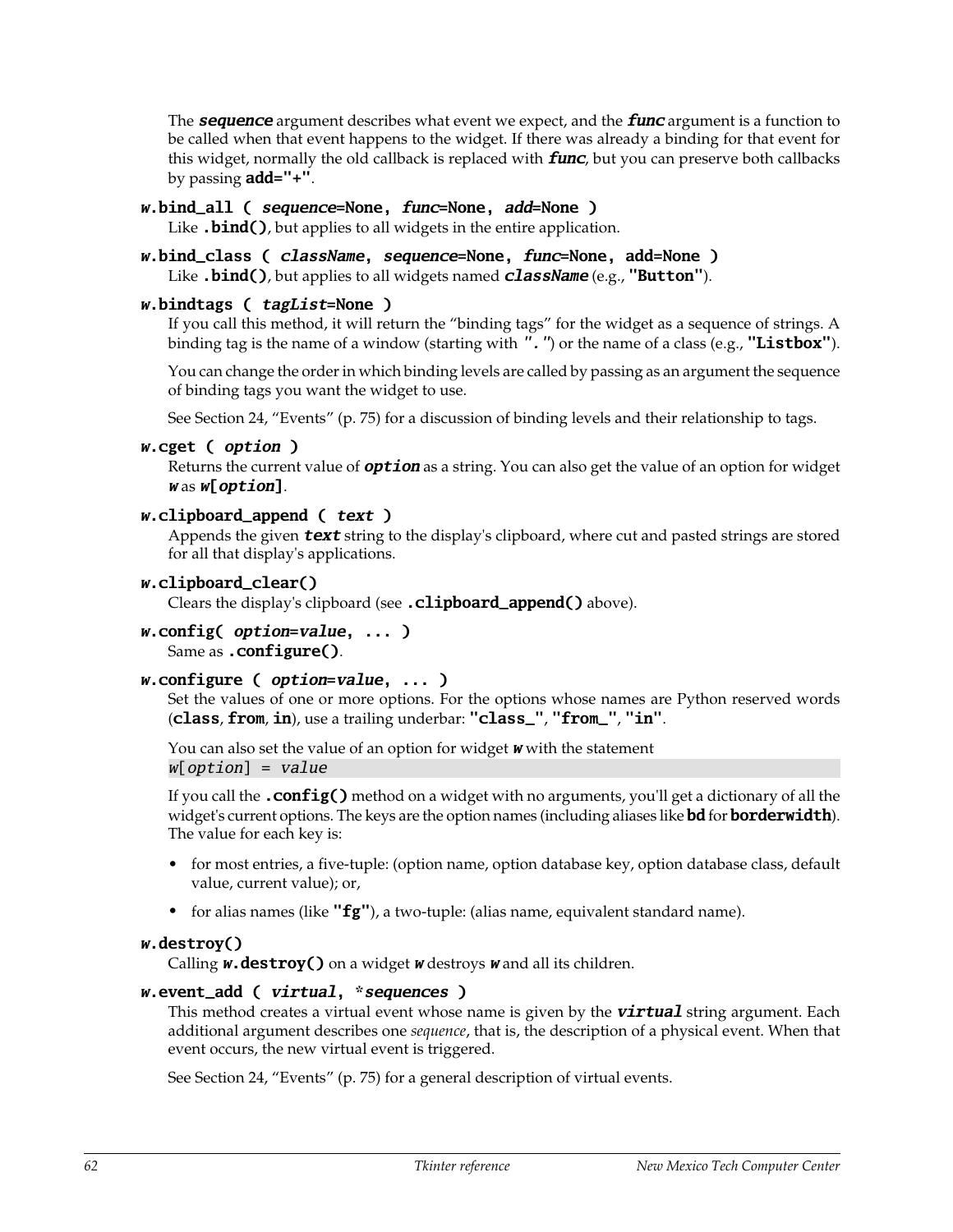The ***sequence*** argument describes what event we expect, and the ***func*** argument is a function to be called when that event happens to the widget. If there was already a binding for that event for this widget, normally the old callback is replaced with ***func***, but you can preserve both callbacks by passing **add="+"**.

***w*.bind_all ( *sequence*=None, *func*=None, *add*=None )**
Like **.bind()**, but applies to all widgets in the entire application.

***w*.bind_class ( *className*, *sequence*=None, *func*=None, add=None )**
Like **.bind()**, but applies to all widgets named ***className*** (e.g., **"Button"**).

***w*.bindtags ( *tagList*=None )**
If you call this method, it will return the "binding tags" for the widget as a sequence of strings. A binding tag is the name of a window (starting with *"."*) or the name of a class (e.g., **"Listbox"**).

You can change the order in which binding levels are called by passing as an argument the sequence of binding tags you want the widget to use.

See Section 24, "Events" (p. 75) for a discussion of binding levels and their relationship to tags.

***w*.cget ( *option* )**
Returns the current value of ***option*** as a string. You can also get the value of an option for widget ***w*** as ***w*[*option*]**.

***w*.clipboard_append ( *text* )**
Appends the given ***text*** string to the display's clipboard, where cut and pasted strings are stored for all that display's applications.

***w*.clipboard_clear()**
Clears the display's clipboard (see **.clipboard_append()** above).

***w*.config( *option*=*value*, ... )**
Same as **.configure()**.

***w*.configure ( *option*=*value*, ... )**
Set the values of one or more options. For the options whose names are Python reserved words (**class**, **from**, **in**), use a trailing underbar: **"class_"**, **"from_"**, **"in"**.

You can also set the value of an option for widget ***w*** with the statement

```
w[option] = value
```

If you call the **.config()** method on a widget with no arguments, you'll get a dictionary of all the widget's current options. The keys are the option names (including aliases like **bd** for **borderwidth**). The value for each key is:

- for most entries, a five-tuple: (option name, option database key, option database class, default value, current value); or,
- for alias names (like **"fg"**), a two-tuple: (alias name, equivalent standard name).

***w*.destroy()**
Calling ***w*.destroy()** on a widget ***w*** destroys ***w*** and all its children.

***w*.event_add ( *virtual*, **sequences* )**
This method creates a virtual event whose name is given by the ***virtual*** string argument. Each additional argument describes one *sequence*, that is, the description of a physical event. When that event occurs, the new virtual event is triggered.

See Section 24, "Events" (p. 75) for a general description of virtual events.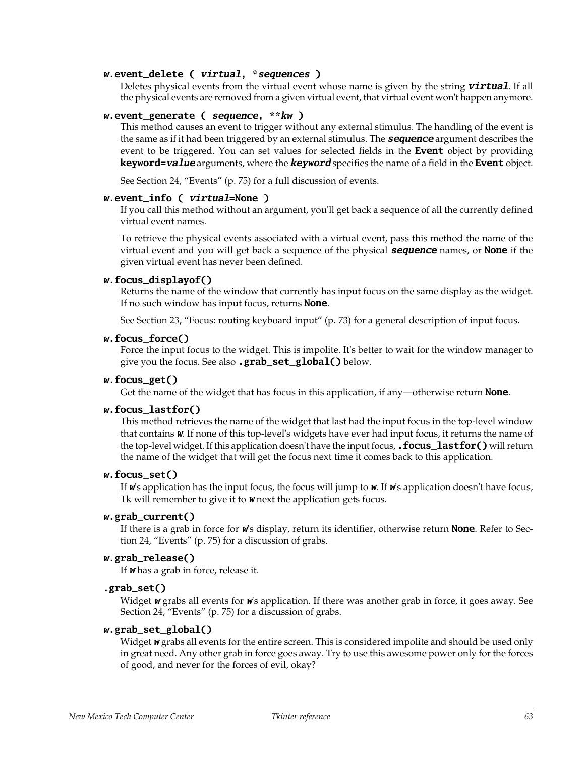**`w.event_delete ( virtual, *sequences )`**

Deletes physical events from the virtual event whose name is given by the string ***`virtual`***. If all the physical events are removed from a given virtual event, that virtual event won't happen anymore.

**`w.event_generate ( sequence, **kw )`**

This method causes an event to trigger without any external stimulus. The handling of the event is the same as if it had been triggered by an external stimulus. The ***`sequence`*** argument describes the event to be triggered. You can set values for selected fields in the **`Event`** object by providing **`keyword=`*`value`*** arguments, where the ***`keyword`*** specifies the name of a field in the **`Event`** object.

See Section 24, "Events" (p. 75) for a full discussion of events.

**`w.event_info ( virtual=None )`**

If you call this method without an argument, you'll get back a sequence of all the currently defined virtual event names.

To retrieve the physical events associated with a virtual event, pass this method the name of the virtual event and you will get back a sequence of the physical ***`sequence`*** names, or **`None`** if the given virtual event has never been defined.

**`w.focus_displayof()`**

Returns the name of the window that currently has input focus on the same display as the widget. If no such window has input focus, returns **`None`**.

See Section 23, "Focus: routing keyboard input" (p. 73) for a general description of input focus.

**`w.focus_force()`**

Force the input focus to the widget. This is impolite. It's better to wait for the window manager to give you the focus. See also **`.grab_set_global()`** below.

**`w.focus_get()`**

Get the name of the widget that has focus in this application, if any—otherwise return **`None`**.

**`w.focus_lastfor()`**

This method retrieves the name of the widget that last had the input focus in the top-level window that contains ***`w`***. If none of this top-level's widgets have ever had input focus, it returns the name of the top-level widget. If this application doesn't have the input focus, **`.focus_lastfor()`** will return the name of the widget that will get the focus next time it comes back to this application.

**`w.focus_set()`**

If ***`w`***'s application has the input focus, the focus will jump to ***`w`***. If ***`w`***'s application doesn't have focus, Tk will remember to give it to ***`w`*** next the application gets focus.

**`w.grab_current()`**

If there is a grab in force for ***`w`***'s display, return its identifier, otherwise return **`None`**. Refer to Section 24, "Events" (p. 75) for a discussion of grabs.

**`w.grab_release()`**

If ***`w`*** has a grab in force, release it.

**`.grab_set()`**

Widget ***`w`*** grabs all events for ***`w`***'s application. If there was another grab in force, it goes away. See Section 24, "Events" (p. 75) for a discussion of grabs.

**`w.grab_set_global()`**

Widget ***`w`*** grabs all events for the entire screen. This is considered impolite and should be used only in great need. Any other grab in force goes away. Try to use this awesome power only for the forces of good, and never for the forces of evil, okay?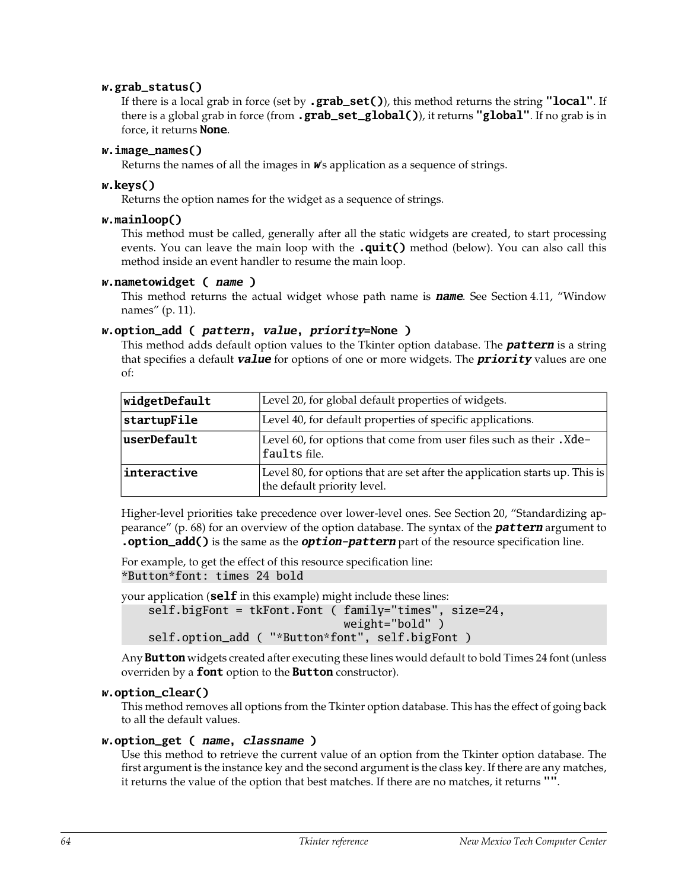**w.grab_status()**

If there is a local grab in force (set by **.grab_set()**), this method returns the string **"local"**. If there is a global grab in force (from **.grab_set_global()**), it returns **"global"**. If no grab is in force, it returns **None**.

**w.image_names()**

Returns the names of all the images in ***w***'s application as a sequence of strings.

**w.keys()**

Returns the option names for the widget as a sequence of strings.

**w.mainloop()**

This method must be called, generally after all the static widgets are created, to start processing events. You can leave the main loop with the **.quit()** method (below). You can also call this method inside an event handler to resume the main loop.

**w.nametowidget ( *name* )**

This method returns the actual widget whose path name is ***name***. See Section 4.11, "Window names" (p. 11).

**w.option_add ( *pattern*, *value*, *priority*=None )**

This method adds default option values to the Tkinter option database. The ***pattern*** is a string that specifies a default ***value*** for options of one or more widgets. The ***priority*** values are one of:

| | |
|---|---|
| **widgetDefault** | Level 20, for global default properties of widgets. |
| **startupFile** | Level 40, for default properties of specific applications. |
| **userDefault** | Level 60, for options that come from user files such as their `.Xdefaults` file. |
| **interactive** | Level 80, for options that are set after the application starts up. This is the default priority level. |

Higher-level priorities take precedence over lower-level ones. See Section 20, "Standardizing appearance" (p. 68) for an overview of the option database. The syntax of the ***pattern*** argument to **.option_add()** is the same as the ***option-pattern*** part of the resource specification line.

For example, to get the effect of this resource specification line:

```
*Button*font: times 24 bold
```

your application (**self** in this example) might include these lines:

```
    self.bigFont = tkFont.Font ( family="times", size=24,
                                 weight="bold" )
    self.option_add ( "*Button*font", self.bigFont )
```

Any **Button** widgets created after executing these lines would default to bold Times 24 font (unless overriden by a **font** option to the **Button** constructor).

**w.option_clear()**

This method removes all options from the Tkinter option database. This has the effect of going back to all the default values.

**w.option_get ( *name*, *classname* )**

Use this method to retrieve the current value of an option from the Tkinter option database. The first argument is the instance key and the second argument is the class key. If there are any matches, it returns the value of the option that best matches. If there are no matches, it returns **""**.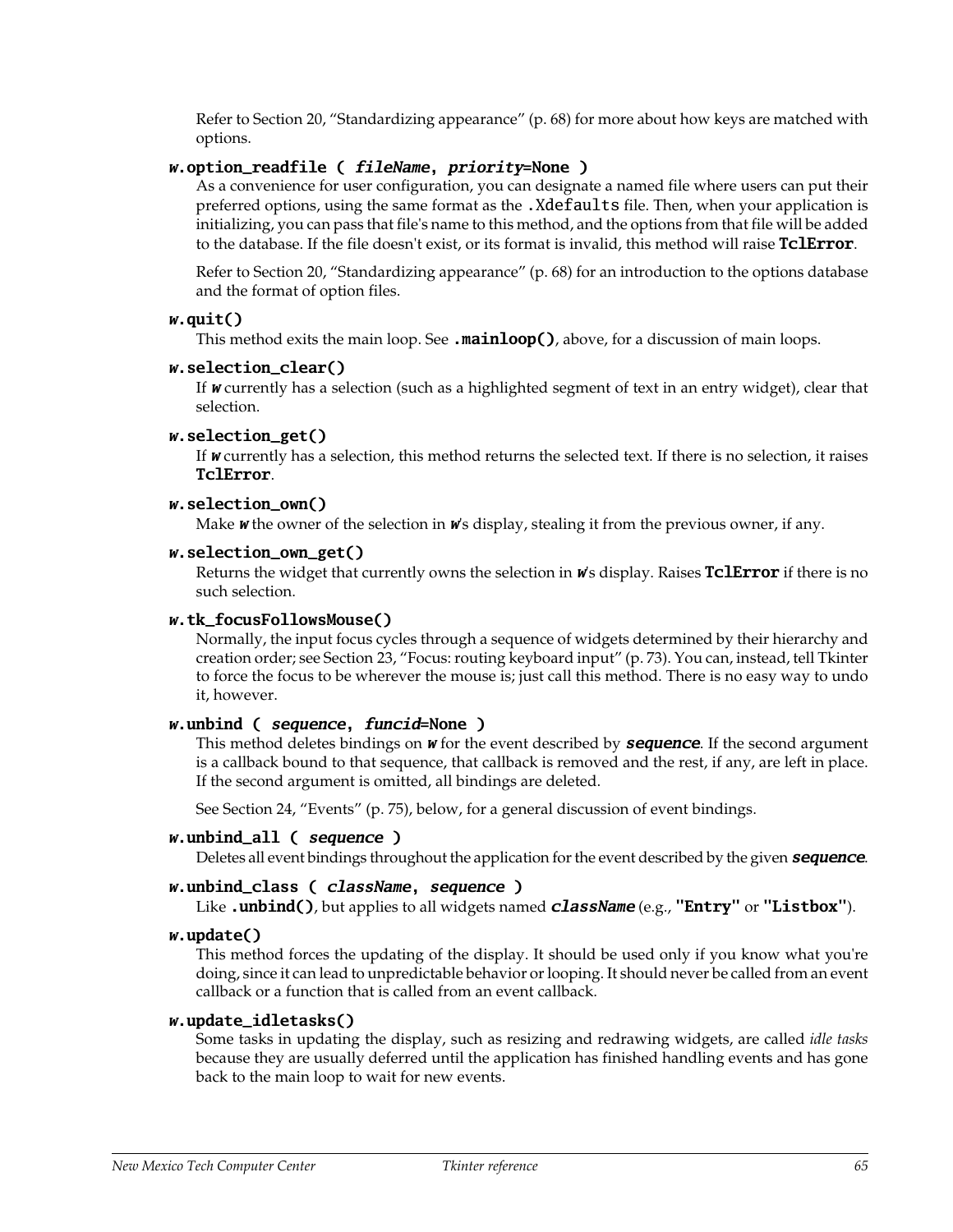Refer to Section 20, “Standardizing appearance” (p. 68) for more about how keys are matched with options.

***w*.option_readfile ( *fileName*, *priority*=None )**

As a convenience for user configuration, you can designate a named file where users can put their preferred options, using the same format as the `.Xdefaults` file. Then, when your application is initializing, you can pass that file's name to this method, and the options from that file will be added to the database. If the file doesn't exist, or its format is invalid, this method will raise **TclError**.

Refer to Section 20, “Standardizing appearance” (p. 68) for an introduction to the options database and the format of option files.

***w*.quit()**

This method exits the main loop. See **.mainloop()**, above, for a discussion of main loops.

***w*.selection_clear()**

If ***w*** currently has a selection (such as a highlighted segment of text in an entry widget), clear that selection.

***w*.selection_get()**

If ***w*** currently has a selection, this method returns the selected text. If there is no selection, it raises **TclError**.

***w*.selection_own()**

Make ***w*** the owner of the selection in ***w***'s display, stealing it from the previous owner, if any.

***w*.selection_own_get()**

Returns the widget that currently owns the selection in ***w***'s display. Raises **TclError** if there is no such selection.

***w*.tk_focusFollowsMouse()**

Normally, the input focus cycles through a sequence of widgets determined by their hierarchy and creation order; see Section 23, “Focus: routing keyboard input” (p. 73). You can, instead, tell Tkinter to force the focus to be wherever the mouse is; just call this method. There is no easy way to undo it, however.

***w*.unbind ( *sequence*, *funcid*=None )**

This method deletes bindings on ***w*** for the event described by ***sequence***. If the second argument is a callback bound to that sequence, that callback is removed and the rest, if any, are left in place. If the second argument is omitted, all bindings are deleted.

See Section 24, “Events” (p. 75), below, for a general discussion of event bindings.

***w*.unbind_all ( *sequence* )**

Deletes all event bindings throughout the application for the event described by the given ***sequence***.

***w*.unbind_class ( *className*, *sequence* )**

Like **.unbind()**, but applies to all widgets named ***className*** (e.g., **"Entry"** or **"Listbox"**).

***w*.update()**

This method forces the updating of the display. It should be used only if you know what you're doing, since it can lead to unpredictable behavior or looping. It should never be called from an event callback or a function that is called from an event callback.

***w*.update_idletasks()**

Some tasks in updating the display, such as resizing and redrawing widgets, are called *idle tasks* because they are usually deferred until the application has finished handling events and has gone back to the main loop to wait for new events.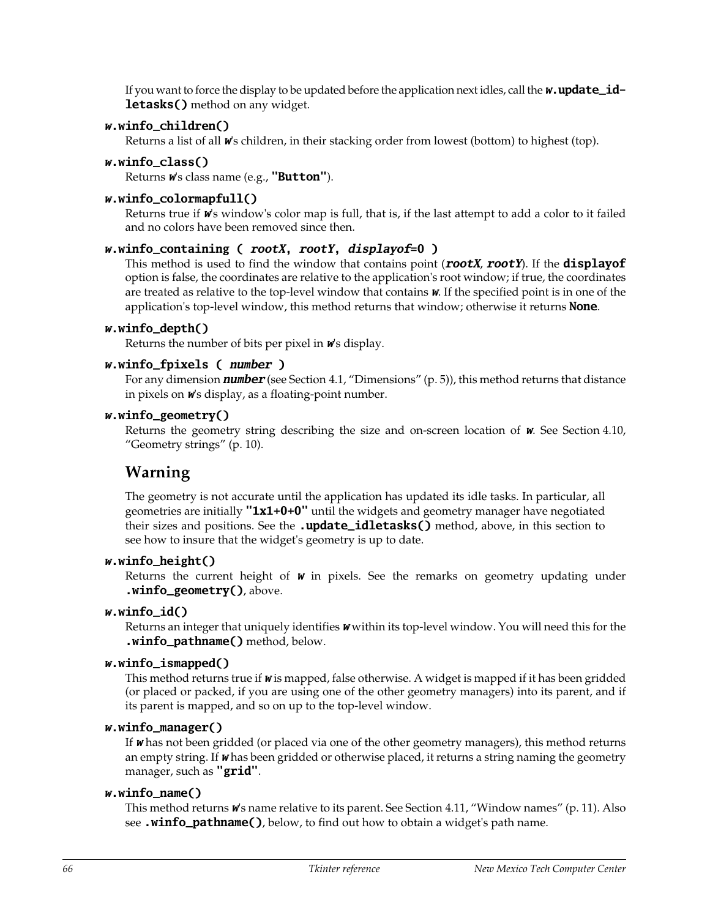If you want to force the display to be updated before the application next idles, call the ***w*.update_idletasks()** method on any widget.

***w*.winfo_children()**
Returns a list of all ***w***'s children, in their stacking order from lowest (bottom) to highest (top).

***w*.winfo_class()**
Returns ***w***'s class name (e.g., **"Button"**).

***w*.winfo_colormapfull()**
Returns true if ***w***'s window's color map is full, that is, if the last attempt to add a color to it failed and no colors have been removed since then.

***w*.winfo_containing ( *rootX*, *rootY*, *displayof*=0 )**
This method is used to find the window that contains point (***rootX***, ***rootY***). If the **displayof** option is false, the coordinates are relative to the application's root window; if true, the coordinates are treated as relative to the top-level window that contains ***w***. If the specified point is in one of the application's top-level window, this method returns that window; otherwise it returns **None**.

***w*.winfo_depth()**
Returns the number of bits per pixel in ***w***'s display.

***w*.winfo_fpixels ( *number* )**
For any dimension ***number*** (see Section 4.1, "Dimensions" (p. 5)), this method returns that distance in pixels on ***w***'s display, as a floating-point number.

***w*.winfo_geometry()**
Returns the geometry string describing the size and on-screen location of ***w***. See Section 4.10, "Geometry strings" (p. 10).

## Warning

The geometry is not accurate until the application has updated its idle tasks. In particular, all geometries are initially **"1x1+0+0"** until the widgets and geometry manager have negotiated their sizes and positions. See the **.update_idletasks()** method, above, in this section to see how to insure that the widget's geometry is up to date.

***w*.winfo_height()**
Returns the current height of ***w*** in pixels. See the remarks on geometry updating under **.winfo_geometry()**, above.

***w*.winfo_id()**
Returns an integer that uniquely identifies ***w*** within its top-level window. You will need this for the **.winfo_pathname()** method, below.

***w*.winfo_ismapped()**
This method returns true if ***w*** is mapped, false otherwise. A widget is mapped if it has been gridded (or placed or packed, if you are using one of the other geometry managers) into its parent, and if its parent is mapped, and so on up to the top-level window.

***w*.winfo_manager()**
If ***w*** has not been gridded (or placed via one of the other geometry managers), this method returns an empty string. If ***w*** has been gridded or otherwise placed, it returns a string naming the geometry manager, such as **"grid"**.

***w*.winfo_name()**
This method returns ***w***'s name relative to its parent. See Section 4.11, "Window names" (p. 11). Also see **.winfo_pathname()**, below, to find out how to obtain a widget's path name.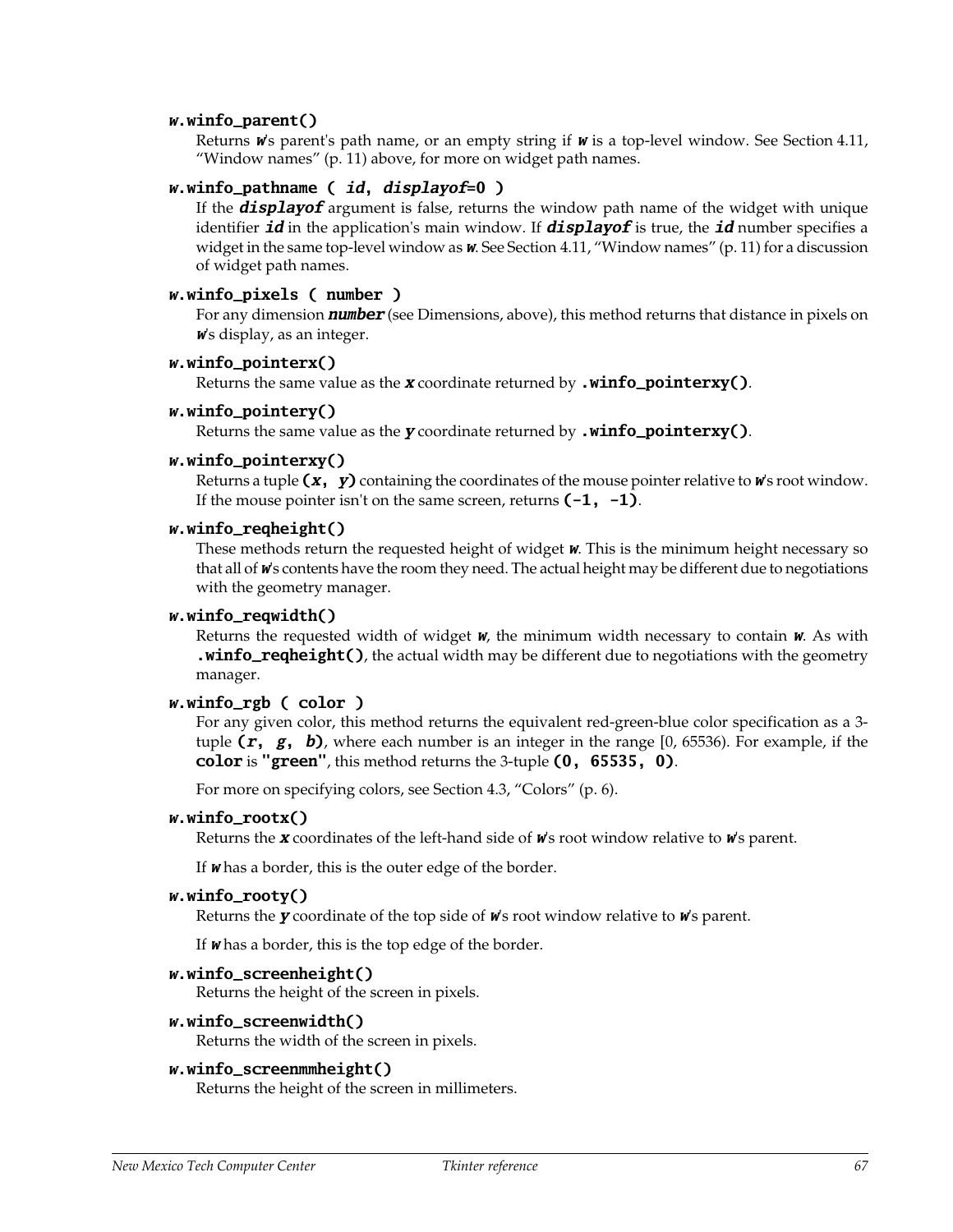**`w.winfo_parent()`**
Returns ***w***'s parent's path name, or an empty string if ***w*** is a top-level window. See Section 4.11, "Window names" (p. 11) above, for more on widget path names.

**`w.winfo_pathname ( id, displayof=0 )`**
If the ***displayof*** argument is false, returns the window path name of the widget with unique identifier ***id*** in the application's main window. If ***displayof*** is true, the ***id*** number specifies a widget in the same top-level window as ***w***. See Section 4.11, "Window names" (p. 11) for a discussion of widget path names.

**`w.winfo_pixels ( number )`**
For any dimension ***number*** (see Dimensions, above), this method returns that distance in pixels on ***w***'s display, as an integer.

**`w.winfo_pointerx()`**
Returns the same value as the ***x*** coordinate returned by **`.winfo_pointerxy()`**.

**`w.winfo_pointery()`**
Returns the same value as the ***y*** coordinate returned by **`.winfo_pointerxy()`**.

**`w.winfo_pointerxy()`**
Returns a tuple **`(x, y)`** containing the coordinates of the mouse pointer relative to ***w***'s root window. If the mouse pointer isn't on the same screen, returns **`(-1, -1)`**.

**`w.winfo_reqheight()`**
These methods return the requested height of widget ***w***. This is the minimum height necessary so that all of ***w***'s contents have the room they need. The actual height may be different due to negotiations with the geometry manager.

**`w.winfo_reqwidth()`**
Returns the requested width of widget ***w***, the minimum width necessary to contain ***w***. As with **`.winfo_reqheight()`**, the actual width may be different due to negotiations with the geometry manager.

**`w.winfo_rgb ( color )`**
For any given color, this method returns the equivalent red-green-blue color specification as a 3-tuple **`(r, g, b)`**, where each number is an integer in the range [0, 65536). For example, if the **`color`** is **`"green"`**, this method returns the 3-tuple **`(0, 65535, 0)`**.

For more on specifying colors, see Section 4.3, "Colors" (p. 6).

**`w.winfo_rootx()`**
Returns the ***x*** coordinates of the left-hand side of ***w***'s root window relative to ***w***'s parent.

If ***w*** has a border, this is the outer edge of the border.

**`w.winfo_rooty()`**
Returns the ***y*** coordinate of the top side of ***w***'s root window relative to ***w***'s parent.

If ***w*** has a border, this is the top edge of the border.

**`w.winfo_screenheight()`**
Returns the height of the screen in pixels.

**`w.winfo_screenwidth()`**
Returns the width of the screen in pixels.

**`w.winfo_screenmmheight()`**
Returns the height of the screen in millimeters.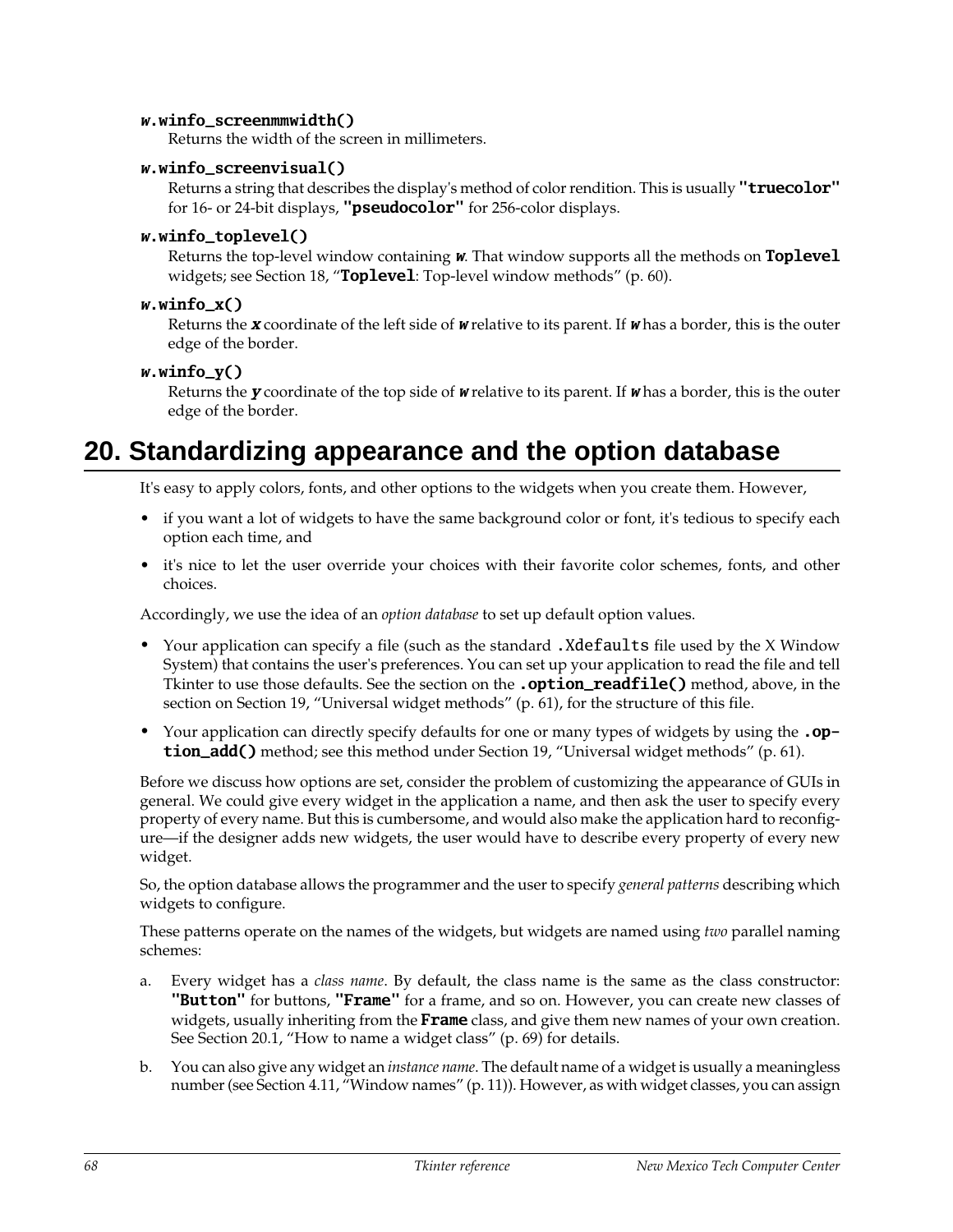***w*.winfo_screenmmwidth()**
Returns the width of the screen in millimeters.

***w*.winfo_screenvisual()**
Returns a string that describes the display's method of color rendition. This is usually **"truecolor"** for 16- or 24-bit displays, **"pseudocolor"** for 256-color displays.

***w*.winfo_toplevel()**
Returns the top-level window containing ***w***. That window supports all the methods on **Toplevel** widgets; see Section 18, "**Toplevel**: Top-level window methods" (p. 60).

***w*.winfo_x()**
Returns the ***x*** coordinate of the left side of ***w*** relative to its parent. If ***w*** has a border, this is the outer edge of the border.

***w*.winfo_y()**
Returns the ***y*** coordinate of the top side of ***w*** relative to its parent. If ***w*** has a border, this is the outer edge of the border.

# 20. Standardizing appearance and the option database

It's easy to apply colors, fonts, and other options to the widgets when you create them. However,

- if you want a lot of widgets to have the same background color or font, it's tedious to specify each option each time, and
- it's nice to let the user override your choices with their favorite color schemes, fonts, and other choices.

Accordingly, we use the idea of an *option database* to set up default option values.

- Your application can specify a file (such as the standard `.Xdefaults` file used by the X Window System) that contains the user's preferences. You can set up your application to read the file and tell Tkinter to use those defaults. See the section on the **.option_readfile()** method, above, in the section on Section 19, "Universal widget methods" (p. 61), for the structure of this file.
- Your application can directly specify defaults for one or many types of widgets by using the **.option_add()** method; see this method under Section 19, "Universal widget methods" (p. 61).

Before we discuss how options are set, consider the problem of customizing the appearance of GUIs in general. We could give every widget in the application a name, and then ask the user to specify every property of every name. But this is cumbersome, and would also make the application hard to reconfigure—if the designer adds new widgets, the user would have to describe every property of every new widget.

So, the option database allows the programmer and the user to specify *general patterns* describing which widgets to configure.

These patterns operate on the names of the widgets, but widgets are named using *two* parallel naming schemes:

a. Every widget has a *class name*. By default, the class name is the same as the class constructor: **"Button"** for buttons, **"Frame"** for a frame, and so on. However, you can create new classes of widgets, usually inheriting from the **Frame** class, and give them new names of your own creation. See Section 20.1, "How to name a widget class" (p. 69) for details.

b. You can also give any widget an *instance name*. The default name of a widget is usually a meaningless number (see Section 4.11, "Window names" (p. 11)). However, as with widget classes, you can assign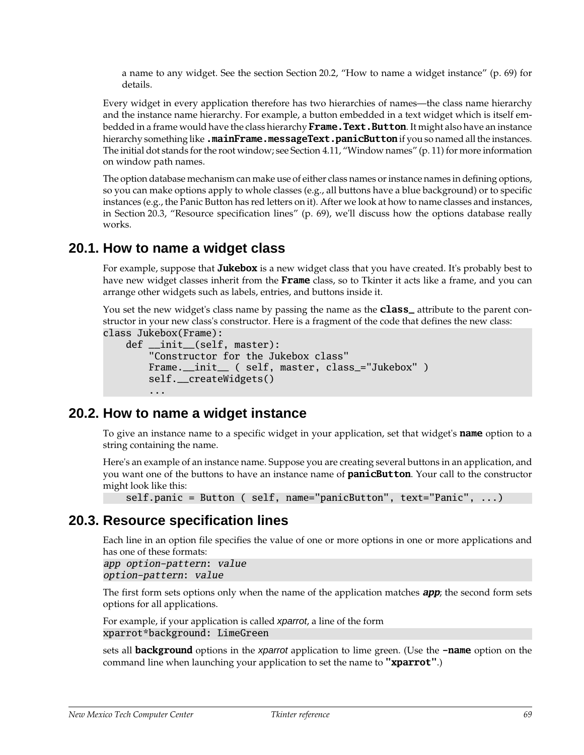a name to any widget. See the section Section 20.2, "How to name a widget instance" (p. 69) for details.

Every widget in every application therefore has two hierarchies of names—the class name hierarchy and the instance name hierarchy. For example, a button embedded in a text widget which is itself embedded in a frame would have the class hierarchy **`Frame.Text.Button`**. It might also have an instance hierarchy something like **`.mainFrame.messageText.panicButton`** if you so named all the instances. The initial dot stands for the root window; see Section 4.11, "Window names" (p. 11) for more information on window path names.

The option database mechanism can make use of either class names or instance names in defining options, so you can make options apply to whole classes (e.g., all buttons have a blue background) or to specific instances (e.g., the Panic Button has red letters on it). After we look at how to name classes and instances, in Section 20.3, "Resource specification lines" (p. 69), we'll discuss how the options database really works.

## 20.1. How to name a widget class

For example, suppose that **`Jukebox`** is a new widget class that you have created. It's probably best to have new widget classes inherit from the **`Frame`** class, so to Tkinter it acts like a frame, and you can arrange other widgets such as labels, entries, and buttons inside it.

You set the new widget's class name by passing the name as the **`class_`** attribute to the parent constructor in your new class's constructor. Here is a fragment of the code that defines the new class:

```
class Jukebox(Frame):
    def __init__(self, master):
        "Constructor for the Jukebox class"
        Frame.__init__ ( self, master, class_="Jukebox" )
        self.__createWidgets()
        ...
```

## 20.2. How to name a widget instance

To give an instance name to a specific widget in your application, set that widget's **`name`** option to a string containing the name.

Here's an example of an instance name. Suppose you are creating several buttons in an application, and you want one of the buttons to have an instance name of **`panicButton`**. Your call to the constructor might look like this:

```
    self.panic = Button ( self, name="panicButton", text="Panic", ...)
```

## 20.3. Resource specification lines

Each line in an option file specifies the value of one or more options in one or more applications and has one of these formats:

```
app option-pattern: value
option-pattern: value
```

The first form sets options only when the name of the application matches ***app***; the second form sets options for all applications.

For example, if your application is called *xparrot*, a line of the form

```
xparrot*background: LimeGreen
```

sets all **`background`** options in the *xparrot* application to lime green. (Use the **`-name`** option on the command line when launching your application to set the name to **`"xparrot"`**.)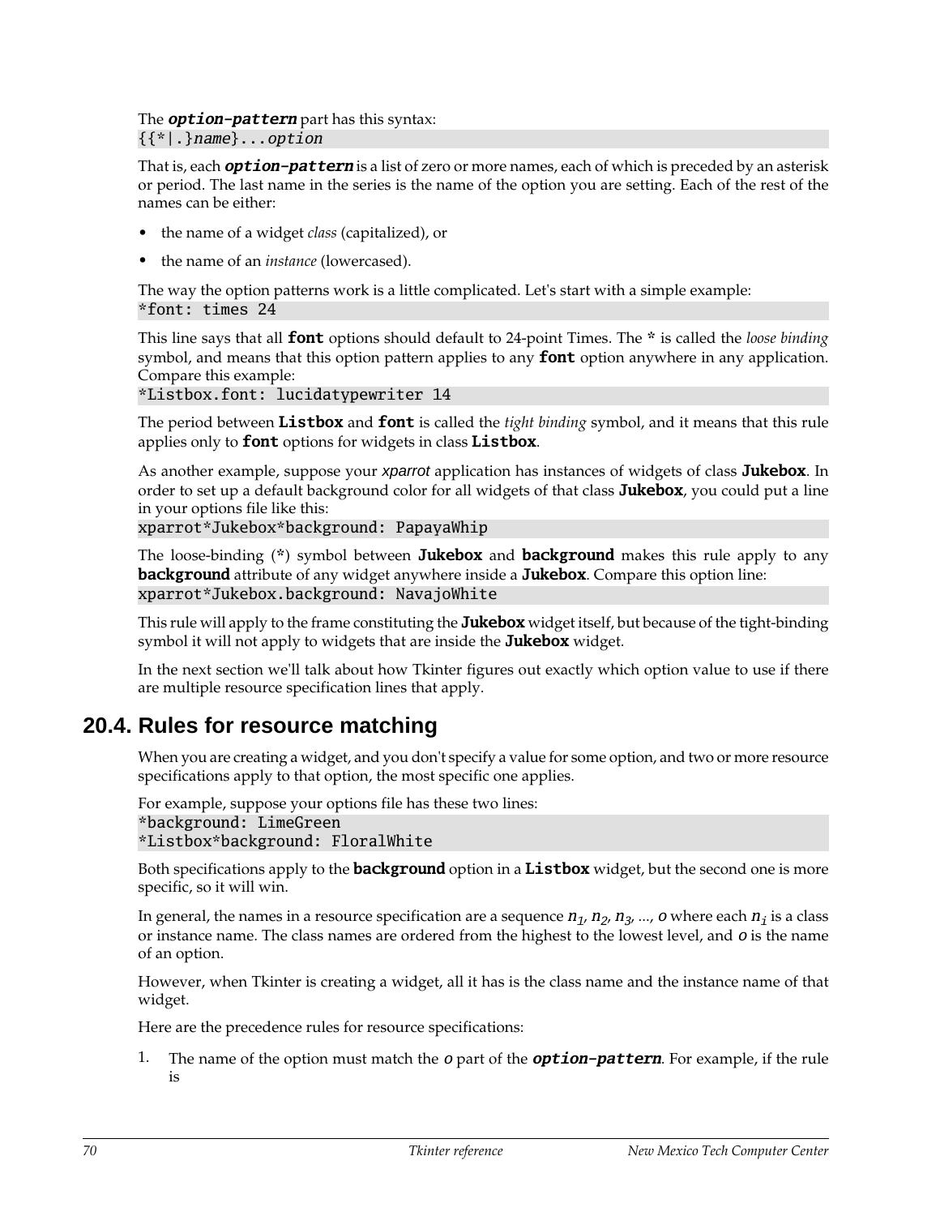The ***option-pattern*** part has this syntax:

```
{{*|.}name}...option
```

That is, each ***option-pattern*** is a list of zero or more names, each of which is preceded by an asterisk or period. The last name in the series is the name of the option you are setting. Each of the rest of the names can be either:

- the name of a widget *class* (capitalized), or
- the name of an *instance* (lowercased).

The way the option patterns work is a little complicated. Let's start with a simple example:

```
*font: times 24
```

This line says that all **font** options should default to 24-point Times. The * is called the *loose binding* symbol, and means that this option pattern applies to any **font** option anywhere in any application. Compare this example:

```
*Listbox.font: lucidatypewriter 14
```

The period between **Listbox** and **font** is called the *tight binding* symbol, and it means that this rule applies only to **font** options for widgets in class **Listbox**.

As another example, suppose your *xparrot* application has instances of widgets of class **Jukebox**. In order to set up a default background color for all widgets of that class **Jukebox**, you could put a line in your options file like this:

```
xparrot*Jukebox*background: PapayaWhip
```

The loose-binding (*) symbol between **Jukebox** and **background** makes this rule apply to any **background** attribute of any widget anywhere inside a **Jukebox**. Compare this option line:

```
xparrot*Jukebox.background: NavajoWhite
```

This rule will apply to the frame constituting the **Jukebox** widget itself, but because of the tight-binding symbol it will not apply to widgets that are inside the **Jukebox** widget.

In the next section we'll talk about how Tkinter figures out exactly which option value to use if there are multiple resource specification lines that apply.

## 20.4. Rules for resource matching

When you are creating a widget, and you don't specify a value for some option, and two or more resource specifications apply to that option, the most specific one applies.

For example, suppose your options file has these two lines:

```
*background: LimeGreen
*Listbox*background: FloralWhite
```

Both specifications apply to the **background** option in a **Listbox** widget, but the second one is more specific, so it will win.

In general, the names in a resource specification are a sequence $n_1$, $n_2$, $n_3$, ..., $o$ where each $n_i$ is a class or instance name. The class names are ordered from the highest to the lowest level, and $o$ is the name of an option.

However, when Tkinter is creating a widget, all it has is the class name and the instance name of that widget.

Here are the precedence rules for resource specifications:

1. The name of the option must match the $o$ part of the ***option-pattern***. For example, if the rule is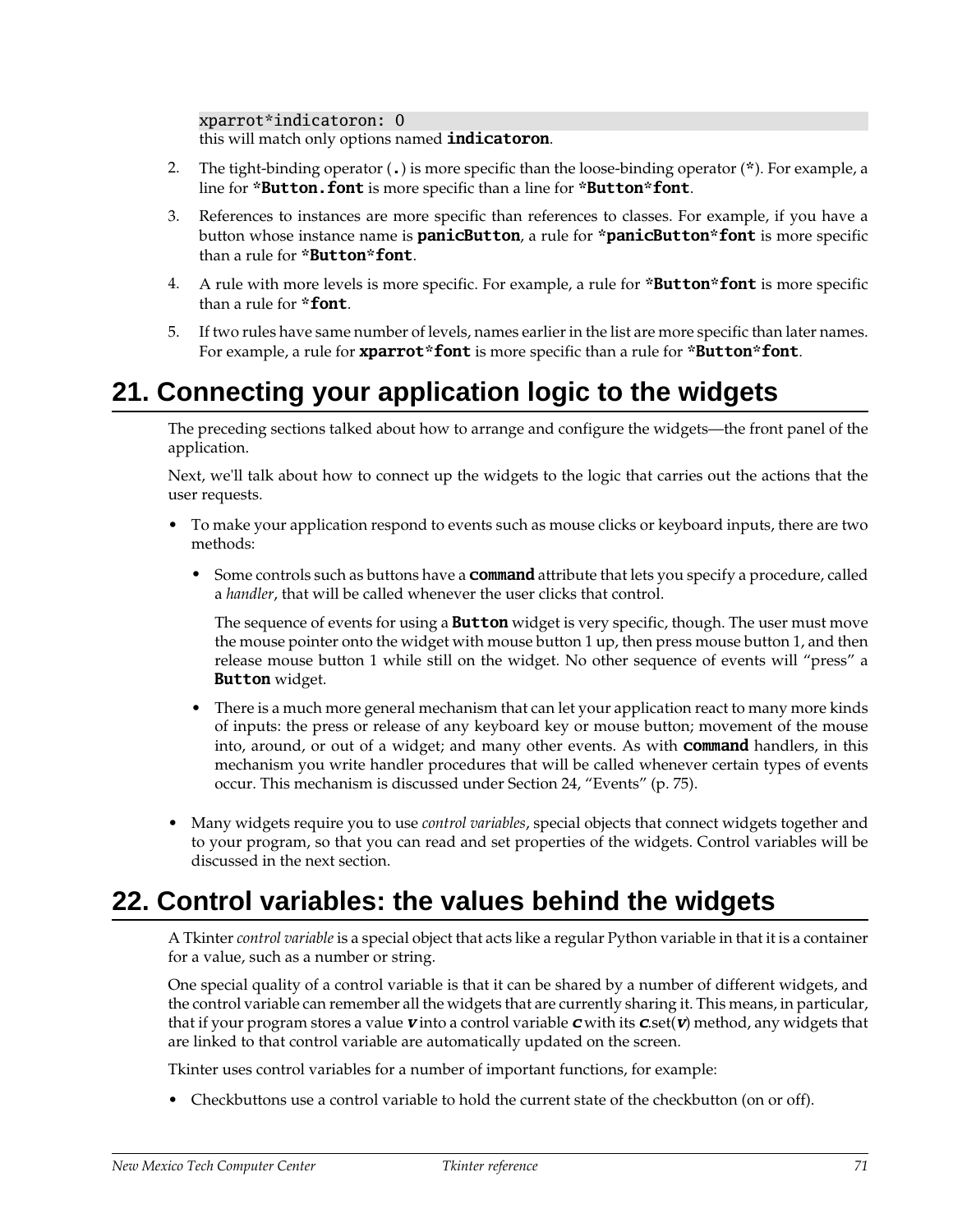```
xparrot*indicatoron: 0
```

this will match only options named **indicatoron**.

2. The tight-binding operator (**.**) is more specific than the loose-binding operator (*). For example, a line for **\*Button.font** is more specific than a line for **\*Button\*font**.
3. References to instances are more specific than references to classes. For example, if you have a button whose instance name is **panicButton**, a rule for **\*panicButton\*font** is more specific than a rule for **\*Button\*font**.
4. A rule with more levels is more specific. For example, a rule for **\*Button\*font** is more specific than a rule for **\*font**.
5. If two rules have same number of levels, names earlier in the list are more specific than later names. For example, a rule for **xparrot\*font** is more specific than a rule for **\*Button\*font**.

# 21. Connecting your application logic to the widgets

The preceding sections talked about how to arrange and configure the widgets—the front panel of the application.

Next, we'll talk about how to connect up the widgets to the logic that carries out the actions that the user requests.

- To make your application respond to events such as mouse clicks or keyboard inputs, there are two methods:
  - Some controls such as buttons have a **command** attribute that lets you specify a procedure, called a *handler*, that will be called whenever the user clicks that control.

    The sequence of events for using a **Button** widget is very specific, though. The user must move the mouse pointer onto the widget with mouse button 1 up, then press mouse button 1, and then release mouse button 1 while still on the widget. No other sequence of events will "press" a **Button** widget.
  - There is a much more general mechanism that can let your application react to many more kinds of inputs: the press or release of any keyboard key or mouse button; movement of the mouse into, around, or out of a widget; and many other events. As with **command** handlers, in this mechanism you write handler procedures that will be called whenever certain types of events occur. This mechanism is discussed under Section 24, "Events" (p. 75).
- Many widgets require you to use *control variables*, special objects that connect widgets together and to your program, so that you can read and set properties of the widgets. Control variables will be discussed in the next section.

# 22. Control variables: the values behind the widgets

A Tkinter *control variable* is a special object that acts like a regular Python variable in that it is a container for a value, such as a number or string.

One special quality of a control variable is that it can be shared by a number of different widgets, and the control variable can remember all the widgets that are currently sharing it. This means, in particular, that if your program stores a value ***v*** into a control variable ***c*** with its ***c***.set(***v***) method, any widgets that are linked to that control variable are automatically updated on the screen.

Tkinter uses control variables for a number of important functions, for example:

- Checkbuttons use a control variable to hold the current state of the checkbutton (on or off).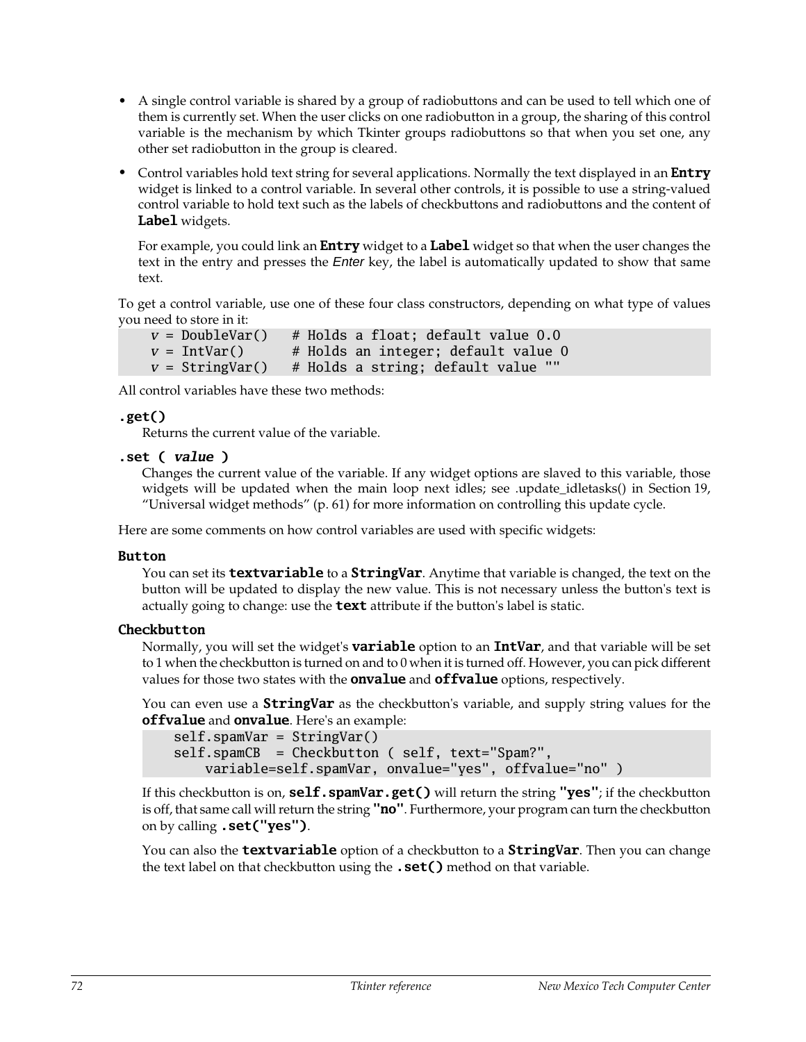- A single control variable is shared by a group of radiobuttons and can be used to tell which one of them is currently set. When the user clicks on one radiobutton in a group, the sharing of this control variable is the mechanism by which Tkinter groups radiobuttons so that when you set one, any other set radiobutton in the group is cleared.
- Control variables hold text string for several applications. Normally the text displayed in an **Entry** widget is linked to a control variable. In several other controls, it is possible to use a string-valued control variable to hold text such as the labels of checkbuttons and radiobuttons and the content of **Label** widgets.

  For example, you could link an **Entry** widget to a **Label** widget so that when the user changes the text in the entry and presses the *Enter* key, the label is automatically updated to show that same text.

To get a control variable, use one of these four class constructors, depending on what type of values you need to store in it:

```
v = DoubleVar()   # Holds a float; default value 0.0
v = IntVar()      # Holds an integer; default value 0
v = StringVar()   # Holds a string; default value ""
```

All control variables have these two methods:

**.get()**

Returns the current value of the variable.

**.set ( *value* )**

Changes the current value of the variable. If any widget options are slaved to this variable, those widgets will be updated when the main loop next idles; see .update_idletasks() in Section 19, "Universal widget methods" (p. 61) for more information on controlling this update cycle.

Here are some comments on how control variables are used with specific widgets:

**Button**

You can set its **textvariable** to a **StringVar**. Anytime that variable is changed, the text on the button will be updated to display the new value. This is not necessary unless the button's text is actually going to change: use the **text** attribute if the button's label is static.

**Checkbutton**

Normally, you will set the widget's **variable** option to an **IntVar**, and that variable will be set to 1 when the checkbutton is turned on and to 0 when it is turned off. However, you can pick different values for those two states with the **onvalue** and **offvalue** options, respectively.

You can even use a **StringVar** as the checkbutton's variable, and supply string values for the **offvalue** and **onvalue**. Here's an example:

```
self.spamVar = StringVar()
self.spamCB  = Checkbutton ( self, text="Spam?",
    variable=self.spamVar, onvalue="yes", offvalue="no" )
```

If this checkbutton is on, **self.spamVar.get()** will return the string **"yes"**; if the checkbutton is off, that same call will return the string **"no"**. Furthermore, your program can turn the checkbutton on by calling **.set("yes")**.

You can also the **textvariable** option of a checkbutton to a **StringVar**. Then you can change the text label on that checkbutton using the **.set()** method on that variable.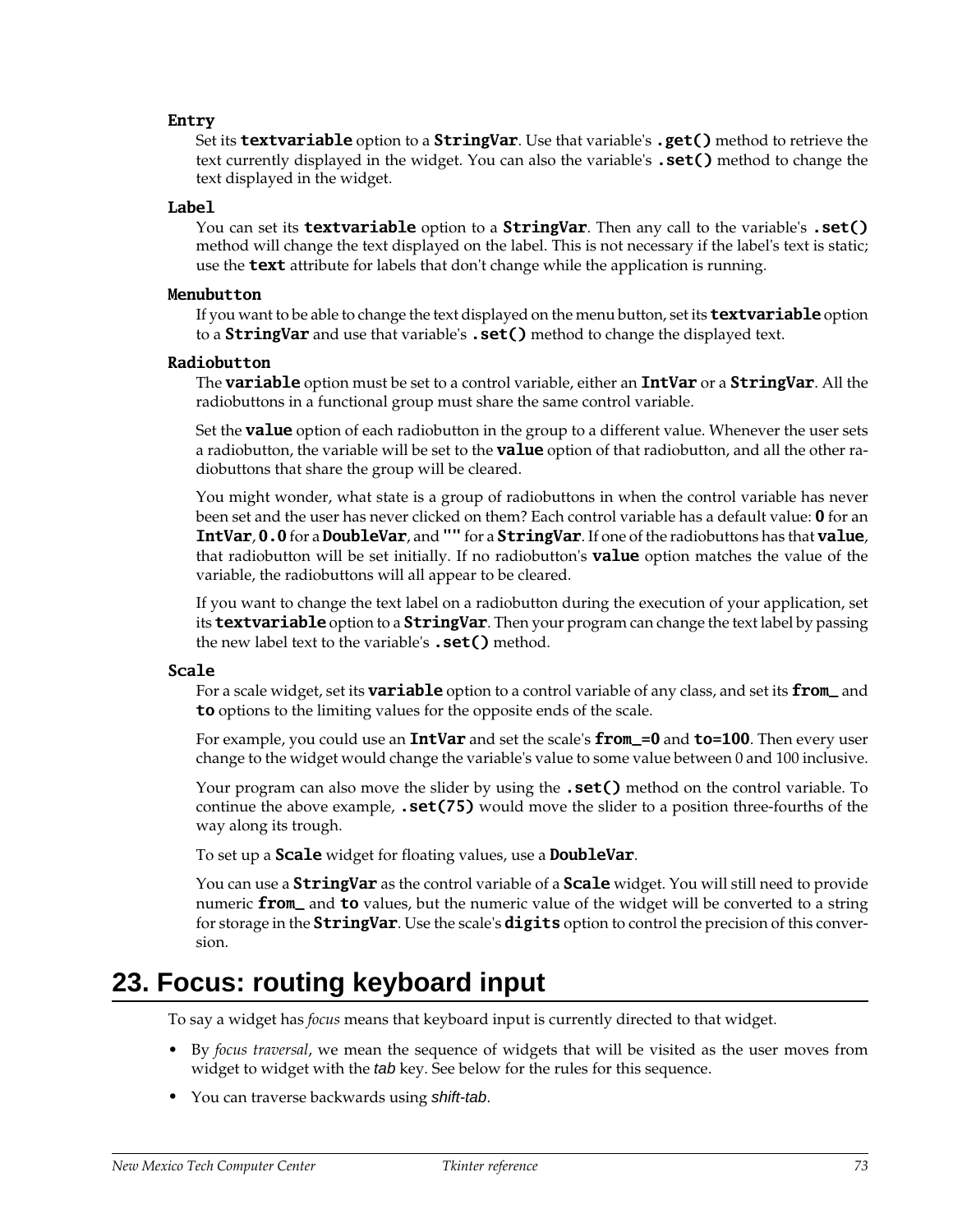**Entry**

Set its **textvariable** option to a **StringVar**. Use that variable's **.get()** method to retrieve the text currently displayed in the widget. You can also the variable's **.set()** method to change the text displayed in the widget.

**Label**

You can set its **textvariable** option to a **StringVar**. Then any call to the variable's **.set()** method will change the text displayed on the label. This is not necessary if the label's text is static; use the **text** attribute for labels that don't change while the application is running.

**Menubutton**

If you want to be able to change the text displayed on the menu button, set its **textvariable** option to a **StringVar** and use that variable's **.set()** method to change the displayed text.

**Radiobutton**

The **variable** option must be set to a control variable, either an **IntVar** or a **StringVar**. All the radiobuttons in a functional group must share the same control variable.

Set the **value** option of each radiobutton in the group to a different value. Whenever the user sets a radiobutton, the variable will be set to the **value** option of that radiobutton, and all the other radiobuttons that share the group will be cleared.

You might wonder, what state is a group of radiobuttons in when the control variable has never been set and the user has never clicked on them? Each control variable has a default value: **0** for an **IntVar**, **0.0** for a **DoubleVar**, and **""** for a **StringVar**. If one of the radiobuttons has that **value**, that radiobutton will be set initially. If no radiobutton's **value** option matches the value of the variable, the radiobuttons will all appear to be cleared.

If you want to change the text label on a radiobutton during the execution of your application, set its **textvariable** option to a **StringVar**. Then your program can change the text label by passing the new label text to the variable's **.set()** method.

**Scale**

For a scale widget, set its **variable** option to a control variable of any class, and set its **from_** and **to** options to the limiting values for the opposite ends of the scale.

For example, you could use an **IntVar** and set the scale's **from_=0** and **to=100**. Then every user change to the widget would change the variable's value to some value between 0 and 100 inclusive.

Your program can also move the slider by using the **.set()** method on the control variable. To continue the above example, **.set(75)** would move the slider to a position three-fourths of the way along its trough.

To set up a **Scale** widget for floating values, use a **DoubleVar**.

You can use a **StringVar** as the control variable of a **Scale** widget. You will still need to provide numeric **from_** and **to** values, but the numeric value of the widget will be converted to a string for storage in the **StringVar**. Use the scale's **digits** option to control the precision of this conversion.

# 23. Focus: routing keyboard input

To say a widget has *focus* means that keyboard input is currently directed to that widget.

- By *focus traversal*, we mean the sequence of widgets that will be visited as the user moves from widget to widget with the *tab* key. See below for the rules for this sequence.
- You can traverse backwards using *shift-tab*.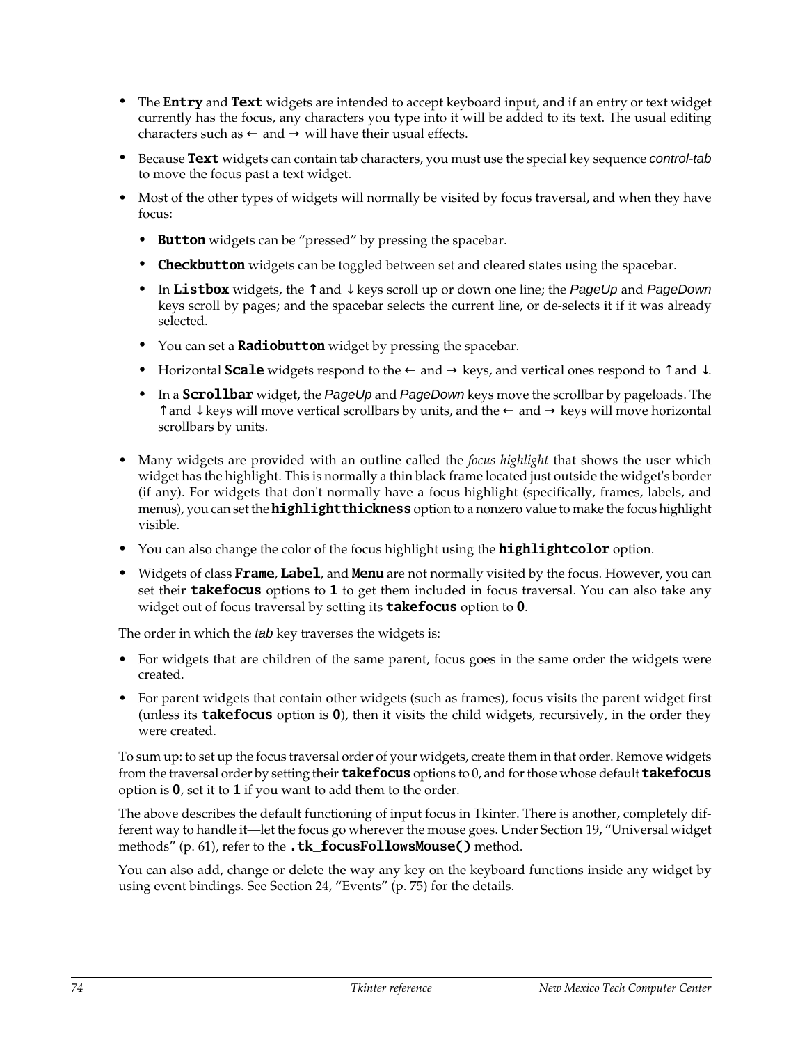- The **Entry** and **Text** widgets are intended to accept keyboard input, and if an entry or text widget currently has the focus, any characters you type into it will be added to its text. The usual editing characters such as ← and → will have their usual effects.
- Because **Text** widgets can contain tab characters, you must use the special key sequence *control-tab* to move the focus past a text widget.
- Most of the other types of widgets will normally be visited by focus traversal, and when they have focus:
  - **Button** widgets can be "pressed" by pressing the spacebar.
  - **Checkbutton** widgets can be toggled between set and cleared states using the spacebar.
  - In **Listbox** widgets, the ↑ and ↓ keys scroll up or down one line; the *PageUp* and *PageDown* keys scroll by pages; and the spacebar selects the current line, or de-selects it if it was already selected.
  - You can set a **Radiobutton** widget by pressing the spacebar.
  - Horizontal **Scale** widgets respond to the ← and → keys, and vertical ones respond to ↑ and ↓.
  - In a **Scrollbar** widget, the *PageUp* and *PageDown* keys move the scrollbar by pageloads. The ↑ and ↓ keys will move vertical scrollbars by units, and the ← and → keys will move horizontal scrollbars by units.
- Many widgets are provided with an outline called the *focus highlight* that shows the user which widget has the highlight. This is normally a thin black frame located just outside the widget's border (if any). For widgets that don't normally have a focus highlight (specifically, frames, labels, and menus), you can set the **highlightthickness** option to a nonzero value to make the focus highlight visible.
- You can also change the color of the focus highlight using the **highlightcolor** option.
- Widgets of class **Frame**, **Label**, and **Menu** are not normally visited by the focus. However, you can set their **takefocus** options to **1** to get them included in focus traversal. You can also take any widget out of focus traversal by setting its **takefocus** option to **0**.

The order in which the *tab* key traverses the widgets is:

- For widgets that are children of the same parent, focus goes in the same order the widgets were created.
- For parent widgets that contain other widgets (such as frames), focus visits the parent widget first (unless its **takefocus** option is **0**), then it visits the child widgets, recursively, in the order they were created.

To sum up: to set up the focus traversal order of your widgets, create them in that order. Remove widgets from the traversal order by setting their **takefocus** options to 0, and for those whose default **takefocus** option is **0**, set it to **1** if you want to add them to the order.

The above describes the default functioning of input focus in Tkinter. There is another, completely different way to handle it—let the focus go wherever the mouse goes. Under Section 19, "Universal widget methods" (p. 61), refer to the **.tk_focusFollowsMouse()** method.

You can also add, change or delete the way any key on the keyboard functions inside any widget by using event bindings. See Section 24, "Events" (p. 75) for the details.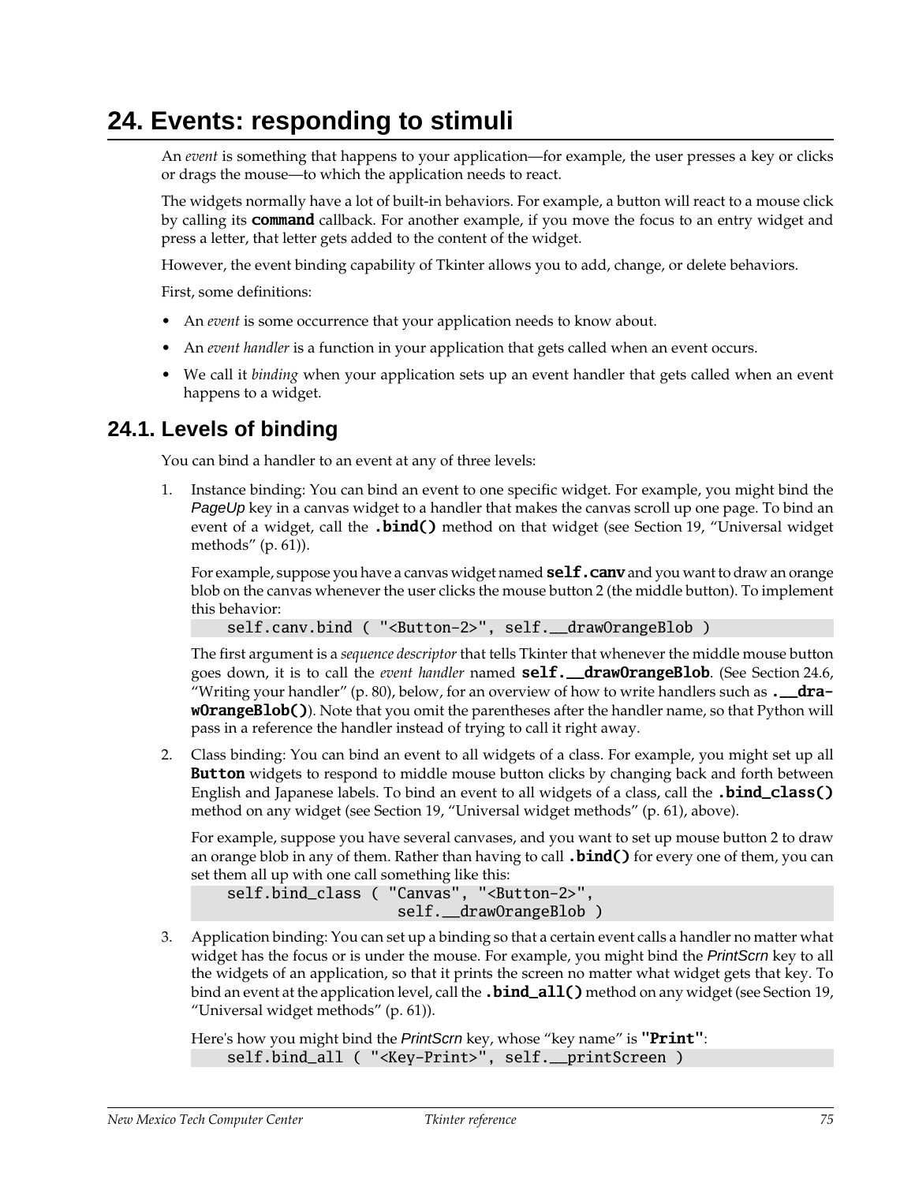# 24. Events: responding to stimuli

An *event* is something that happens to your application—for example, the user presses a key or clicks or drags the mouse—to which the application needs to react.

The widgets normally have a lot of built-in behaviors. For example, a button will react to a mouse click by calling its **command** callback. For another example, if you move the focus to an entry widget and press a letter, that letter gets added to the content of the widget.

However, the event binding capability of Tkinter allows you to add, change, or delete behaviors.

First, some definitions:

- An *event* is some occurrence that your application needs to know about.
- An *event handler* is a function in your application that gets called when an event occurs.
- We call it *binding* when your application sets up an event handler that gets called when an event happens to a widget.

## 24.1. Levels of binding

You can bind a handler to an event at any of three levels:

1. Instance binding: You can bind an event to one specific widget. For example, you might bind the *PageUp* key in a canvas widget to a handler that makes the canvas scroll up one page. To bind an event of a widget, call the **.bind()** method on that widget (see Section 19, “Universal widget methods” (p. 61)).

   For example, suppose you have a canvas widget named **self.canv** and you want to draw an orange blob on the canvas whenever the user clicks the mouse button 2 (the middle button). To implement this behavior:

   ```
   self.canv.bind ( "<Button-2>", self.__drawOrangeBlob )
   ```

   The first argument is a *sequence descriptor* that tells Tkinter that whenever the middle mouse button goes down, it is to call the *event handler* named **self.__drawOrangeBlob**. (See Section 24.6, “Writing your handler” (p. 80), below, for an overview of how to write handlers such as **.__drawOrangeBlob()**). Note that you omit the parentheses after the handler name, so that Python will pass in a reference the handler instead of trying to call it right away.

2. Class binding: You can bind an event to all widgets of a class. For example, you might set up all **Button** widgets to respond to middle mouse button clicks by changing back and forth between English and Japanese labels. To bind an event to all widgets of a class, call the **.bind_class()** method on any widget (see Section 19, “Universal widget methods” (p. 61), above).

   For example, suppose you have several canvases, and you want to set up mouse button 2 to draw an orange blob in any of them. Rather than having to call **.bind()** for every one of them, you can set them all up with one call something like this:

   ```
   self.bind_class ( "Canvas", "<Button-2>",
                     self.__drawOrangeBlob )
   ```

3. Application binding: You can set up a binding so that a certain event calls a handler no matter what widget has the focus or is under the mouse. For example, you might bind the *PrintScrn* key to all the widgets of an application, so that it prints the screen no matter what widget gets that key. To bind an event at the application level, call the **.bind_all()** method on any widget (see Section 19, “Universal widget methods” (p. 61)).

   Here's how you might bind the *PrintScrn* key, whose “key name” is **"Print"**:

   ```
   self.bind_all ( "<Key-Print>", self.__printScreen )
   ```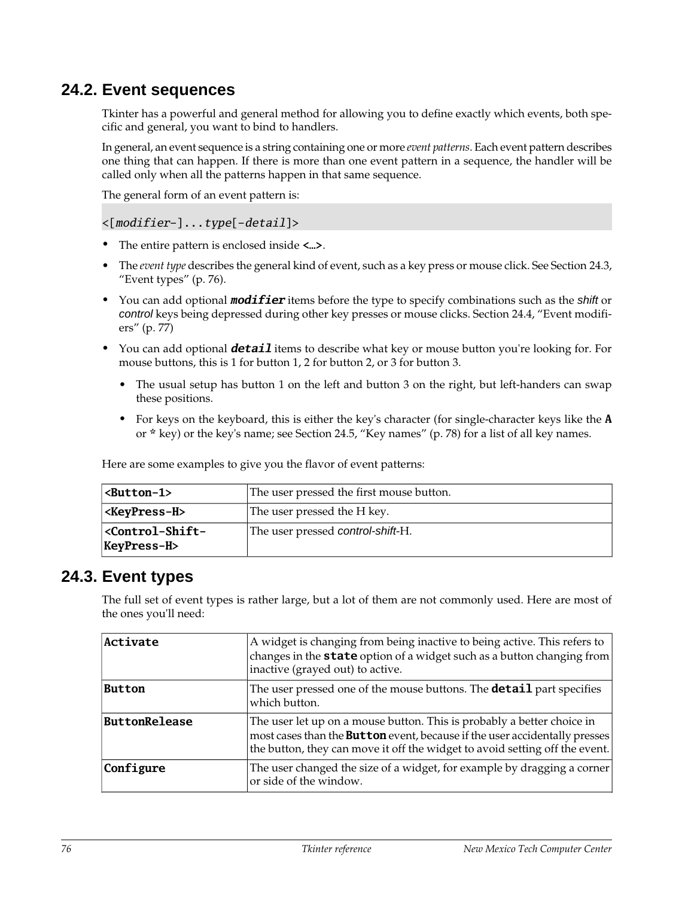## 24.2. Event sequences

Tkinter has a powerful and general method for allowing you to define exactly which events, both specific and general, you want to bind to handlers.

In general, an event sequence is a string containing one or more *event patterns*. Each event pattern describes one thing that can happen. If there is more than one event pattern in a sequence, the handler will be called only when all the patterns happen in that same sequence.

The general form of an event pattern is:

```
<[modifier-]...type[-detail]>
```

- The entire pattern is enclosed inside **<…>**.
- The *event type* describes the general kind of event, such as a key press or mouse click. See Section 24.3, "Event types" (p. 76).
- You can add optional ***modifier*** items before the type to specify combinations such as the *shift* or *control* keys being depressed during other key presses or mouse clicks. Section 24.4, "Event modifiers" (p. 77)
- You can add optional ***detail*** items to describe what key or mouse button you're looking for. For mouse buttons, this is 1 for button 1, 2 for button 2, or 3 for button 3.
  - The usual setup has button 1 on the left and button 3 on the right, but left-handers can swap these positions.
  - For keys on the keyboard, this is either the key's character (for single-character keys like the **A** or **\*** key) or the key's name; see Section 24.5, "Key names" (p. 78) for a list of all key names.

Here are some examples to give you the flavor of event patterns:

| | |
|---|---|
| **<Button-1>** | The user pressed the first mouse button. |
| **<KeyPress-H>** | The user pressed the H key. |
| **<Control-Shift-KeyPress-H>** | The user pressed *control-shift*-H. |

## 24.3. Event types

The full set of event types is rather large, but a lot of them are not commonly used. Here are most of the ones you'll need:

| | |
|---|---|
| **Activate** | A widget is changing from being inactive to being active. This refers to changes in the **state** option of a widget such as a button changing from inactive (grayed out) to active. |
| **Button** | The user pressed one of the mouse buttons. The **detail** part specifies which button. |
| **ButtonRelease** | The user let up on a mouse button. This is probably a better choice in most cases than the **Button** event, because if the user accidentally presses the button, they can move it off the widget to avoid setting off the event. |
| **Configure** | The user changed the size of a widget, for example by dragging a corner or side of the window. |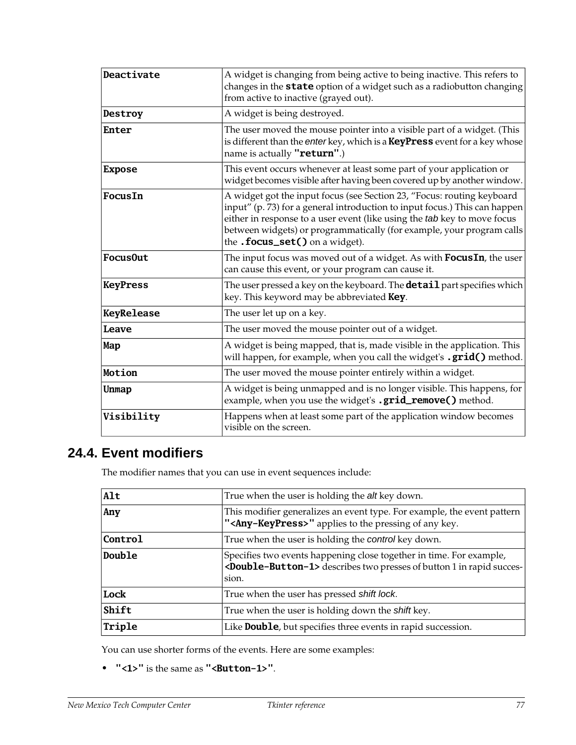| | |
|---|---|
| `Deactivate` | A widget is changing from being active to being inactive. This refers to changes in the **`state`** option of a widget such as a radiobutton changing from active to inactive (grayed out). |
| `Destroy` | A widget is being destroyed. |
| `Enter` | The user moved the mouse pointer into a visible part of a widget. (This is different than the *enter* key, which is a **`KeyPress`** event for a key whose name is actually **`"return"`**.) |
| `Expose` | This event occurs whenever at least some part of your application or widget becomes visible after having been covered up by another window. |
| `FocusIn` | A widget got the input focus (see Section 23, "Focus: routing keyboard input" (p. 73) for a general introduction to input focus.) This can happen either in response to a user event (like using the *tab* key to move focus between widgets) or programmatically (for example, your program calls the **`.focus_set()`** on a widget). |
| `FocusOut` | The input focus was moved out of a widget. As with **`FocusIn`**, the user can cause this event, or your program can cause it. |
| `KeyPress` | The user pressed a key on the keyboard. The **`detail`** part specifies which key. This keyword may be abbreviated **`Key`**. |
| `KeyRelease` | The user let up on a key. |
| `Leave` | The user moved the mouse pointer out of a widget. |
| `Map` | A widget is being mapped, that is, made visible in the application. This will happen, for example, when you call the widget's **`.grid()`** method. |
| `Motion` | The user moved the mouse pointer entirely within a widget. |
| `Unmap` | A widget is being unmapped and is no longer visible. This happens, for example, when you use the widget's **`.grid_remove()`** method. |
| `Visibility` | Happens when at least some part of the application window becomes visible on the screen. |

## 24.4. Event modifiers

The modifier names that you can use in event sequences include:

| | |
|---|---|
| `Alt` | True when the user is holding the *alt* key down. |
| `Any` | This modifier generalizes an event type. For example, the event pattern **`"<Any-KeyPress>"`** applies to the pressing of any key. |
| `Control` | True when the user is holding the *control* key down. |
| `Double` | Specifies two events happening close together in time. For example, **`<Double-Button-1>`** describes two presses of button 1 in rapid succession. |
| `Lock` | True when the user has pressed *shift lock*. |
| `Shift` | True when the user is holding down the *shift* key. |
| `Triple` | Like **`Double`**, but specifies three events in rapid succession. |

You can use shorter forms of the events. Here are some examples:

- **`"<1>"`** is the same as **`"<Button-1>"`**.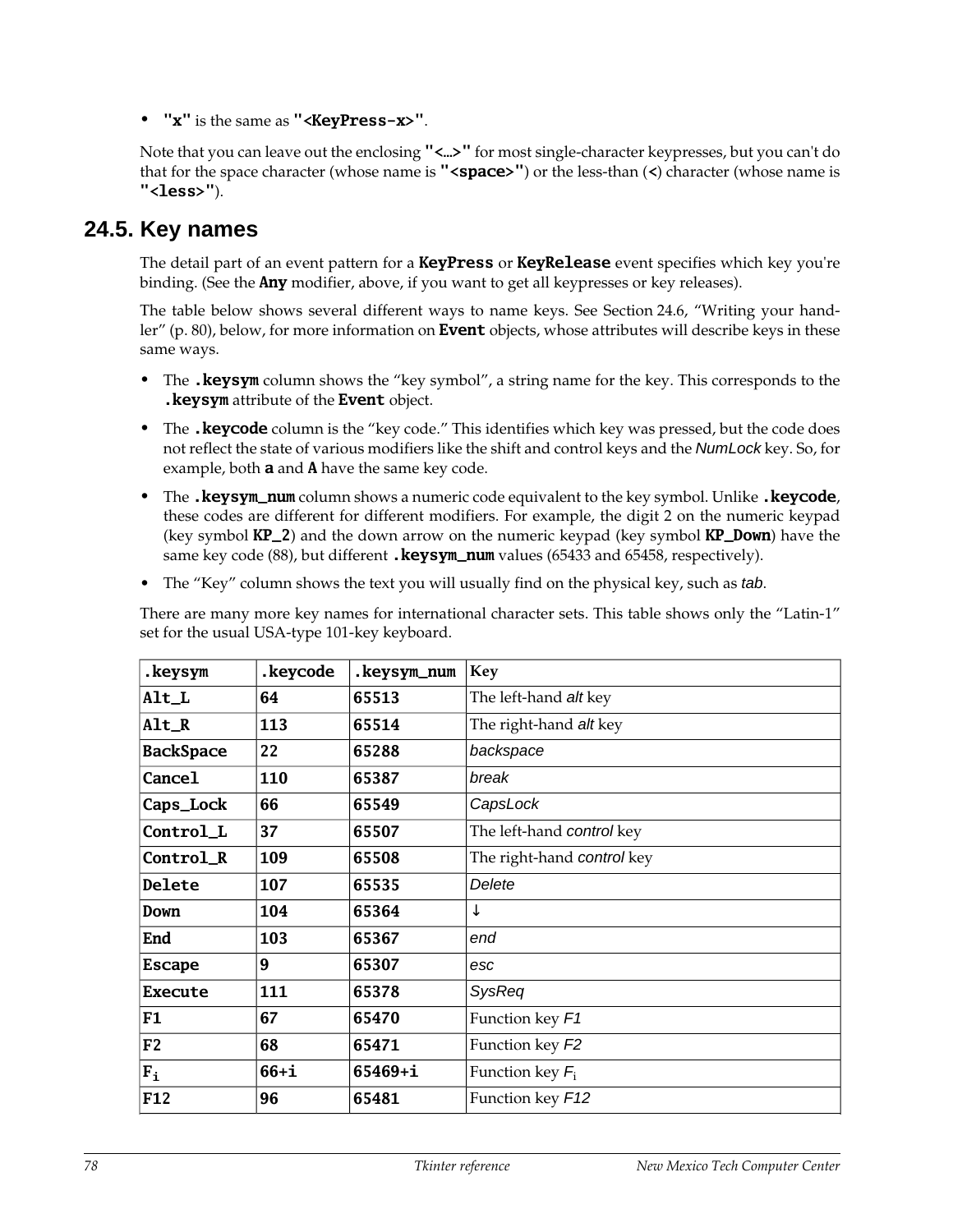- **"x"** is the same as **"<KeyPress-x>"**.

Note that you can leave out the enclosing **"<…>"** for most single-character keypresses, but you can't do that for the space character (whose name is **"<space>"**) or the less-than (**<**) character (whose name is **"<less>"**).

## 24.5. Key names

The detail part of an event pattern for a **KeyPress** or **KeyRelease** event specifies which key you're binding. (See the **Any** modifier, above, if you want to get all keypresses or key releases).

The table below shows several different ways to name keys. See Section 24.6, "Writing your handler" (p. 80), below, for more information on **Event** objects, whose attributes will describe keys in these same ways.

- The **.keysym** column shows the "key symbol", a string name for the key. This corresponds to the **.keysym** attribute of the **Event** object.
- The **.keycode** column is the "key code." This identifies which key was pressed, but the code does not reflect the state of various modifiers like the shift and control keys and the *NumLock* key. So, for example, both **a** and **A** have the same key code.
- The **.keysym_num** column shows a numeric code equivalent to the key symbol. Unlike **.keycode**, these codes are different for different modifiers. For example, the digit 2 on the numeric keypad (key symbol **KP_2**) and the down arrow on the numeric keypad (key symbol **KP_Down**) have the same key code (88), but different **.keysym_num** values (65433 and 65458, respectively).
- The "Key" column shows the text you will usually find on the physical key, such as *tab*.

There are many more key names for international character sets. This table shows only the "Latin-1" set for the usual USA-type 101-key keyboard.

| .keysym | .keycode | .keysym_num | Key |
|---|---|---|---|
| **Alt_L** | **64** | **65513** | The left-hand *alt* key |
| **Alt_R** | **113** | **65514** | The right-hand *alt* key |
| **BackSpace** | **22** | **65288** | *backspace* |
| **Cancel** | **110** | **65387** | *break* |
| **Caps_Lock** | **66** | **65549** | *CapsLock* |
| **Control_L** | **37** | **65507** | The left-hand *control* key |
| **Control_R** | **109** | **65508** | The right-hand *control* key |
| **Delete** | **107** | **65535** | *Delete* |
| **Down** | **104** | **65364** | ↓ |
| **End** | **103** | **65367** | *end* |
| **Escape** | **9** | **65307** | *esc* |
| **Execute** | **111** | **65378** | *SysReq* |
| **F1** | **67** | **65470** | Function key *F1* |
| **F2** | **68** | **65471** | Function key *F2* |
| $F_i$ | **66+i** | **65469+i** | Function key $F_i$ |
| **F12** | **96** | **65481** | Function key *F12* |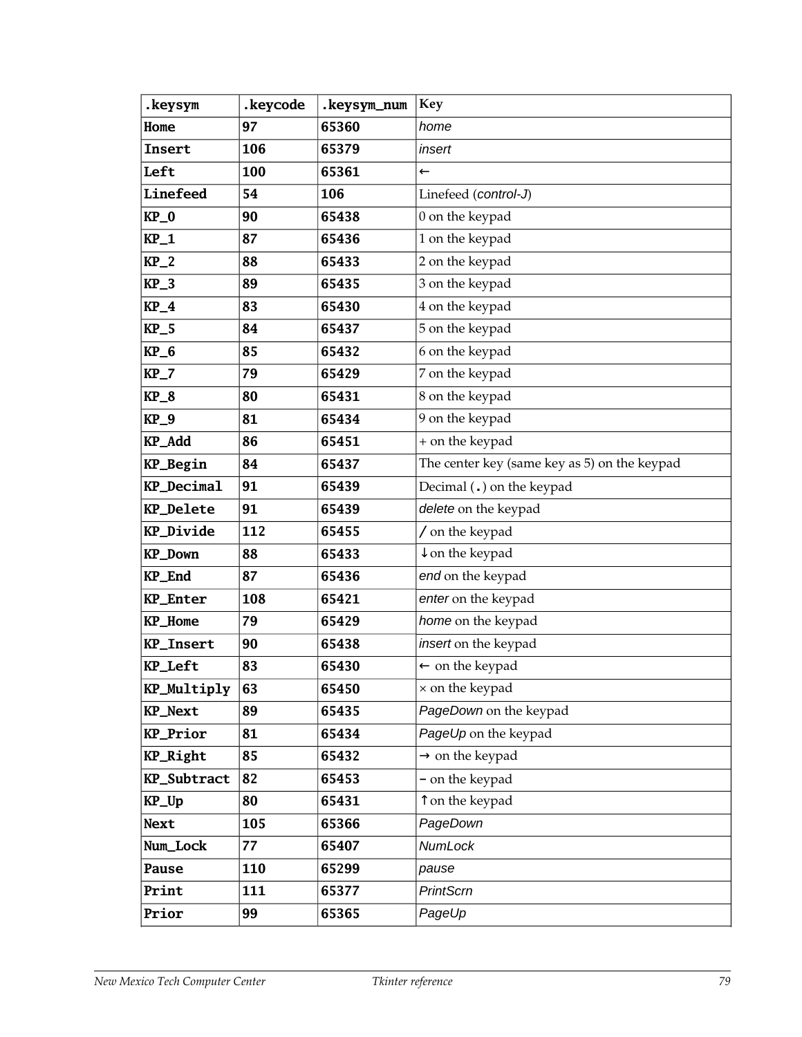| .keysym | .keycode | .keysym_num | Key |
|---|---|---|---|
| Home | 97 | 65360 | *home* |
| Insert | 106 | 65379 | *insert* |
| Left | 100 | 65361 | ← |
| Linefeed | 54 | 106 | Linefeed (*control-J*) |
| KP_0 | 90 | 65438 | 0 on the keypad |
| KP_1 | 87 | 65436 | 1 on the keypad |
| KP_2 | 88 | 65433 | 2 on the keypad |
| KP_3 | 89 | 65435 | 3 on the keypad |
| KP_4 | 83 | 65430 | 4 on the keypad |
| KP_5 | 84 | 65437 | 5 on the keypad |
| KP_6 | 85 | 65432 | 6 on the keypad |
| KP_7 | 79 | 65429 | 7 on the keypad |
| KP_8 | 80 | 65431 | 8 on the keypad |
| KP_9 | 81 | 65434 | 9 on the keypad |
| KP_Add | 86 | 65451 | + on the keypad |
| KP_Begin | 84 | 65437 | The center key (same key as 5) on the keypad |
| KP_Decimal | 91 | 65439 | Decimal (.) on the keypad |
| KP_Delete | 91 | 65439 | *delete* on the keypad |
| KP_Divide | 112 | 65455 | / on the keypad |
| KP_Down | 88 | 65433 | ↓ on the keypad |
| KP_End | 87 | 65436 | *end* on the keypad |
| KP_Enter | 108 | 65421 | *enter* on the keypad |
| KP_Home | 79 | 65429 | *home* on the keypad |
| KP_Insert | 90 | 65438 | *insert* on the keypad |
| KP_Left | 83 | 65430 | ← on the keypad |
| KP_Multiply | 63 | 65450 | × on the keypad |
| KP_Next | 89 | 65435 | *PageDown* on the keypad |
| KP_Prior | 81 | 65434 | *PageUp* on the keypad |
| KP_Right | 85 | 65432 | → on the keypad |
| KP_Subtract | 82 | 65453 | - on the keypad |
| KP_Up | 80 | 65431 | ↑ on the keypad |
| Next | 105 | 65366 | *PageDown* |
| Num_Lock | 77 | 65407 | *NumLock* |
| Pause | 110 | 65299 | *pause* |
| Print | 111 | 65377 | *PrintScrn* |
| Prior | 99 | 65365 | *PageUp* |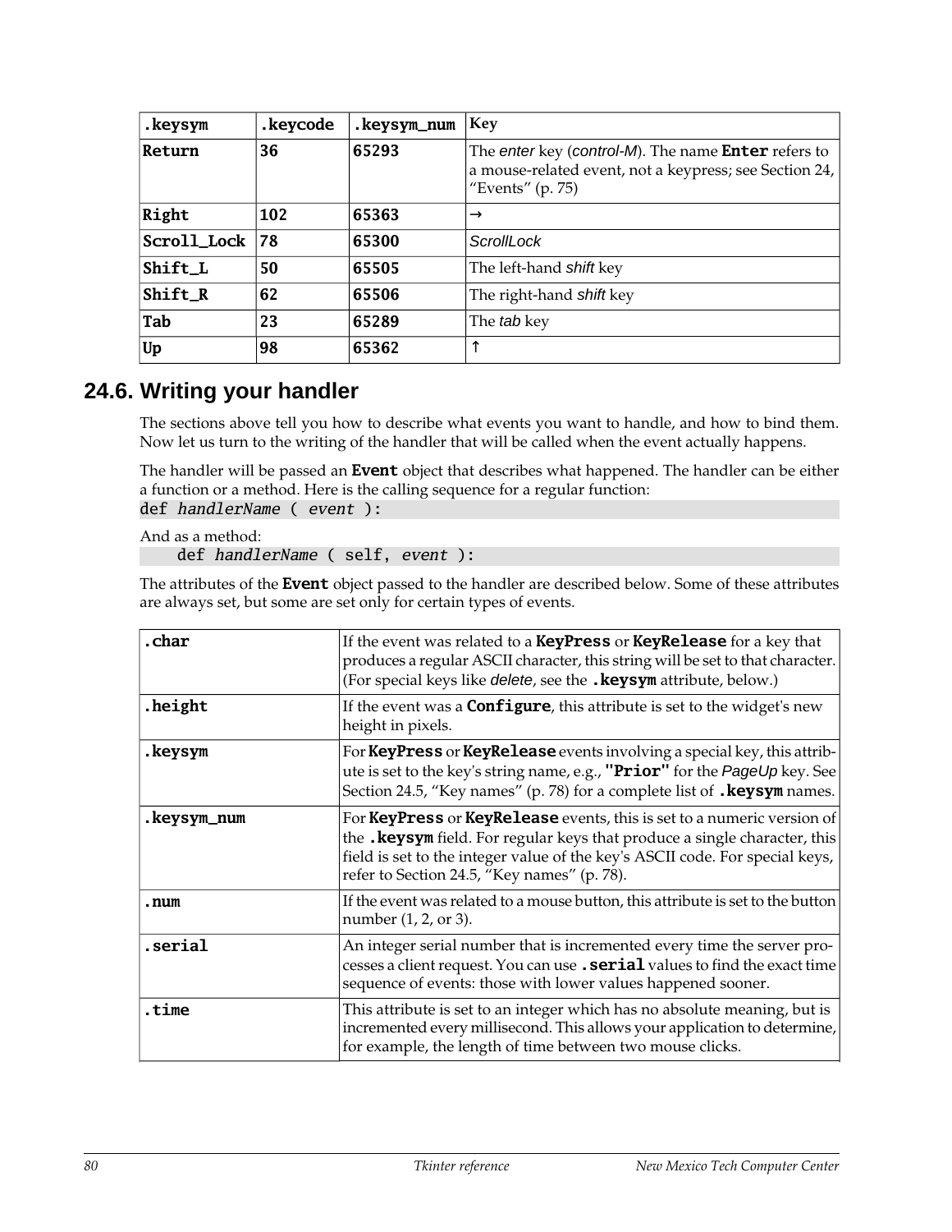| .keysym | .keycode | .keysym_num | Key |
|---|---|---|---|
| Return | 36 | 65293 | The *enter* key (*control-M*). The name **Enter** refers to a mouse-related event, not a keypress; see Section 24, “Events” (p. 75) |
| Right | 102 | 65363 | → |
| Scroll_Lock | 78 | 65300 | *ScrollLock* |
| Shift_L | 50 | 65505 | The left-hand *shift* key |
| Shift_R | 62 | 65506 | The right-hand *shift* key |
| Tab | 23 | 65289 | The *tab* key |
| Up | 98 | 65362 | ↑ |

## 24.6. Writing your handler

The sections above tell you how to describe what events you want to handle, and how to bind them. Now let us turn to the writing of the handler that will be called when the event actually happens.

The handler will be passed an **Event** object that describes what happened. The handler can be either a function or a method. Here is the calling sequence for a regular function:

```
def handlerName ( event ):
```

And as a method:

```
    def handlerName ( self, event ):
```

The attributes of the **Event** object passed to the handler are described below. Some of these attributes are always set, but some are set only for certain types of events.

| | |
|---|---|
| .char | If the event was related to a **KeyPress** or **KeyRelease** for a key that produces a regular ASCII character, this string will be set to that character. (For special keys like *delete*, see the **.keysym** attribute, below.) |
| .height | If the event was a **Configure**, this attribute is set to the widget's new height in pixels. |
| .keysym | For **KeyPress** or **KeyRelease** events involving a special key, this attribute is set to the key's string name, e.g., **"Prior"** for the *PageUp* key. See Section 24.5, “Key names” (p. 78) for a complete list of **.keysym** names. |
| .keysym_num | For **KeyPress** or **KeyRelease** events, this is set to a numeric version of the **.keysym** field. For regular keys that produce a single character, this field is set to the integer value of the key's ASCII code. For special keys, refer to Section 24.5, “Key names” (p. 78). |
| .num | If the event was related to a mouse button, this attribute is set to the button number (1, 2, or 3). |
| .serial | An integer serial number that is incremented every time the server processes a client request. You can use **.serial** values to find the exact time sequence of events: those with lower values happened sooner. |
| .time | This attribute is set to an integer which has no absolute meaning, but is incremented every millisecond. This allows your application to determine, for example, the length of time between two mouse clicks. |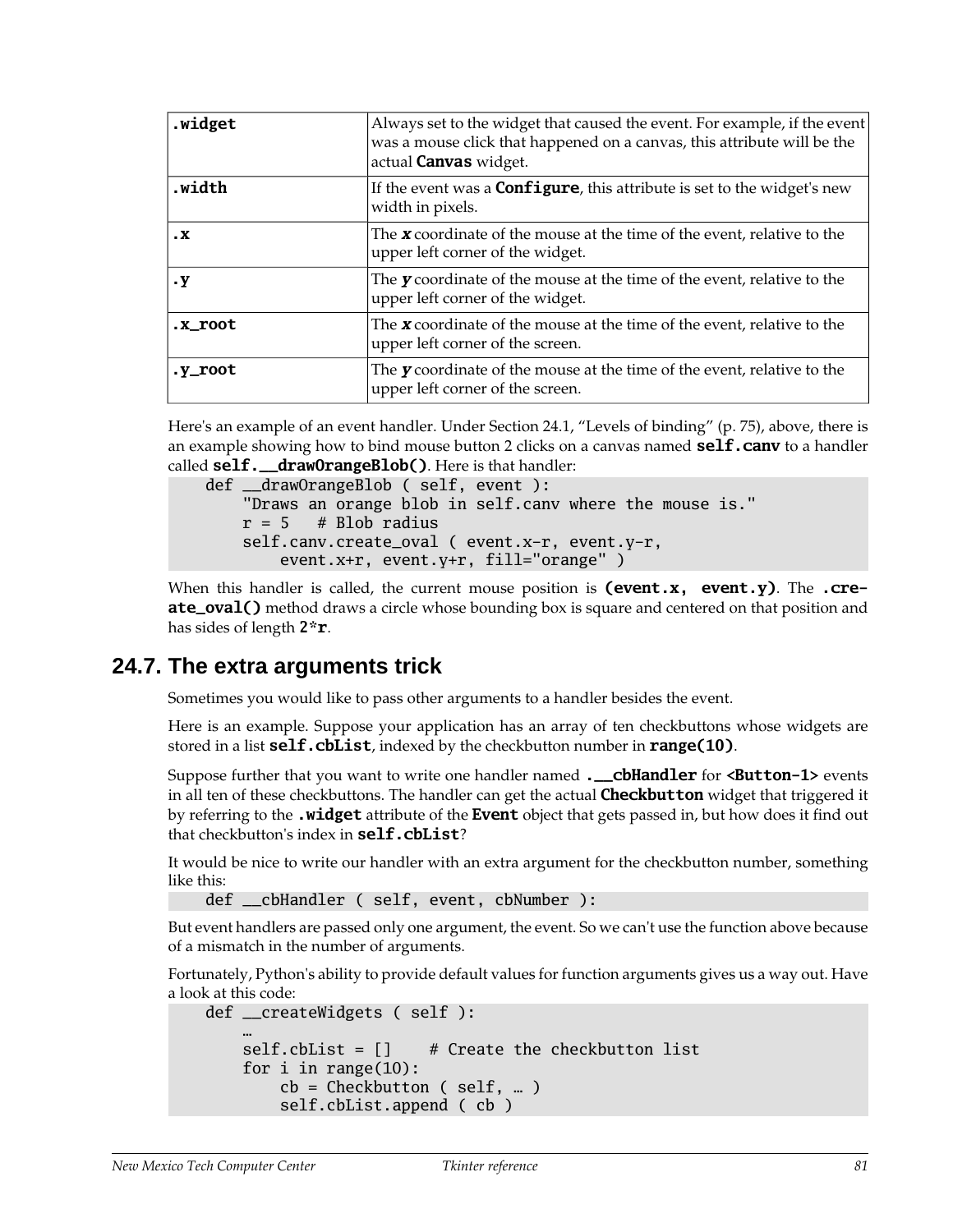| | |
|---|---|
| **.widget** | Always set to the widget that caused the event. For example, if the event was a mouse click that happened on a canvas, this attribute will be the actual **Canvas** widget. |
| **.width** | If the event was a **Configure**, this attribute is set to the widget's new width in pixels. |
| **.x** | The ***x*** coordinate of the mouse at the time of the event, relative to the upper left corner of the widget. |
| **.y** | The ***y*** coordinate of the mouse at the time of the event, relative to the upper left corner of the widget. |
| **.x_root** | The ***x*** coordinate of the mouse at the time of the event, relative to the upper left corner of the screen. |
| **.y_root** | The ***y*** coordinate of the mouse at the time of the event, relative to the upper left corner of the screen. |

Here's an example of an event handler. Under Section 24.1, "Levels of binding" (p. 75), above, there is an example showing how to bind mouse button 2 clicks on a canvas named **self.canv** to a handler called **self.__drawOrangeBlob()**. Here is that handler:

```
    def __drawOrangeBlob ( self, event ):
        "Draws an orange blob in self.canv where the mouse is."
        r = 5   # Blob radius
        self.canv.create_oval ( event.x-r, event.y-r,
            event.x+r, event.y+r, fill="orange" )
```

When this handler is called, the current mouse position is **(event.x, event.y)**. The **.create_oval()** method draws a circle whose bounding box is square and centered on that position and has sides of length **2*r**.

## 24.7. The extra arguments trick

Sometimes you would like to pass other arguments to a handler besides the event.

Here is an example. Suppose your application has an array of ten checkbuttons whose widgets are stored in a list **self.cbList**, indexed by the checkbutton number in **range(10)**.

Suppose further that you want to write one handler named **.__cbHandler** for **<Button-1>** events in all ten of these checkbuttons. The handler can get the actual **Checkbutton** widget that triggered it by referring to the **.widget** attribute of the **Event** object that gets passed in, but how does it find out that checkbutton's index in **self.cbList**?

It would be nice to write our handler with an extra argument for the checkbutton number, something like this:

```
    def __cbHandler ( self, event, cbNumber ):
```

But event handlers are passed only one argument, the event. So we can't use the function above because of a mismatch in the number of arguments.

Fortunately, Python's ability to provide default values for function arguments gives us a way out. Have a look at this code:

```
    def __createWidgets ( self ):
        …
        self.cbList = []    # Create the checkbutton list
        for i in range(10):
            cb = Checkbutton ( self, … )
            self.cbList.append ( cb )
```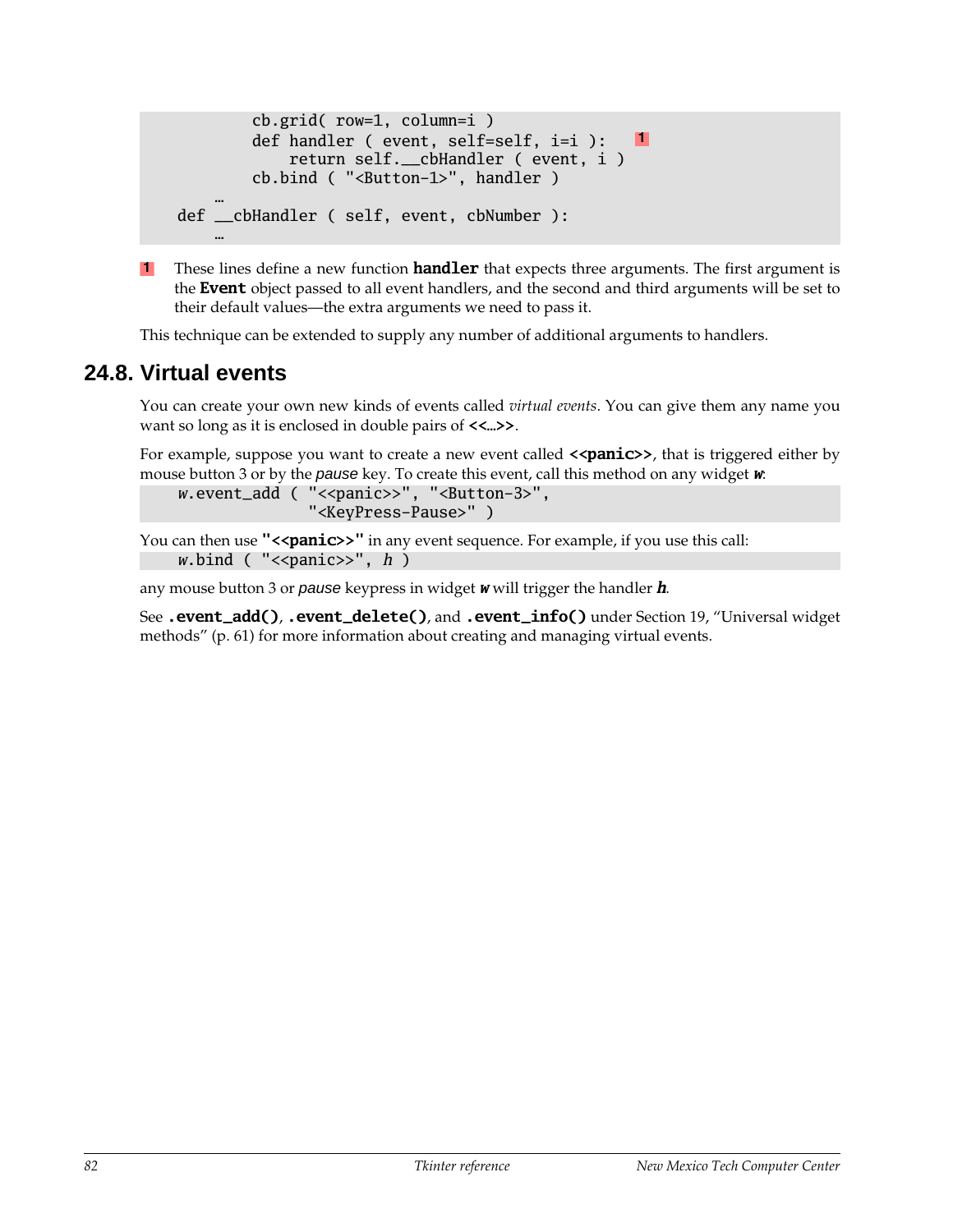```
        cb.grid( row=1, column=i )
        def handler ( event, self=self, i=i ):    1
            return self.__cbHandler ( event, i )
        cb.bind ( "<Button-1>", handler )
    …
def __cbHandler ( self, event, cbNumber ):
    …
```

**1** These lines define a new function **handler** that expects three arguments. The first argument is the **Event** object passed to all event handlers, and the second and third arguments will be set to their default values—the extra arguments we need to pass it.

This technique can be extended to supply any number of additional arguments to handlers.

## 24.8. Virtual events

You can create your own new kinds of events called *virtual events*. You can give them any name you want so long as it is enclosed in double pairs of **<<…>>**.

For example, suppose you want to create a new event called **<<panic>>**, that is triggered either by mouse button 3 or by the *pause* key. To create this event, call this method on any widget ***w***:

```
w.event_add ( "<<panic>>", "<Button-3>",
              "<KeyPress-Pause>" )
```

You can then use **"<<panic>>"** in any event sequence. For example, if you use this call:

```
w.bind ( "<<panic>>", h )
```

any mouse button 3 or *pause* keypress in widget ***w*** will trigger the handler ***h***.

See **.event_add()**, **.event_delete()**, and **.event_info()** under Section 19, “Universal widget methods” (p. 61) for more information about creating and managing virtual events.